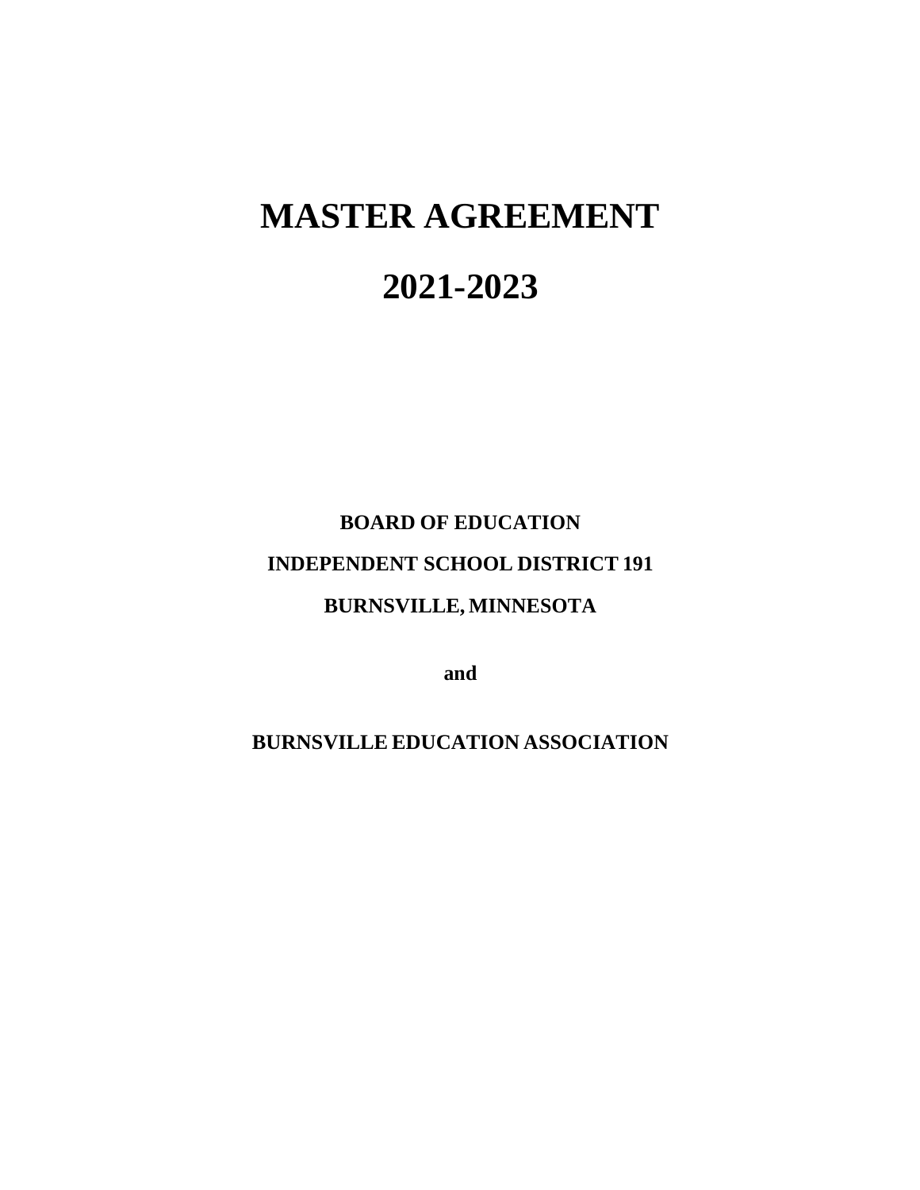# MASTER AGREEMENT

# 2021-2023

**BOARD OF EDUCATION**

**INDEPENDENT SCHOOL DISTRICT 191**

**BURNSVILLE, MINNESOTA**

**and**

**BURNSVILLE EDUCATION ASSOCIATION**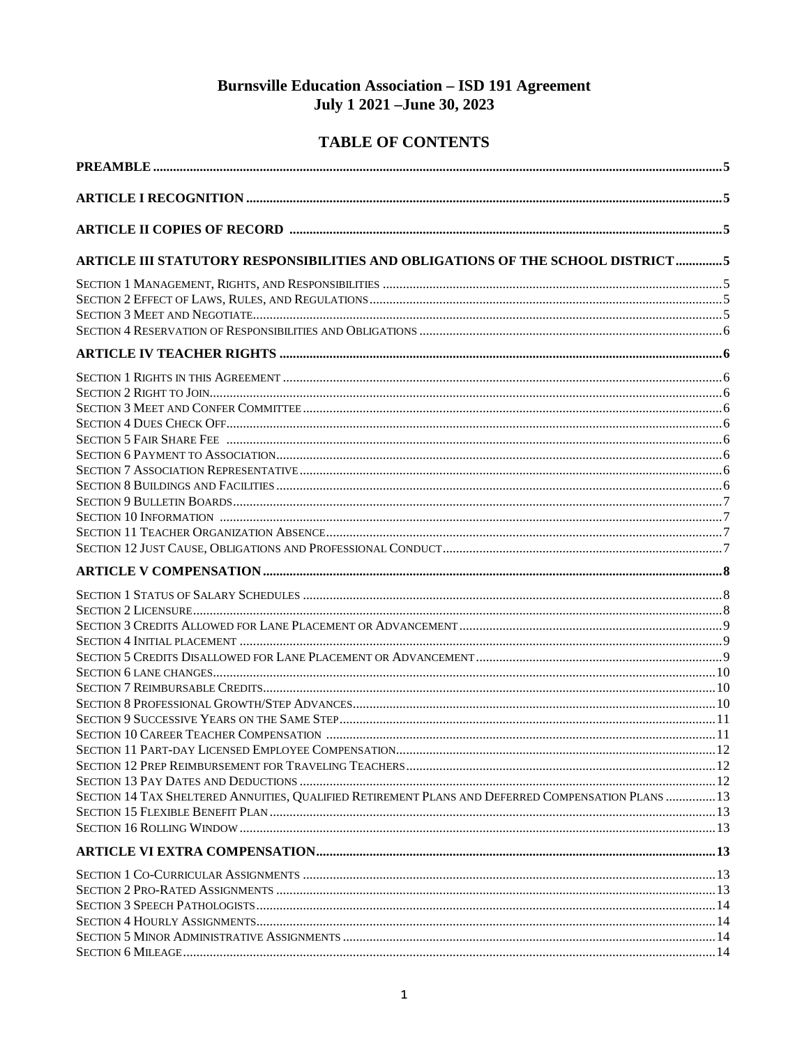# Burnsville Education Association – ISD 191 Agreement
# July 1 2021 –June 30, 2023

## TABLE OF CONTENTS

**PREAMBLE** ..... 5

**ARTICLE I RECOGNITION** ..... 5

**ARTICLE II COPIES OF RECORD** ..... 5

**ARTICLE III STATUTORY RESPONSIBILITIES AND OBLIGATIONS OF THE SCHOOL DISTRICT** ..... 5

Section 1 Management, Rights, and Responsibilities ..... 5
Section 2 Effect of Laws, Rules, and Regulations ..... 5
Section 3 Meet and Negotiate ..... 5
Section 4 Reservation of Responsibilities and Obligations ..... 6

**ARTICLE IV TEACHER RIGHTS** ..... 6

Section 1 Rights in this Agreement ..... 6
Section 2 Right to Join ..... 6
Section 3 Meet and Confer Committee ..... 6
Section 4 Dues Check Off ..... 6
Section 5 Fair Share Fee ..... 6
Section 6 Payment to Association ..... 6
Section 7 Association Representative ..... 6
Section 8 Buildings and Facilities ..... 6
Section 9 Bulletin Boards ..... 7
Section 10 Information ..... 7
Section 11 Teacher Organization Absence ..... 7
Section 12 Just Cause, Obligations and Professional Conduct ..... 7

**ARTICLE V COMPENSATION** ..... 8

Section 1 Status of Salary Schedules ..... 8
Section 2 Licensure ..... 8
Section 3 Credits Allowed for Lane Placement or Advancement ..... 9
Section 4 Initial placement ..... 9
Section 5 Credits Disallowed for Lane Placement or Advancement ..... 9
Section 6 lane changes ..... 10
Section 7 Reimbursable Credits ..... 10
Section 8 Professional Growth/Step Advances ..... 10
Section 9 Successive Years on the Same Step ..... 11
Section 10 Career Teacher Compensation ..... 11
Section 11 Part-day Licensed Employee Compensation ..... 12
Section 12 Prep Reimbursement for Traveling Teachers ..... 12
Section 13 Pay Dates and Deductions ..... 12
Section 14 Tax Sheltered Annuities, Qualified Retirement Plans and Deferred Compensation Plans ..... 13
Section 15 Flexible Benefit Plan ..... 13
Section 16 Rolling Window ..... 13

**ARTICLE VI EXTRA COMPENSATION** ..... 13

Section 1 Co-Curricular Assignments ..... 13
Section 2 Pro-Rated Assignments ..... 13
Section 3 Speech Pathologists ..... 14
Section 4 Hourly Assignments ..... 14
Section 5 Minor Administrative Assignments ..... 14
Section 6 Mileage ..... 14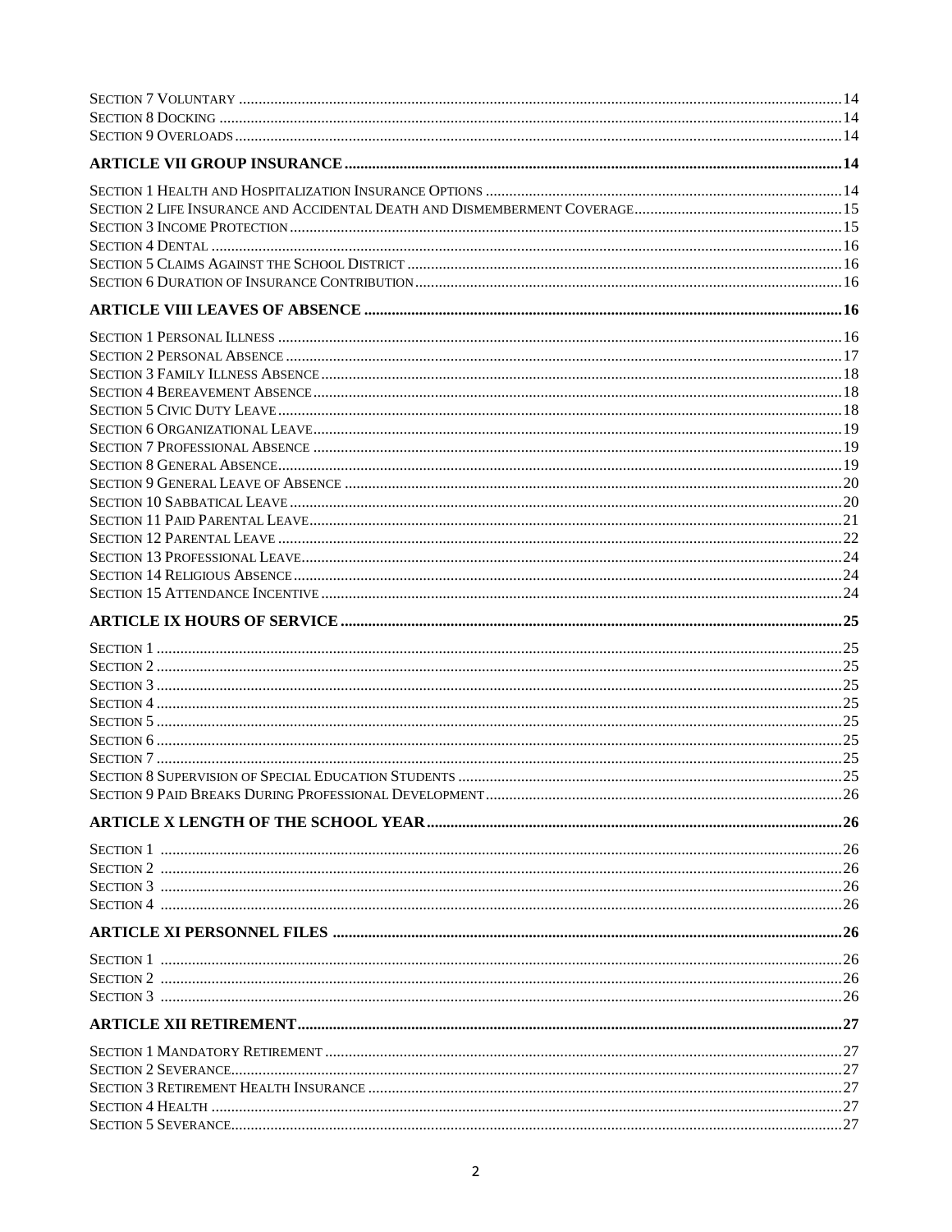Section 7 Voluntary ..... 14
Section 8 Docking ..... 14
Section 9 Overloads ..... 14

**ARTICLE VII GROUP INSURANCE ..... 14**

Section 1 Health and Hospitalization Insurance Options ..... 14
Section 2 Life Insurance and Accidental Death and Dismemberment Coverage ..... 15
Section 3 Income Protection ..... 15
Section 4 Dental ..... 16
Section 5 Claims Against the School District ..... 16
Section 6 Duration of Insurance Contribution ..... 16

**ARTICLE VIII LEAVES OF ABSENCE ..... 16**

Section 1 Personal Illness ..... 16
Section 2 Personal Absence ..... 17
Section 3 Family Illness Absence ..... 18
Section 4 Bereavement Absence ..... 18
Section 5 Civic Duty Leave ..... 18
Section 6 Organizational Leave ..... 19
Section 7 Professional Absence ..... 19
Section 8 General Absence ..... 19
Section 9 General Leave of Absence ..... 20
Section 10 Sabbatical Leave ..... 20
Section 11 Paid Parental Leave ..... 21
Section 12 Parental Leave ..... 22
Section 13 Professional Leave ..... 24
Section 14 Religious Absence ..... 24
Section 15 Attendance Incentive ..... 24

**ARTICLE IX HOURS OF SERVICE ..... 25**

Section 1 ..... 25
Section 2 ..... 25
Section 3 ..... 25
Section 4 ..... 25
Section 5 ..... 25
Section 6 ..... 25
Section 7 ..... 25
Section 8 Supervision of Special Education Students ..... 25
Section 9 Paid Breaks During Professional Development ..... 26

**ARTICLE X LENGTH OF THE SCHOOL YEAR ..... 26**

Section 1 ..... 26
Section 2 ..... 26
Section 3 ..... 26
Section 4 ..... 26

**ARTICLE XI PERSONNEL FILES ..... 26**

Section 1 ..... 26
Section 2 ..... 26
Section 3 ..... 26

**ARTICLE XII RETIREMENT ..... 27**

Section 1 Mandatory Retirement ..... 27
Section 2 Severance ..... 27
Section 3 Retirement Health Insurance ..... 27
Section 4 Health ..... 27
Section 5 Severance ..... 27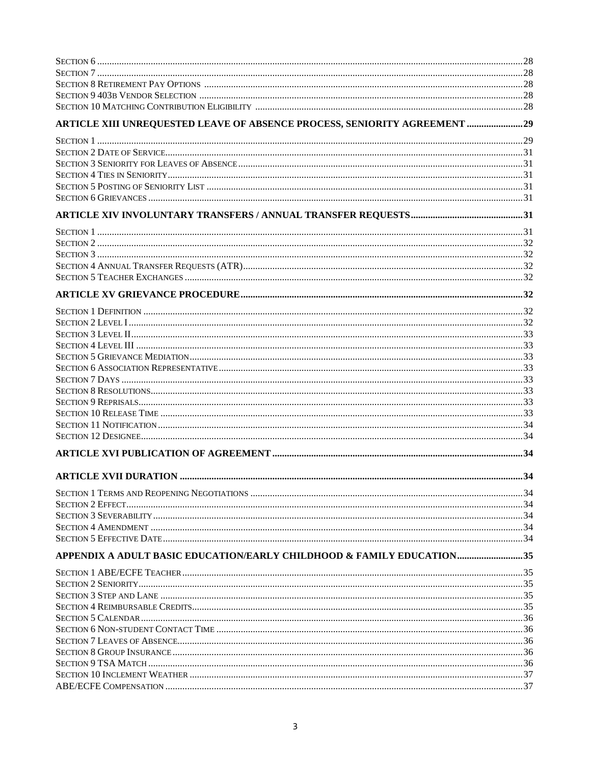Section 6 ....................................................................................................28
Section 7 ....................................................................................................28
Section 8 Retirement Pay Options ....................................................................................................28
Section 9 403b Vendor Selection ....................................................................................................28
Section 10 Matching Contribution Eligibility ....................................................................................................28

**ARTICLE XIII UNREQUESTED LEAVE OF ABSENCE PROCESS, SENIORITY AGREEMENT ....................29**

Section 1 ....................................................................................................29
Section 2 Date of Service ....................................................................................................31
Section 3 Seniority for Leaves of Absence ....................................................................................................31
Section 4 Ties in Seniority ....................................................................................................31
Section 5 Posting of Seniority List ....................................................................................................31
Section 6 Grievances ....................................................................................................31

**ARTICLE XIV INVOLUNTARY TRANSFERS / ANNUAL TRANSFER REQUESTS ....................31**

Section 1 ....................................................................................................31
Section 2 ....................................................................................................32
Section 3 ....................................................................................................32
Section 4 Annual Transfer Requests (ATR) ....................................................................................................32
Section 5 Teacher Exchanges ....................................................................................................32

**ARTICLE XV GRIEVANCE PROCEDURE ....................32**

Section 1 Definition ....................................................................................................32
Section 2 Level I ....................................................................................................32
Section 3 Level II ....................................................................................................33
Section 4 Level III ....................................................................................................33
Section 5 Grievance Mediation ....................................................................................................33
Section 6 Association Representative ....................................................................................................33
Section 7 Days ....................................................................................................33
Section 8 Resolutions ....................................................................................................33
Section 9 Reprisals ....................................................................................................33
Section 10 Release Time ....................................................................................................33
Section 11 Notification ....................................................................................................34
Section 12 Designee ....................................................................................................34

**ARTICLE XVI PUBLICATION OF AGREEMENT ....................34**

**ARTICLE XVII DURATION ....................34**

Section 1 Terms and Reopening Negotiations ....................................................................................................34
Section 2 Effect ....................................................................................................34
Section 3 Severability ....................................................................................................34
Section 4 Amendment ....................................................................................................34
Section 5 Effective Date ....................................................................................................34

**APPENDIX A ADULT BASIC EDUCATION/EARLY CHILDHOOD & FAMILY EDUCATION ....................35**

Section 1 ABE/ECFE Teacher ....................................................................................................35
Section 2 Seniority ....................................................................................................35
Section 3 Step and Lane ....................................................................................................35
Section 4 Reimbursable Credits ....................................................................................................35
Section 5 Calendar ....................................................................................................36
Section 6 Non-student Contact Time ....................................................................................................36
Section 7 Leaves of Absence ....................................................................................................36
Section 8 Group Insurance ....................................................................................................36
Section 9 TSA Match ....................................................................................................36
Section 10 Inclement Weather ....................................................................................................37
ABE/ECFE Compensation ....................................................................................................37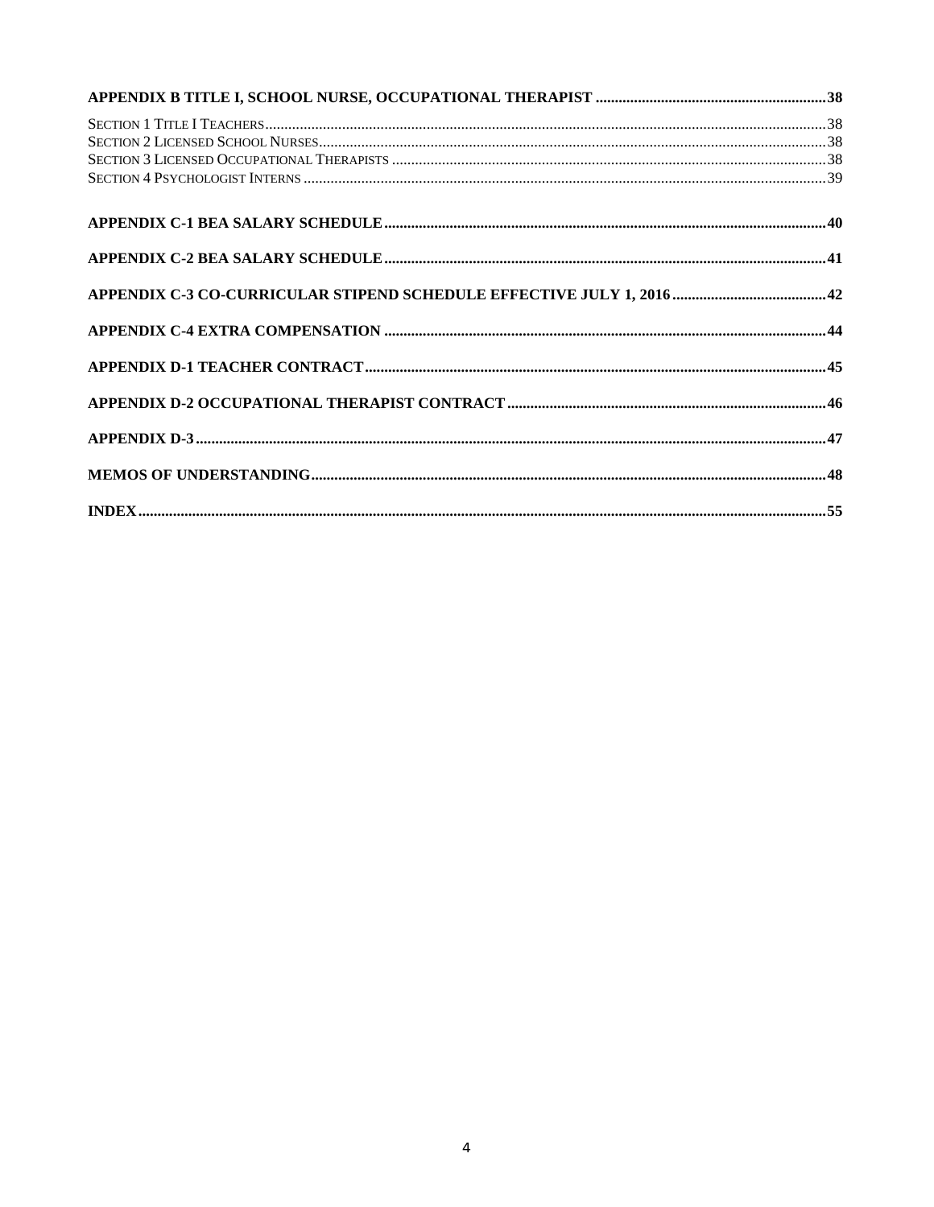**APPENDIX B TITLE I, SCHOOL NURSE, OCCUPATIONAL THERAPIST ........................................................... 38**

SECTION 1 TITLE I TEACHERS ........................................................................................................ 38
SECTION 2 LICENSED SCHOOL NURSES ........................................................................................ 38
SECTION 3 LICENSED OCCUPATIONAL THERAPISTS ...................................................................... 38
SECTION 4 PSYCHOLOGIST INTERNS .............................................................................................. 39

**APPENDIX C-1 BEA SALARY SCHEDULE ................................................................................................ 40**

**APPENDIX C-2 BEA SALARY SCHEDULE ................................................................................................ 41**

**APPENDIX C-3 CO-CURRICULAR STIPEND SCHEDULE EFFECTIVE JULY 1, 2016 ....................................... 42**

**APPENDIX C-4 EXTRA COMPENSATION ................................................................................................ 44**

**APPENDIX D-1 TEACHER CONTRACT ..................................................................................................... 45**

**APPENDIX D-2 OCCUPATIONAL THERAPIST CONTRACT ........................................................................ 46**

**APPENDIX D-3 ........................................................................................................................................ 47**

**MEMOS OF UNDERSTANDING ................................................................................................................ 48**

**INDEX ..................................................................................................................................................... 55**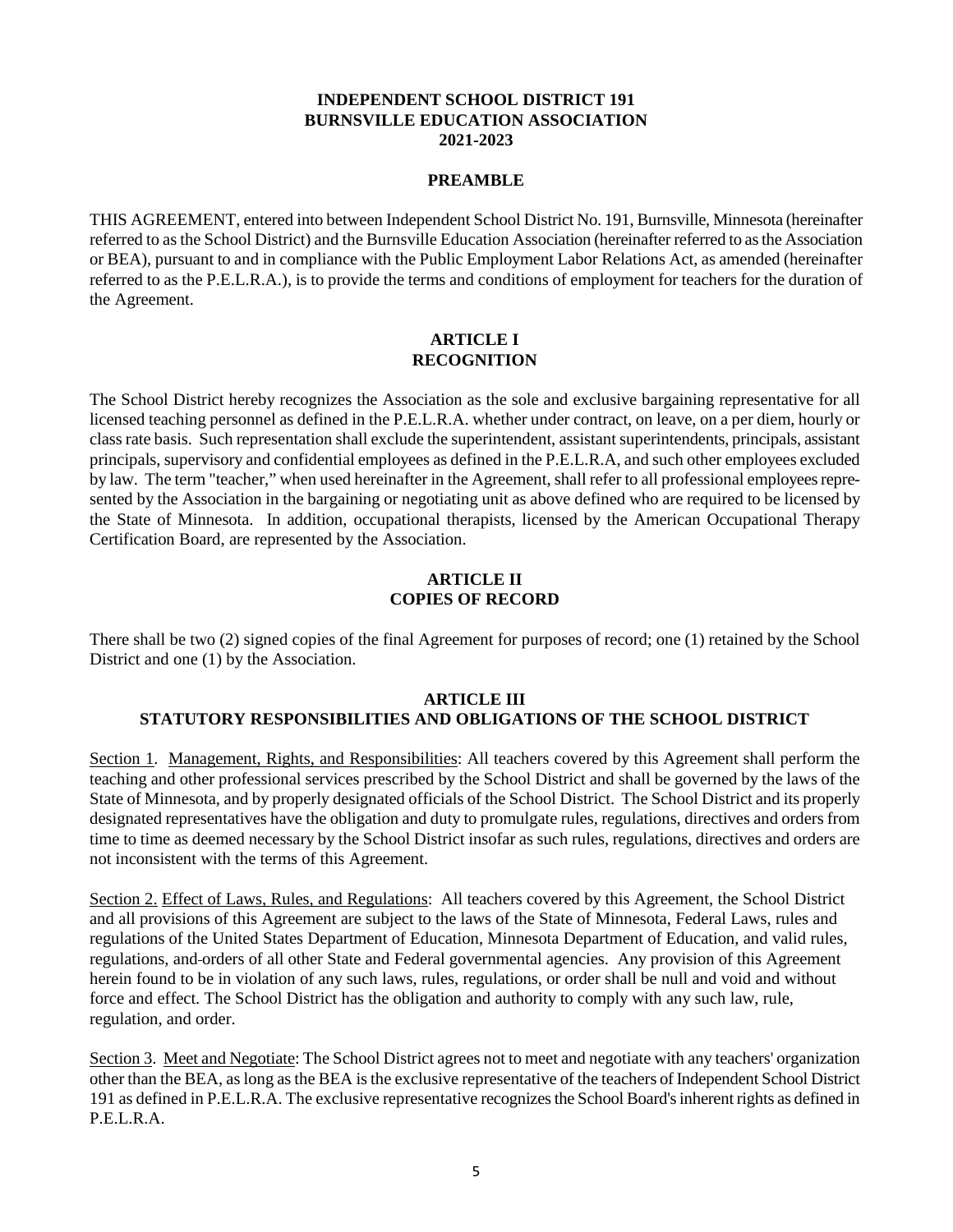# INDEPENDENT SCHOOL DISTRICT 191
# BURNSVILLE EDUCATION ASSOCIATION
# 2021-2023

## PREAMBLE

THIS AGREEMENT, entered into between Independent School District No. 191, Burnsville, Minnesota (hereinafter referred to as the School District) and the Burnsville Education Association (hereinafter referred to as the Association or BEA), pursuant to and in compliance with the Public Employment Labor Relations Act, as amended (hereinafter referred to as the P.E.L.R.A.), is to provide the terms and conditions of employment for teachers for the duration of the Agreement.

## ARTICLE I
## RECOGNITION

The School District hereby recognizes the Association as the sole and exclusive bargaining representative for all licensed teaching personnel as defined in the P.E.L.R.A. whether under contract, on leave, on a per diem, hourly or class rate basis. Such representation shall exclude the superintendent, assistant superintendents, principals, assistant principals, supervisory and confidential employees as defined in the P.E.L.R.A, and such other employees excluded by law. The term "teacher," when used hereinafter in the Agreement, shall refer to all professional employees represented by the Association in the bargaining or negotiating unit as above defined who are required to be licensed by the State of Minnesota. In addition, occupational therapists, licensed by the American Occupational Therapy Certification Board, are represented by the Association.

## ARTICLE II
## COPIES OF RECORD

There shall be two (2) signed copies of the final Agreement for purposes of record; one (1) retained by the School District and one (1) by the Association.

## ARTICLE III
## STATUTORY RESPONSIBILITIES AND OBLIGATIONS OF THE SCHOOL DISTRICT

Section 1. Management, Rights, and Responsibilities: All teachers covered by this Agreement shall perform the teaching and other professional services prescribed by the School District and shall be governed by the laws of the State of Minnesota, and by properly designated officials of the School District. The School District and its properly designated representatives have the obligation and duty to promulgate rules, regulations, directives and orders from time to time as deemed necessary by the School District insofar as such rules, regulations, directives and orders are not inconsistent with the terms of this Agreement.

Section 2. Effect of Laws, Rules, and Regulations: All teachers covered by this Agreement, the School District and all provisions of this Agreement are subject to the laws of the State of Minnesota, Federal Laws, rules and regulations of the United States Department of Education, Minnesota Department of Education, and valid rules, regulations, and orders of all other State and Federal governmental agencies. Any provision of this Agreement herein found to be in violation of any such laws, rules, regulations, or order shall be null and void and without force and effect. The School District has the obligation and authority to comply with any such law, rule, regulation, and order.

Section 3. Meet and Negotiate: The School District agrees not to meet and negotiate with any teachers' organization other than the BEA, as long as the BEA is the exclusive representative of the teachers of Independent School District 191 as defined in P.E.L.R.A. The exclusive representative recognizes the School Board's inherent rights as defined in P.E.L.R.A.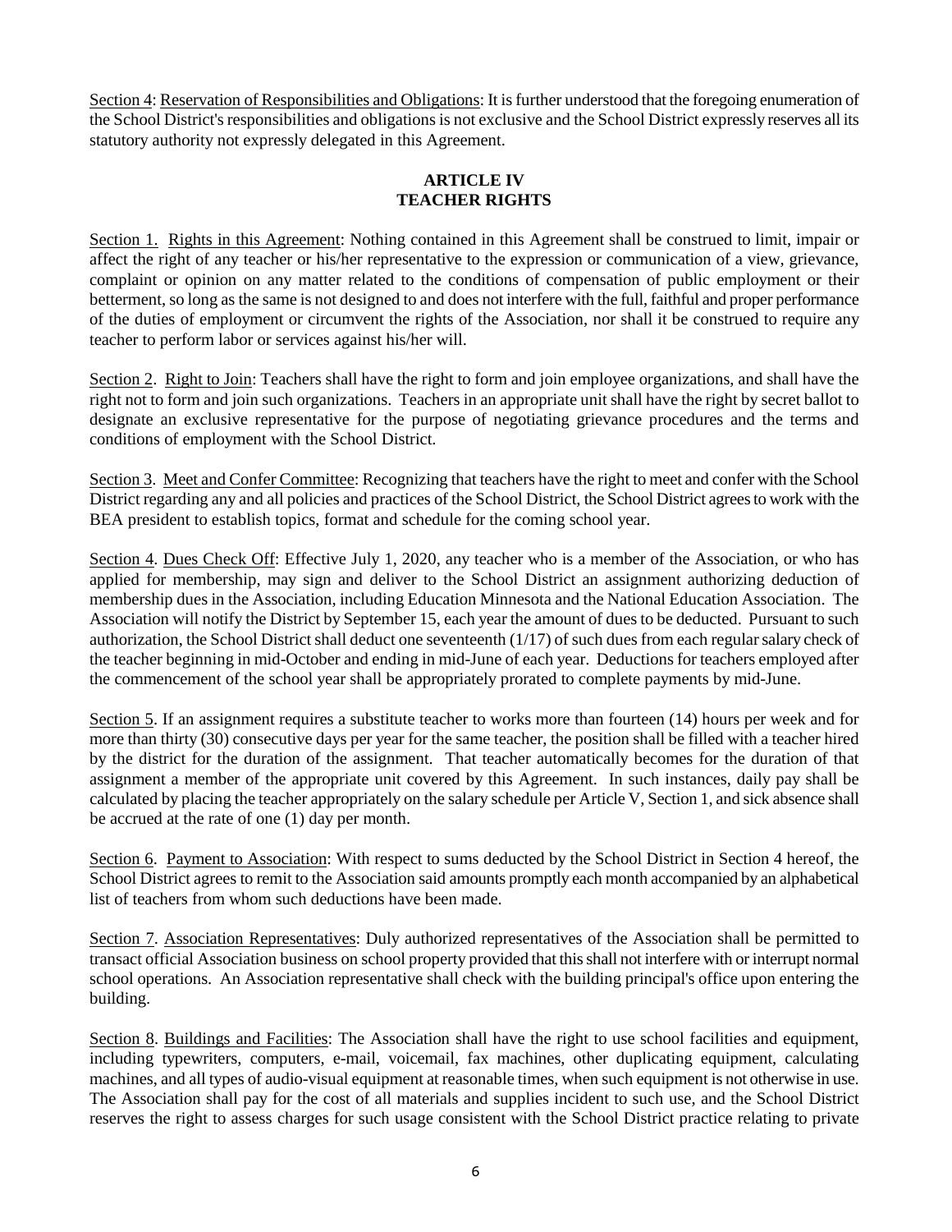Section 4: Reservation of Responsibilities and Obligations: It is further understood that the foregoing enumeration of the School District's responsibilities and obligations is not exclusive and the School District expressly reserves all its statutory authority not expressly delegated in this Agreement.

## ARTICLE IV
## TEACHER RIGHTS

Section 1. Rights in this Agreement: Nothing contained in this Agreement shall be construed to limit, impair or affect the right of any teacher or his/her representative to the expression or communication of a view, grievance, complaint or opinion on any matter related to the conditions of compensation of public employment or their betterment, so long as the same is not designed to and does not interfere with the full, faithful and proper performance of the duties of employment or circumvent the rights of the Association, nor shall it be construed to require any teacher to perform labor or services against his/her will.

Section 2. Right to Join: Teachers shall have the right to form and join employee organizations, and shall have the right not to form and join such organizations. Teachers in an appropriate unit shall have the right by secret ballot to designate an exclusive representative for the purpose of negotiating grievance procedures and the terms and conditions of employment with the School District.

Section 3. Meet and Confer Committee: Recognizing that teachers have the right to meet and confer with the School District regarding any and all policies and practices of the School District, the School District agrees to work with the BEA president to establish topics, format and schedule for the coming school year.

Section 4. Dues Check Off: Effective July 1, 2020, any teacher who is a member of the Association, or who has applied for membership, may sign and deliver to the School District an assignment authorizing deduction of membership dues in the Association, including Education Minnesota and the National Education Association. The Association will notify the District by September 15, each year the amount of dues to be deducted. Pursuant to such authorization, the School District shall deduct one seventeenth (1/17) of such dues from each regular salary check of the teacher beginning in mid-October and ending in mid-June of each year. Deductions for teachers employed after the commencement of the school year shall be appropriately prorated to complete payments by mid-June.

Section 5. If an assignment requires a substitute teacher to works more than fourteen (14) hours per week and for more than thirty (30) consecutive days per year for the same teacher, the position shall be filled with a teacher hired by the district for the duration of the assignment. That teacher automatically becomes for the duration of that assignment a member of the appropriate unit covered by this Agreement. In such instances, daily pay shall be calculated by placing the teacher appropriately on the salary schedule per Article V, Section 1, and sick absence shall be accrued at the rate of one (1) day per month.

Section 6. Payment to Association: With respect to sums deducted by the School District in Section 4 hereof, the School District agrees to remit to the Association said amounts promptly each month accompanied by an alphabetical list of teachers from whom such deductions have been made.

Section 7. Association Representatives: Duly authorized representatives of the Association shall be permitted to transact official Association business on school property provided that this shall not interfere with or interrupt normal school operations. An Association representative shall check with the building principal's office upon entering the building.

Section 8. Buildings and Facilities: The Association shall have the right to use school facilities and equipment, including typewriters, computers, e-mail, voicemail, fax machines, other duplicating equipment, calculating machines, and all types of audio-visual equipment at reasonable times, when such equipment is not otherwise in use. The Association shall pay for the cost of all materials and supplies incident to such use, and the School District reserves the right to assess charges for such usage consistent with the School District practice relating to private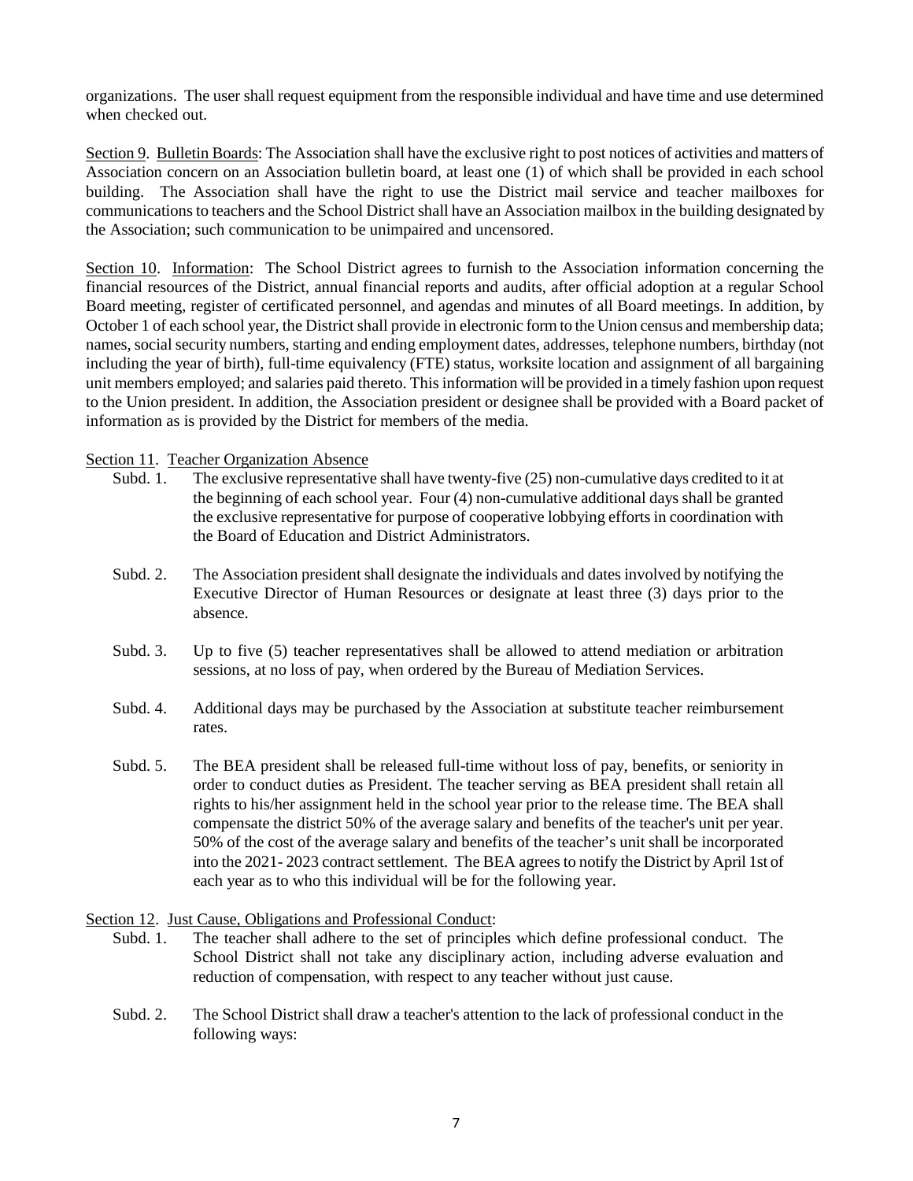organizations. The user shall request equipment from the responsible individual and have time and use determined when checked out.

<u>Section 9</u>. <u>Bulletin Boards</u>: The Association shall have the exclusive right to post notices of activities and matters of Association concern on an Association bulletin board, at least one (1) of which shall be provided in each school building. The Association shall have the right to use the District mail service and teacher mailboxes for communications to teachers and the School District shall have an Association mailbox in the building designated by the Association; such communication to be unimpaired and uncensored.

<u>Section 10</u>. <u>Information</u>: The School District agrees to furnish to the Association information concerning the financial resources of the District, annual financial reports and audits, after official adoption at a regular School Board meeting, register of certificated personnel, and agendas and minutes of all Board meetings. In addition, by October 1 of each school year, the District shall provide in electronic form to the Union census and membership data; names, social security numbers, starting and ending employment dates, addresses, telephone numbers, birthday (not including the year of birth), full-time equivalency (FTE) status, worksite location and assignment of all bargaining unit members employed; and salaries paid thereto. This information will be provided in a timely fashion upon request to the Union president. In addition, the Association president or designee shall be provided with a Board packet of information as is provided by the District for members of the media.

<u>Section 11</u>. <u>Teacher Organization Absence</u>

Subd. 1. The exclusive representative shall have twenty-five (25) non-cumulative days credited to it at the beginning of each school year. Four (4) non-cumulative additional days shall be granted the exclusive representative for purpose of cooperative lobbying efforts in coordination with the Board of Education and District Administrators.

Subd. 2. The Association president shall designate the individuals and dates involved by notifying the Executive Director of Human Resources or designate at least three (3) days prior to the absence.

Subd. 3. Up to five (5) teacher representatives shall be allowed to attend mediation or arbitration sessions, at no loss of pay, when ordered by the Bureau of Mediation Services.

Subd. 4. Additional days may be purchased by the Association at substitute teacher reimbursement rates.

Subd. 5. The BEA president shall be released full-time without loss of pay, benefits, or seniority in order to conduct duties as President. The teacher serving as BEA president shall retain all rights to his/her assignment held in the school year prior to the release time. The BEA shall compensate the district 50% of the average salary and benefits of the teacher's unit per year. 50% of the cost of the average salary and benefits of the teacher's unit shall be incorporated into the 2021- 2023 contract settlement. The BEA agrees to notify the District by April 1st of each year as to who this individual will be for the following year.

<u>Section 12</u>. <u>Just Cause, Obligations and Professional Conduct</u>:

Subd. 1. The teacher shall adhere to the set of principles which define professional conduct. The School District shall not take any disciplinary action, including adverse evaluation and reduction of compensation, with respect to any teacher without just cause.

Subd. 2. The School District shall draw a teacher's attention to the lack of professional conduct in the following ways: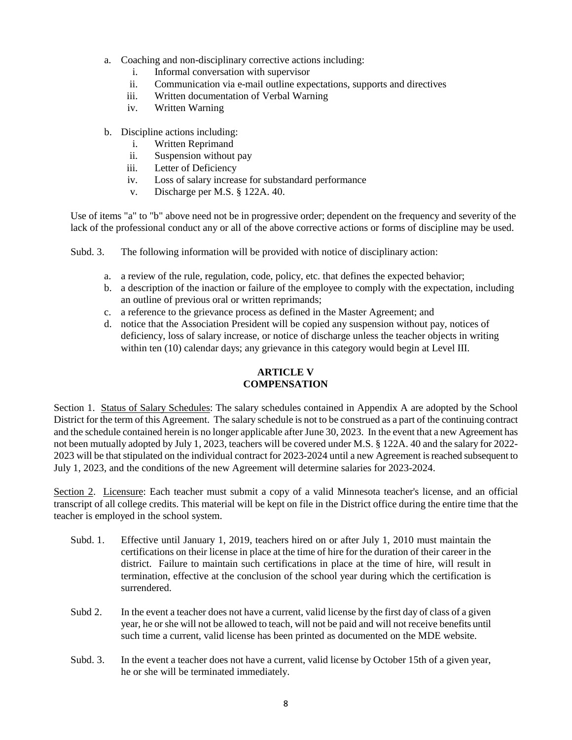a. Coaching and non-disciplinary corrective actions including:
    i. Informal conversation with supervisor
    ii. Communication via e-mail outline expectations, supports and directives
    iii. Written documentation of Verbal Warning
    iv. Written Warning

b. Discipline actions including:
    i. Written Reprimand
    ii. Suspension without pay
    iii. Letter of Deficiency
    iv. Loss of salary increase for substandard performance
    v. Discharge per M.S. § 122A. 40.

Use of items "a" to "b" above need not be in progressive order; dependent on the frequency and severity of the lack of the professional conduct any or all of the above corrective actions or forms of discipline may be used.

Subd. 3. The following information will be provided with notice of disciplinary action:

a. a review of the rule, regulation, code, policy, etc. that defines the expected behavior;
b. a description of the inaction or failure of the employee to comply with the expectation, including an outline of previous oral or written reprimands;
c. a reference to the grievance process as defined in the Master Agreement; and
d. notice that the Association President will be copied any suspension without pay, notices of deficiency, loss of salary increase, or notice of discharge unless the teacher objects in writing within ten (10) calendar days; any grievance in this category would begin at Level III.

## ARTICLE V
## COMPENSATION

Section 1. Status of Salary Schedules: The salary schedules contained in Appendix A are adopted by the School District for the term of this Agreement. The salary schedule is not to be construed as a part of the continuing contract and the schedule contained herein is no longer applicable after June 30, 2023. In the event that a new Agreement has not been mutually adopted by July 1, 2023, teachers will be covered under M.S. § 122A. 40 and the salary for 2022-2023 will be that stipulated on the individual contract for 2023-2024 until a new Agreement is reached subsequent to July 1, 2023, and the conditions of the new Agreement will determine salaries for 2023-2024.

Section 2. Licensure: Each teacher must submit a copy of a valid Minnesota teacher's license, and an official transcript of all college credits. This material will be kept on file in the District office during the entire time that the teacher is employed in the school system.

Subd. 1. Effective until January 1, 2019, teachers hired on or after July 1, 2010 must maintain the certifications on their license in place at the time of hire for the duration of their career in the district. Failure to maintain such certifications in place at the time of hire, will result in termination, effective at the conclusion of the school year during which the certification is surrendered.

Subd 2. In the event a teacher does not have a current, valid license by the first day of class of a given year, he or she will not be allowed to teach, will not be paid and will not receive benefits until such time a current, valid license has been printed as documented on the MDE website.

Subd. 3. In the event a teacher does not have a current, valid license by October 15th of a given year, he or she will be terminated immediately.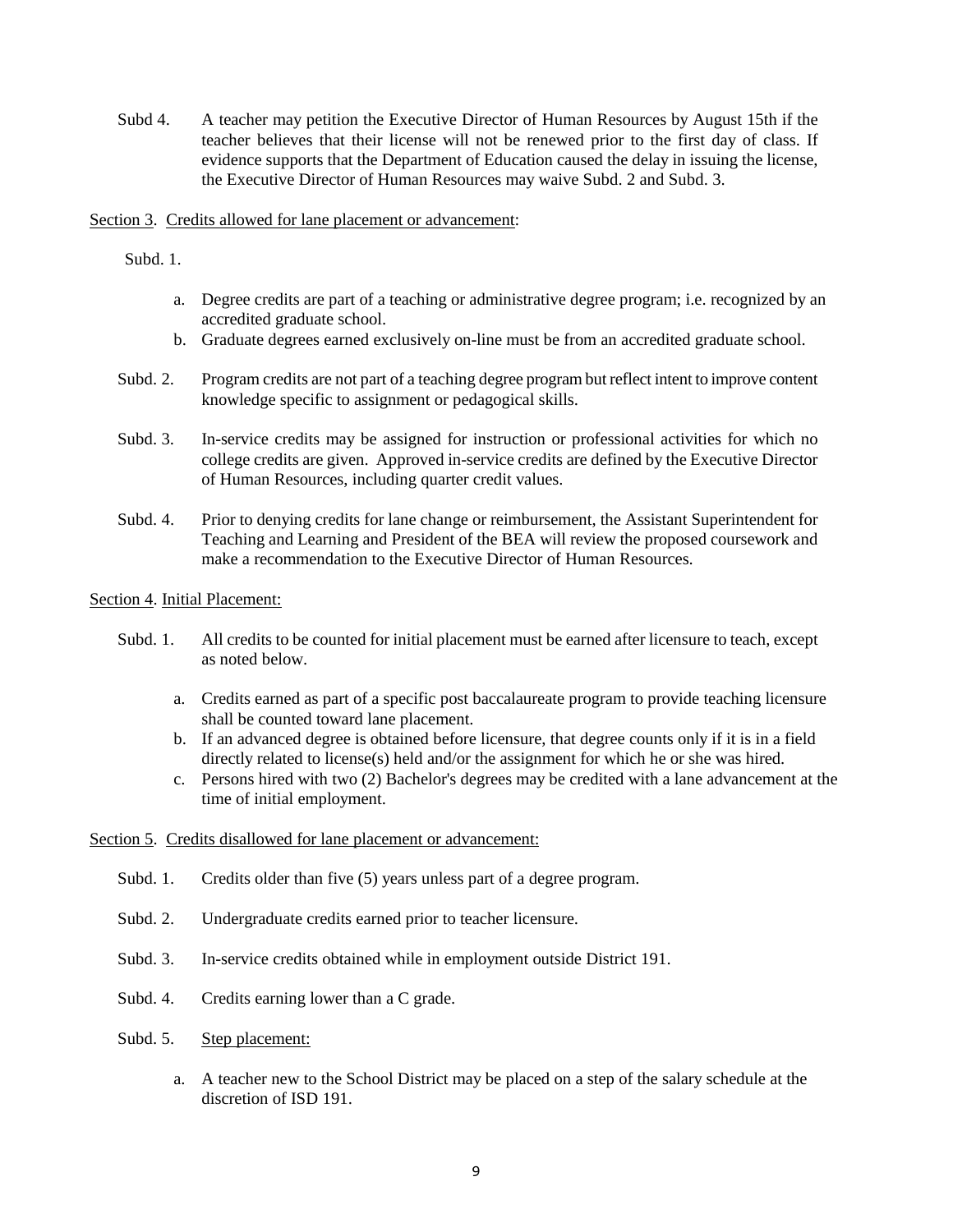Subd 4. A teacher may petition the Executive Director of Human Resources by August 15th if the teacher believes that their license will not be renewed prior to the first day of class. If evidence supports that the Department of Education caused the delay in issuing the license, the Executive Director of Human Resources may waive Subd. 2 and Subd. 3.

<u>Section 3</u>. <u>Credits allowed for lane placement or advancement</u>:

Subd. 1.

a. Degree credits are part of a teaching or administrative degree program; i.e. recognized by an accredited graduate school.
b. Graduate degrees earned exclusively on-line must be from an accredited graduate school.

Subd. 2. Program credits are not part of a teaching degree program but reflect intent to improve content knowledge specific to assignment or pedagogical skills.

Subd. 3. In-service credits may be assigned for instruction or professional activities for which no college credits are given. Approved in-service credits are defined by the Executive Director of Human Resources, including quarter credit values.

Subd. 4. Prior to denying credits for lane change or reimbursement, the Assistant Superintendent for Teaching and Learning and President of the BEA will review the proposed coursework and make a recommendation to the Executive Director of Human Resources.

<u>Section 4</u>. <u>Initial Placement:</u>

Subd. 1. All credits to be counted for initial placement must be earned after licensure to teach, except as noted below.

a. Credits earned as part of a specific post baccalaureate program to provide teaching licensure shall be counted toward lane placement.
b. If an advanced degree is obtained before licensure, that degree counts only if it is in a field directly related to license(s) held and/or the assignment for which he or she was hired.
c. Persons hired with two (2) Bachelor's degrees may be credited with a lane advancement at the time of initial employment.

<u>Section 5</u>. <u>Credits disallowed for lane placement or advancement:</u>

Subd. 1. Credits older than five (5) years unless part of a degree program.

Subd. 2. Undergraduate credits earned prior to teacher licensure.

Subd. 3. In-service credits obtained while in employment outside District 191.

Subd. 4. Credits earning lower than a C grade.

Subd. 5. <u>Step placement:</u>

a. A teacher new to the School District may be placed on a step of the salary schedule at the discretion of ISD 191.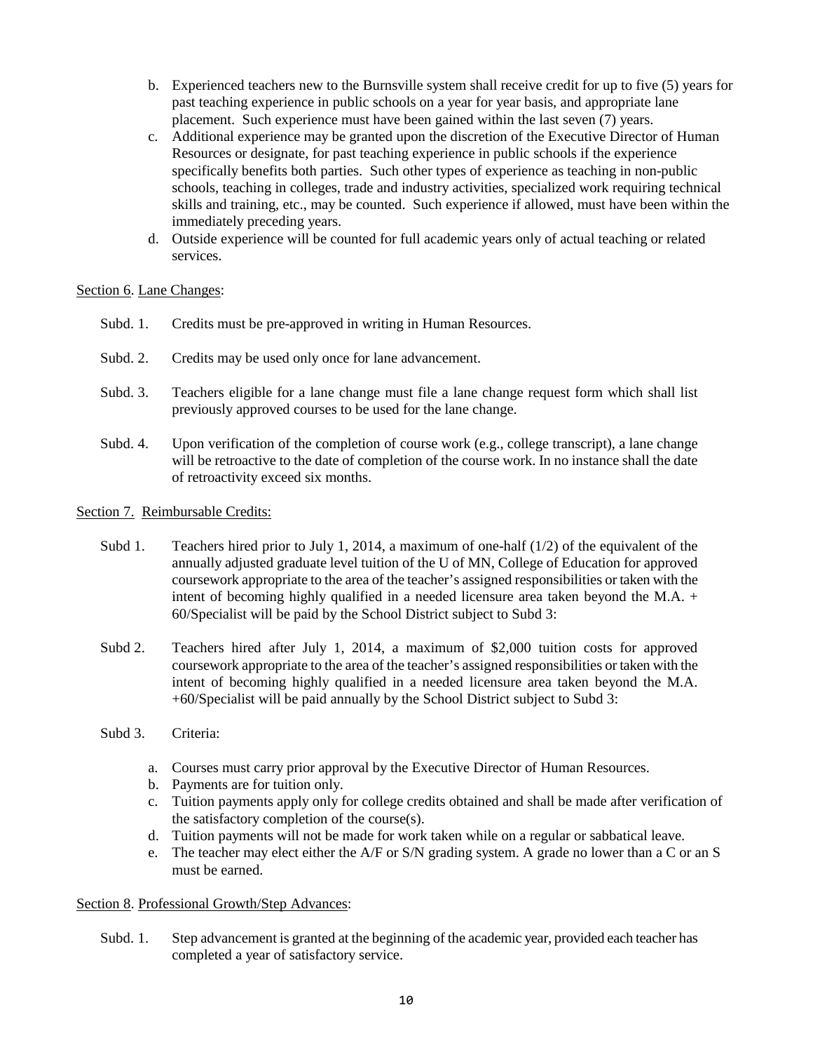b. Experienced teachers new to the Burnsville system shall receive credit for up to five (5) years for past teaching experience in public schools on a year for year basis, and appropriate lane placement. Such experience must have been gained within the last seven (7) years.
c. Additional experience may be granted upon the discretion of the Executive Director of Human Resources or designate, for past teaching experience in public schools if the experience specifically benefits both parties. Such other types of experience as teaching in non-public schools, teaching in colleges, trade and industry activities, specialized work requiring technical skills and training, etc., may be counted. Such experience if allowed, must have been within the immediately preceding years.
d. Outside experience will be counted for full academic years only of actual teaching or related services.

Section 6. Lane Changes:

Subd. 1. Credits must be pre-approved in writing in Human Resources.

Subd. 2. Credits may be used only once for lane advancement.

Subd. 3. Teachers eligible for a lane change must file a lane change request form which shall list previously approved courses to be used for the lane change.

Subd. 4. Upon verification of the completion of course work (e.g., college transcript), a lane change will be retroactive to the date of completion of the course work. In no instance shall the date of retroactivity exceed six months.

Section 7. Reimbursable Credits:

Subd 1. Teachers hired prior to July 1, 2014, a maximum of one-half (1/2) of the equivalent of the annually adjusted graduate level tuition of the U of MN, College of Education for approved coursework appropriate to the area of the teacher's assigned responsibilities or taken with the intent of becoming highly qualified in a needed licensure area taken beyond the M.A. + 60/Specialist will be paid by the School District subject to Subd 3:

Subd 2. Teachers hired after July 1, 2014, a maximum of $2,000 tuition costs for approved coursework appropriate to the area of the teacher's assigned responsibilities or taken with the intent of becoming highly qualified in a needed licensure area taken beyond the M.A. +60/Specialist will be paid annually by the School District subject to Subd 3:

Subd 3. Criteria:

a. Courses must carry prior approval by the Executive Director of Human Resources.
b. Payments are for tuition only.
c. Tuition payments apply only for college credits obtained and shall be made after verification of the satisfactory completion of the course(s).
d. Tuition payments will not be made for work taken while on a regular or sabbatical leave.
e. The teacher may elect either the A/F or S/N grading system. A grade no lower than a C or an S must be earned.

Section 8. Professional Growth/Step Advances:

Subd. 1. Step advancement is granted at the beginning of the academic year, provided each teacher has completed a year of satisfactory service.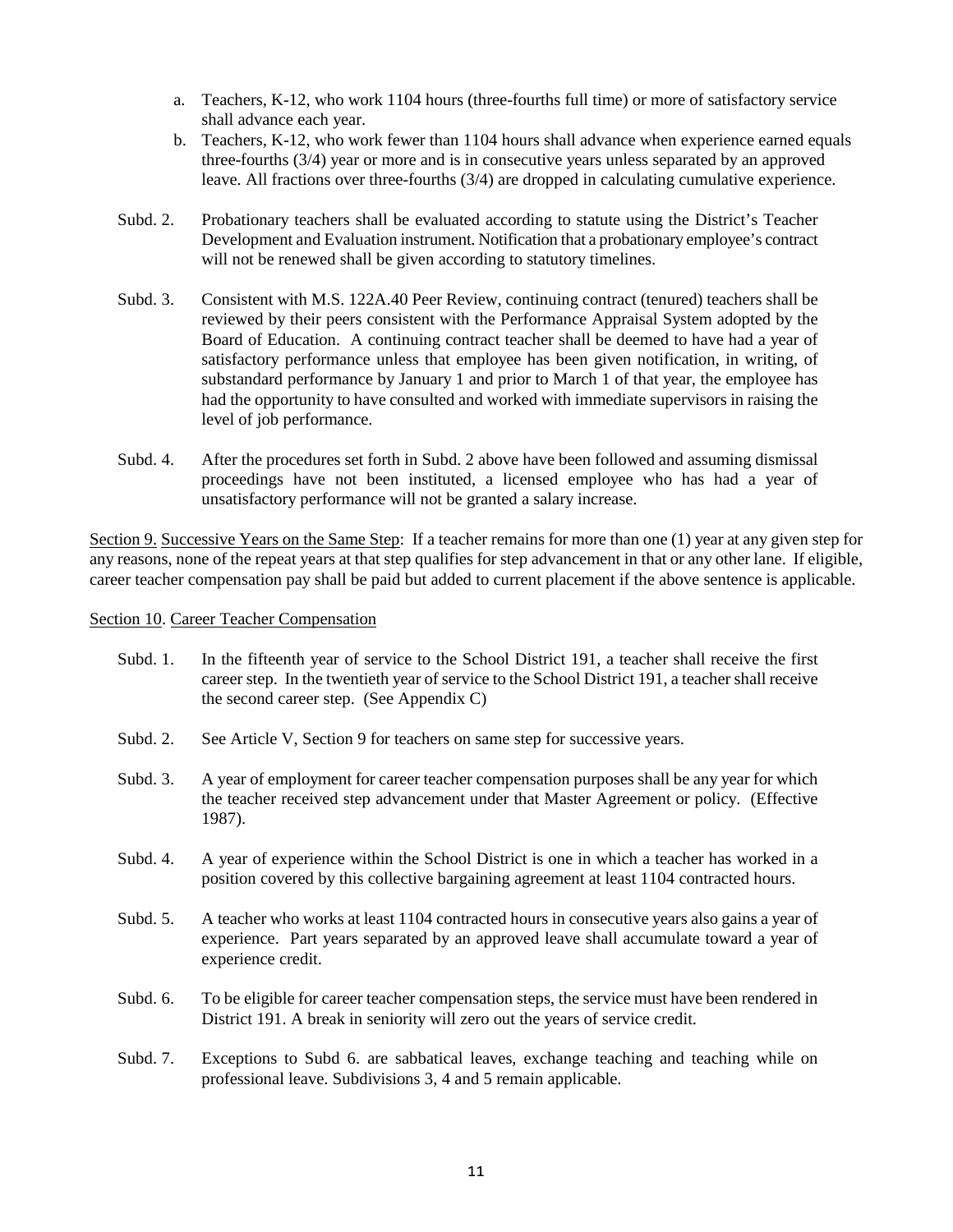a. Teachers, K-12, who work 1104 hours (three-fourths full time) or more of satisfactory service shall advance each year.
b. Teachers, K-12, who work fewer than 1104 hours shall advance when experience earned equals three-fourths (3/4) year or more and is in consecutive years unless separated by an approved leave. All fractions over three-fourths (3/4) are dropped in calculating cumulative experience.

Subd. 2. Probationary teachers shall be evaluated according to statute using the District's Teacher Development and Evaluation instrument. Notification that a probationary employee's contract will not be renewed shall be given according to statutory timelines.

Subd. 3. Consistent with M.S. 122A.40 Peer Review, continuing contract (tenured) teachers shall be reviewed by their peers consistent with the Performance Appraisal System adopted by the Board of Education. A continuing contract teacher shall be deemed to have had a year of satisfactory performance unless that employee has been given notification, in writing, of substandard performance by January 1 and prior to March 1 of that year, the employee has had the opportunity to have consulted and worked with immediate supervisors in raising the level of job performance.

Subd. 4. After the procedures set forth in Subd. 2 above have been followed and assuming dismissal proceedings have not been instituted, a licensed employee who has had a year of unsatisfactory performance will not be granted a salary increase.

Section 9. Successive Years on the Same Step: If a teacher remains for more than one (1) year at any given step for any reasons, none of the repeat years at that step qualifies for step advancement in that or any other lane. If eligible, career teacher compensation pay shall be paid but added to current placement if the above sentence is applicable.

Section 10. Career Teacher Compensation

Subd. 1. In the fifteenth year of service to the School District 191, a teacher shall receive the first career step. In the twentieth year of service to the School District 191, a teacher shall receive the second career step. (See Appendix C)

Subd. 2. See Article V, Section 9 for teachers on same step for successive years.

Subd. 3. A year of employment for career teacher compensation purposes shall be any year for which the teacher received step advancement under that Master Agreement or policy. (Effective 1987).

Subd. 4. A year of experience within the School District is one in which a teacher has worked in a position covered by this collective bargaining agreement at least 1104 contracted hours.

Subd. 5. A teacher who works at least 1104 contracted hours in consecutive years also gains a year of experience. Part years separated by an approved leave shall accumulate toward a year of experience credit.

Subd. 6. To be eligible for career teacher compensation steps, the service must have been rendered in District 191. A break in seniority will zero out the years of service credit.

Subd. 7. Exceptions to Subd 6. are sabbatical leaves, exchange teaching and teaching while on professional leave. Subdivisions 3, 4 and 5 remain applicable.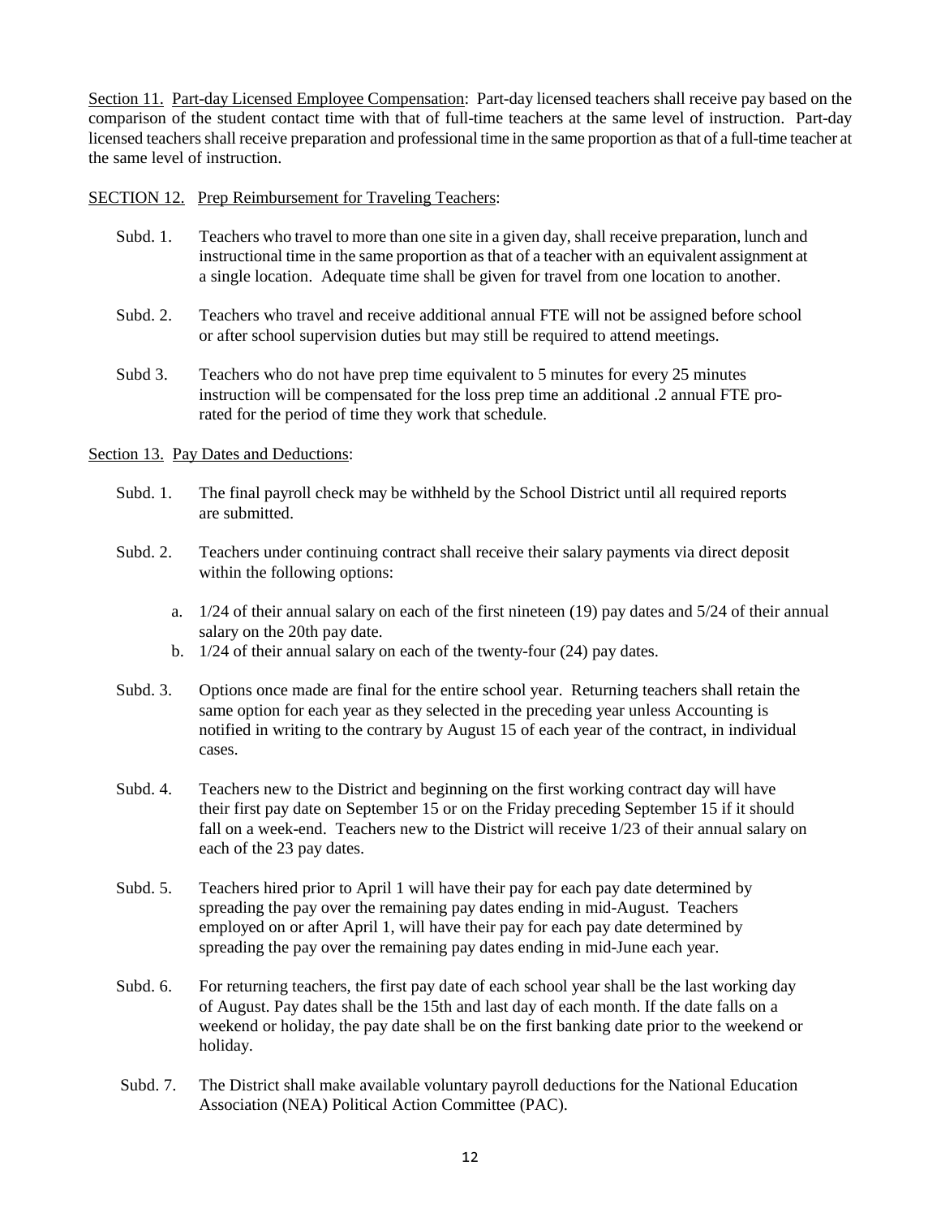Section 11. Part-day Licensed Employee Compensation: Part-day licensed teachers shall receive pay based on the comparison of the student contact time with that of full-time teachers at the same level of instruction. Part-day licensed teachers shall receive preparation and professional time in the same proportion as that of a full-time teacher at the same level of instruction.

SECTION 12. Prep Reimbursement for Traveling Teachers:

Subd. 1. Teachers who travel to more than one site in a given day, shall receive preparation, lunch and instructional time in the same proportion as that of a teacher with an equivalent assignment at a single location. Adequate time shall be given for travel from one location to another.

Subd. 2. Teachers who travel and receive additional annual FTE will not be assigned before school or after school supervision duties but may still be required to attend meetings.

Subd 3. Teachers who do not have prep time equivalent to 5 minutes for every 25 minutes instruction will be compensated for the loss prep time an additional .2 annual FTE pro-rated for the period of time they work that schedule.

Section 13. Pay Dates and Deductions:

Subd. 1. The final payroll check may be withheld by the School District until all required reports are submitted.

Subd. 2. Teachers under continuing contract shall receive their salary payments via direct deposit within the following options:

a. 1/24 of their annual salary on each of the first nineteen (19) pay dates and 5/24 of their annual salary on the 20th pay date.
b. 1/24 of their annual salary on each of the twenty-four (24) pay dates.

Subd. 3. Options once made are final for the entire school year. Returning teachers shall retain the same option for each year as they selected in the preceding year unless Accounting is notified in writing to the contrary by August 15 of each year of the contract, in individual cases.

Subd. 4. Teachers new to the District and beginning on the first working contract day will have their first pay date on September 15 or on the Friday preceding September 15 if it should fall on a week-end. Teachers new to the District will receive 1/23 of their annual salary on each of the 23 pay dates.

Subd. 5. Teachers hired prior to April 1 will have their pay for each pay date determined by spreading the pay over the remaining pay dates ending in mid-August. Teachers employed on or after April 1, will have their pay for each pay date determined by spreading the pay over the remaining pay dates ending in mid-June each year.

Subd. 6. For returning teachers, the first pay date of each school year shall be the last working day of August. Pay dates shall be the 15th and last day of each month. If the date falls on a weekend or holiday, the pay date shall be on the first banking date prior to the weekend or holiday.

Subd. 7. The District shall make available voluntary payroll deductions for the National Education Association (NEA) Political Action Committee (PAC).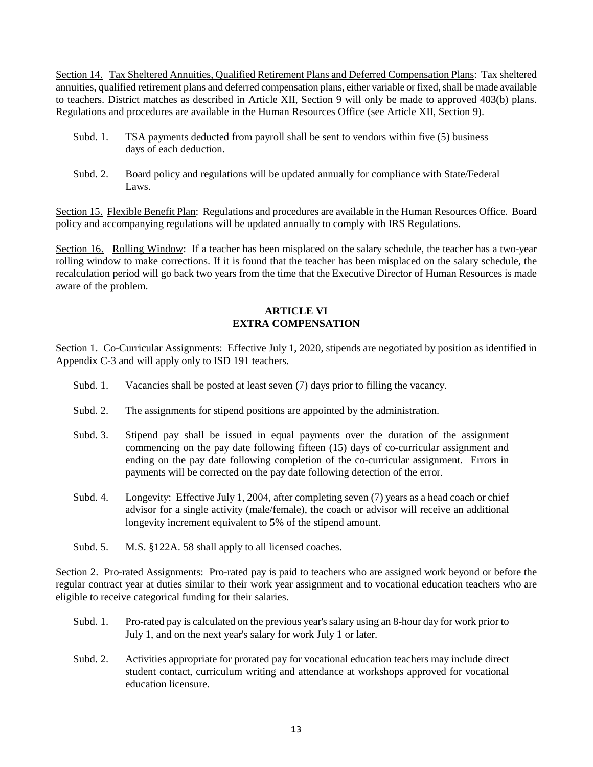Section 14. Tax Sheltered Annuities, Qualified Retirement Plans and Deferred Compensation Plans: Tax sheltered annuities, qualified retirement plans and deferred compensation plans, either variable or fixed, shall be made available to teachers. District matches as described in Article XII, Section 9 will only be made to approved 403(b) plans. Regulations and procedures are available in the Human Resources Office (see Article XII, Section 9).

Subd. 1. TSA payments deducted from payroll shall be sent to vendors within five (5) business days of each deduction.

Subd. 2. Board policy and regulations will be updated annually for compliance with State/Federal Laws.

Section 15. Flexible Benefit Plan: Regulations and procedures are available in the Human Resources Office. Board policy and accompanying regulations will be updated annually to comply with IRS Regulations.

Section 16. Rolling Window: If a teacher has been misplaced on the salary schedule, the teacher has a two-year rolling window to make corrections. If it is found that the teacher has been misplaced on the salary schedule, the recalculation period will go back two years from the time that the Executive Director of Human Resources is made aware of the problem.

## ARTICLE VI
## EXTRA COMPENSATION

Section 1. Co-Curricular Assignments: Effective July 1, 2020, stipends are negotiated by position as identified in Appendix C-3 and will apply only to ISD 191 teachers.

Subd. 1. Vacancies shall be posted at least seven (7) days prior to filling the vacancy.

Subd. 2. The assignments for stipend positions are appointed by the administration.

Subd. 3. Stipend pay shall be issued in equal payments over the duration of the assignment commencing on the pay date following fifteen (15) days of co-curricular assignment and ending on the pay date following completion of the co-curricular assignment. Errors in payments will be corrected on the pay date following detection of the error.

Subd. 4. Longevity: Effective July 1, 2004, after completing seven (7) years as a head coach or chief advisor for a single activity (male/female), the coach or advisor will receive an additional longevity increment equivalent to 5% of the stipend amount.

Subd. 5. M.S. §122A. 58 shall apply to all licensed coaches.

Section 2. Pro-rated Assignments: Pro-rated pay is paid to teachers who are assigned work beyond or before the regular contract year at duties similar to their work year assignment and to vocational education teachers who are eligible to receive categorical funding for their salaries.

Subd. 1. Pro-rated pay is calculated on the previous year's salary using an 8-hour day for work prior to July 1, and on the next year's salary for work July 1 or later.

Subd. 2. Activities appropriate for prorated pay for vocational education teachers may include direct student contact, curriculum writing and attendance at workshops approved for vocational education licensure.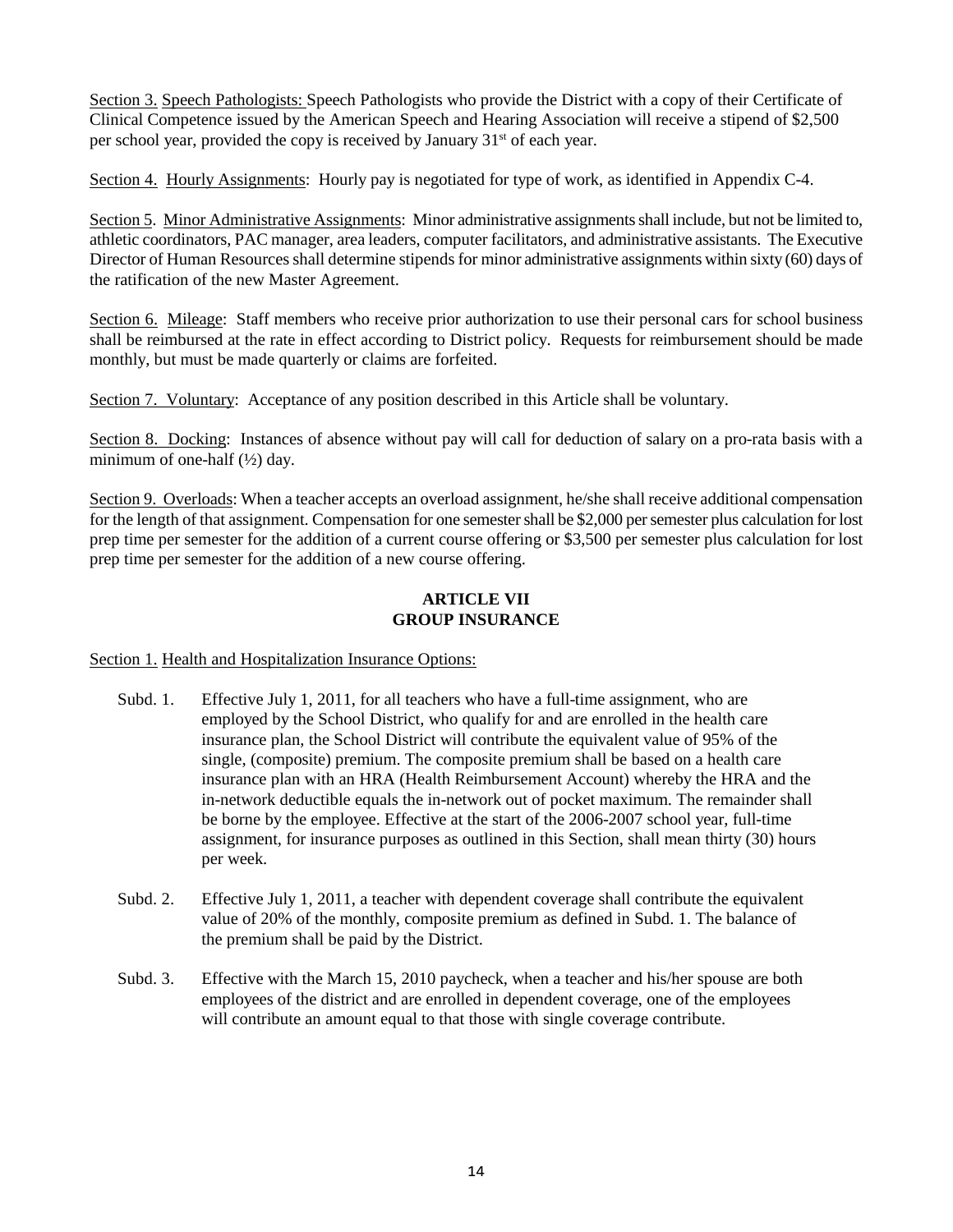Section 3. Speech Pathologists: Speech Pathologists who provide the District with a copy of their Certificate of Clinical Competence issued by the American Speech and Hearing Association will receive a stipend of $2,500 per school year, provided the copy is received by January 31st of each year.

Section 4. Hourly Assignments: Hourly pay is negotiated for type of work, as identified in Appendix C-4.

Section 5. Minor Administrative Assignments: Minor administrative assignments shall include, but not be limited to, athletic coordinators, PAC manager, area leaders, computer facilitators, and administrative assistants. The Executive Director of Human Resources shall determine stipends for minor administrative assignments within sixty (60) days of the ratification of the new Master Agreement.

Section 6. Mileage: Staff members who receive prior authorization to use their personal cars for school business shall be reimbursed at the rate in effect according to District policy. Requests for reimbursement should be made monthly, but must be made quarterly or claims are forfeited.

Section 7. Voluntary: Acceptance of any position described in this Article shall be voluntary.

Section 8. Docking: Instances of absence without pay will call for deduction of salary on a pro-rata basis with a minimum of one-half (½) day.

Section 9. Overloads: When a teacher accepts an overload assignment, he/she shall receive additional compensation for the length of that assignment. Compensation for one semester shall be $2,000 per semester plus calculation for lost prep time per semester for the addition of a current course offering or $3,500 per semester plus calculation for lost prep time per semester for the addition of a new course offering.

## ARTICLE VII
## GROUP INSURANCE

Section 1. Health and Hospitalization Insurance Options:

Subd. 1. Effective July 1, 2011, for all teachers who have a full-time assignment, who are employed by the School District, who qualify for and are enrolled in the health care insurance plan, the School District will contribute the equivalent value of 95% of the single, (composite) premium. The composite premium shall be based on a health care insurance plan with an HRA (Health Reimbursement Account) whereby the HRA and the in-network deductible equals the in-network out of pocket maximum. The remainder shall be borne by the employee. Effective at the start of the 2006-2007 school year, full-time assignment, for insurance purposes as outlined in this Section, shall mean thirty (30) hours per week.

Subd. 2. Effective July 1, 2011, a teacher with dependent coverage shall contribute the equivalent value of 20% of the monthly, composite premium as defined in Subd. 1. The balance of the premium shall be paid by the District.

Subd. 3. Effective with the March 15, 2010 paycheck, when a teacher and his/her spouse are both employees of the district and are enrolled in dependent coverage, one of the employees will contribute an amount equal to that those with single coverage contribute.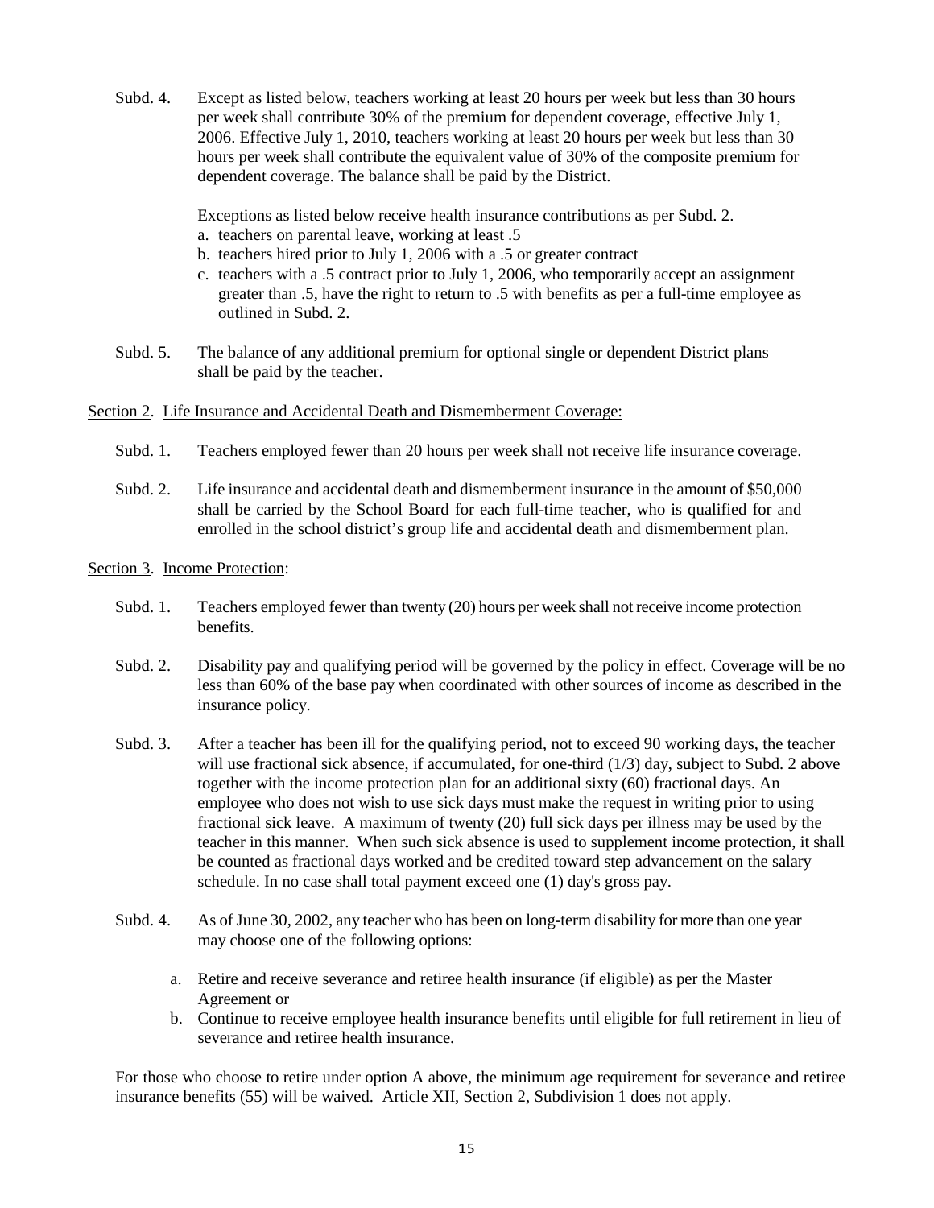Subd. 4. Except as listed below, teachers working at least 20 hours per week but less than 30 hours per week shall contribute 30% of the premium for dependent coverage, effective July 1, 2006. Effective July 1, 2010, teachers working at least 20 hours per week but less than 30 hours per week shall contribute the equivalent value of 30% of the composite premium for dependent coverage. The balance shall be paid by the District.

Exceptions as listed below receive health insurance contributions as per Subd. 2.

a. teachers on parental leave, working at least .5
b. teachers hired prior to July 1, 2006 with a .5 or greater contract
c. teachers with a .5 contract prior to July 1, 2006, who temporarily accept an assignment greater than .5, have the right to return to .5 with benefits as per a full-time employee as outlined in Subd. 2.

Subd. 5. The balance of any additional premium for optional single or dependent District plans shall be paid by the teacher.

Section 2. Life Insurance and Accidental Death and Dismemberment Coverage:

Subd. 1. Teachers employed fewer than 20 hours per week shall not receive life insurance coverage.

Subd. 2. Life insurance and accidental death and dismemberment insurance in the amount of $50,000 shall be carried by the School Board for each full-time teacher, who is qualified for and enrolled in the school district's group life and accidental death and dismemberment plan.

Section 3. Income Protection:

Subd. 1. Teachers employed fewer than twenty (20) hours per week shall not receive income protection benefits.

Subd. 2. Disability pay and qualifying period will be governed by the policy in effect. Coverage will be no less than 60% of the base pay when coordinated with other sources of income as described in the insurance policy.

Subd. 3. After a teacher has been ill for the qualifying period, not to exceed 90 working days, the teacher will use fractional sick absence, if accumulated, for one-third (1/3) day, subject to Subd. 2 above together with the income protection plan for an additional sixty (60) fractional days. An employee who does not wish to use sick days must make the request in writing prior to using fractional sick leave. A maximum of twenty (20) full sick days per illness may be used by the teacher in this manner. When such sick absence is used to supplement income protection, it shall be counted as fractional days worked and be credited toward step advancement on the salary schedule. In no case shall total payment exceed one (1) day's gross pay.

Subd. 4. As of June 30, 2002, any teacher who has been on long-term disability for more than one year may choose one of the following options:

a. Retire and receive severance and retiree health insurance (if eligible) as per the Master Agreement or
b. Continue to receive employee health insurance benefits until eligible for full retirement in lieu of severance and retiree health insurance.

For those who choose to retire under option A above, the minimum age requirement for severance and retiree insurance benefits (55) will be waived. Article XII, Section 2, Subdivision 1 does not apply.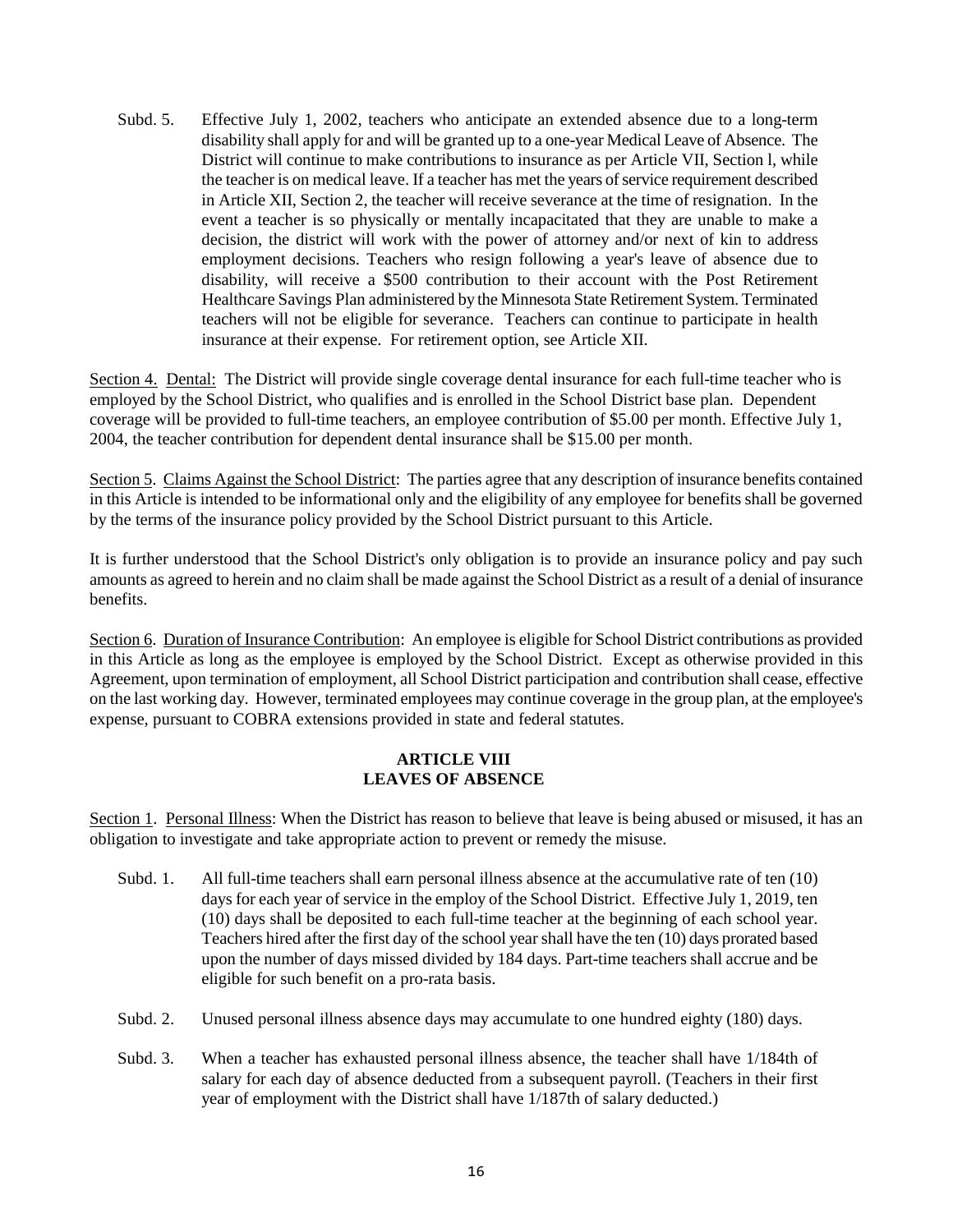Subd. 5. Effective July 1, 2002, teachers who anticipate an extended absence due to a long-term disability shall apply for and will be granted up to a one-year Medical Leave of Absence. The District will continue to make contributions to insurance as per Article VII, Section l, while the teacher is on medical leave. If a teacher has met the years of service requirement described in Article XII, Section 2, the teacher will receive severance at the time of resignation. In the event a teacher is so physically or mentally incapacitated that they are unable to make a decision, the district will work with the power of attorney and/or next of kin to address employment decisions. Teachers who resign following a year's leave of absence due to disability, will receive a $500 contribution to their account with the Post Retirement Healthcare Savings Plan administered by the Minnesota State Retirement System. Terminated teachers will not be eligible for severance. Teachers can continue to participate in health insurance at their expense. For retirement option, see Article XII.

Section 4. Dental: The District will provide single coverage dental insurance for each full-time teacher who is employed by the School District, who qualifies and is enrolled in the School District base plan. Dependent coverage will be provided to full-time teachers, an employee contribution of $5.00 per month. Effective July 1, 2004, the teacher contribution for dependent dental insurance shall be $15.00 per month.

Section 5. Claims Against the School District: The parties agree that any description of insurance benefits contained in this Article is intended to be informational only and the eligibility of any employee for benefits shall be governed by the terms of the insurance policy provided by the School District pursuant to this Article.

It is further understood that the School District's only obligation is to provide an insurance policy and pay such amounts as agreed to herein and no claim shall be made against the School District as a result of a denial of insurance benefits.

Section 6. Duration of Insurance Contribution: An employee is eligible for School District contributions as provided in this Article as long as the employee is employed by the School District. Except as otherwise provided in this Agreement, upon termination of employment, all School District participation and contribution shall cease, effective on the last working day. However, terminated employees may continue coverage in the group plan, at the employee's expense, pursuant to COBRA extensions provided in state and federal statutes.

## ARTICLE VIII
## LEAVES OF ABSENCE

Section 1. Personal Illness: When the District has reason to believe that leave is being abused or misused, it has an obligation to investigate and take appropriate action to prevent or remedy the misuse.

Subd. 1. All full-time teachers shall earn personal illness absence at the accumulative rate of ten (10) days for each year of service in the employ of the School District. Effective July 1, 2019, ten (10) days shall be deposited to each full-time teacher at the beginning of each school year. Teachers hired after the first day of the school year shall have the ten (10) days prorated based upon the number of days missed divided by 184 days. Part-time teachers shall accrue and be eligible for such benefit on a pro-rata basis.

Subd. 2. Unused personal illness absence days may accumulate to one hundred eighty (180) days.

Subd. 3. When a teacher has exhausted personal illness absence, the teacher shall have 1/184th of salary for each day of absence deducted from a subsequent payroll. (Teachers in their first year of employment with the District shall have 1/187th of salary deducted.)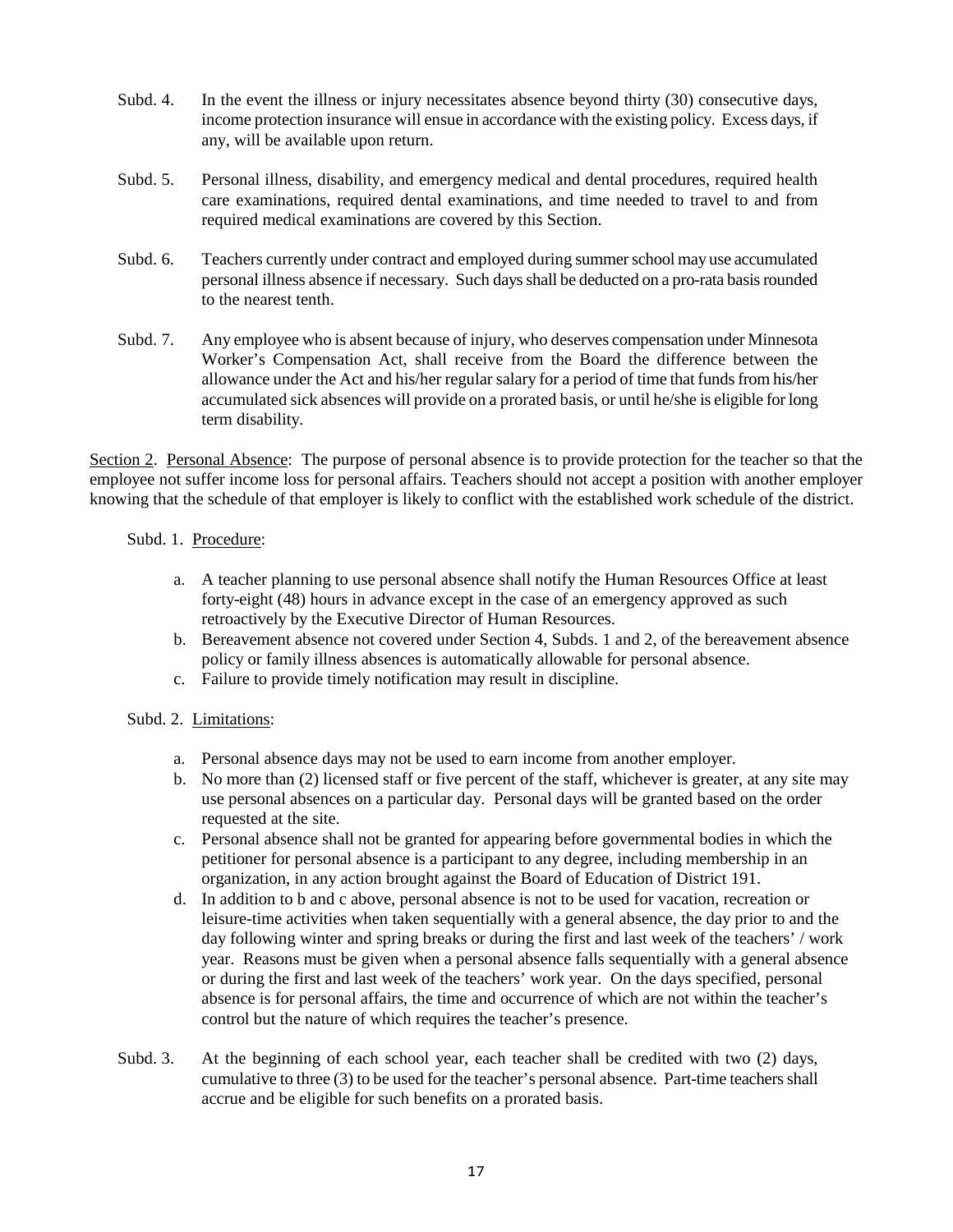Subd. 4. In the event the illness or injury necessitates absence beyond thirty (30) consecutive days, income protection insurance will ensue in accordance with the existing policy. Excess days, if any, will be available upon return.

Subd. 5. Personal illness, disability, and emergency medical and dental procedures, required health care examinations, required dental examinations, and time needed to travel to and from required medical examinations are covered by this Section.

Subd. 6. Teachers currently under contract and employed during summer school may use accumulated personal illness absence if necessary. Such days shall be deducted on a pro-rata basis rounded to the nearest tenth.

Subd. 7. Any employee who is absent because of injury, who deserves compensation under Minnesota Worker's Compensation Act, shall receive from the Board the difference between the allowance under the Act and his/her regular salary for a period of time that funds from his/her accumulated sick absences will provide on a prorated basis, or until he/she is eligible for long term disability.

Section 2. Personal Absence: The purpose of personal absence is to provide protection for the teacher so that the employee not suffer income loss for personal affairs. Teachers should not accept a position with another employer knowing that the schedule of that employer is likely to conflict with the established work schedule of the district.

Subd. 1. Procedure:

a. A teacher planning to use personal absence shall notify the Human Resources Office at least forty-eight (48) hours in advance except in the case of an emergency approved as such retroactively by the Executive Director of Human Resources.
b. Bereavement absence not covered under Section 4, Subds. 1 and 2, of the bereavement absence policy or family illness absences is automatically allowable for personal absence.
c. Failure to provide timely notification may result in discipline.

Subd. 2. Limitations:

a. Personal absence days may not be used to earn income from another employer.
b. No more than (2) licensed staff or five percent of the staff, whichever is greater, at any site may use personal absences on a particular day. Personal days will be granted based on the order requested at the site.
c. Personal absence shall not be granted for appearing before governmental bodies in which the petitioner for personal absence is a participant to any degree, including membership in an organization, in any action brought against the Board of Education of District 191.
d. In addition to b and c above, personal absence is not to be used for vacation, recreation or leisure-time activities when taken sequentially with a general absence, the day prior to and the day following winter and spring breaks or during the first and last week of the teachers' / work year. Reasons must be given when a personal absence falls sequentially with a general absence or during the first and last week of the teachers' work year. On the days specified, personal absence is for personal affairs, the time and occurrence of which are not within the teacher's control but the nature of which requires the teacher's presence.

Subd. 3. At the beginning of each school year, each teacher shall be credited with two (2) days, cumulative to three (3) to be used for the teacher's personal absence. Part-time teachers shall accrue and be eligible for such benefits on a prorated basis.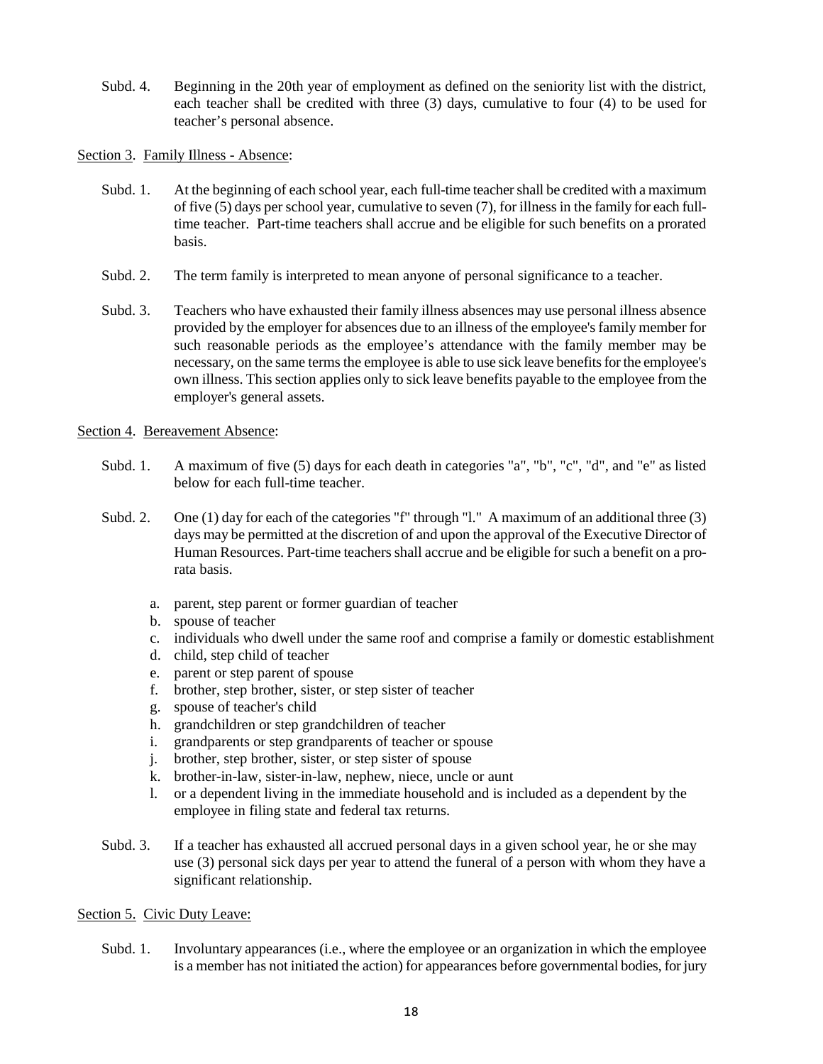Subd. 4. Beginning in the 20th year of employment as defined on the seniority list with the district, each teacher shall be credited with three (3) days, cumulative to four (4) to be used for teacher's personal absence.

Section 3. Family Illness - Absence:

Subd. 1. At the beginning of each school year, each full-time teacher shall be credited with a maximum of five (5) days per school year, cumulative to seven (7), for illness in the family for each full-time teacher. Part-time teachers shall accrue and be eligible for such benefits on a prorated basis.

Subd. 2. The term family is interpreted to mean anyone of personal significance to a teacher.

Subd. 3. Teachers who have exhausted their family illness absences may use personal illness absence provided by the employer for absences due to an illness of the employee's family member for such reasonable periods as the employee's attendance with the family member may be necessary, on the same terms the employee is able to use sick leave benefits for the employee's own illness. This section applies only to sick leave benefits payable to the employee from the employer's general assets.

Section 4. Bereavement Absence:

Subd. 1. A maximum of five (5) days for each death in categories "a", "b", "c", "d", and "e" as listed below for each full-time teacher.

Subd. 2. One (1) day for each of the categories "f" through "l." A maximum of an additional three (3) days may be permitted at the discretion of and upon the approval of the Executive Director of Human Resources. Part-time teachers shall accrue and be eligible for such a benefit on a pro-rata basis.

a. parent, step parent or former guardian of teacher
b. spouse of teacher
c. individuals who dwell under the same roof and comprise a family or domestic establishment
d. child, step child of teacher
e. parent or step parent of spouse
f. brother, step brother, sister, or step sister of teacher
g. spouse of teacher's child
h. grandchildren or step grandchildren of teacher
i. grandparents or step grandparents of teacher or spouse
j. brother, step brother, sister, or step sister of spouse
k. brother-in-law, sister-in-law, nephew, niece, uncle or aunt
l. or a dependent living in the immediate household and is included as a dependent by the employee in filing state and federal tax returns.

Subd. 3. If a teacher has exhausted all accrued personal days in a given school year, he or she may use (3) personal sick days per year to attend the funeral of a person with whom they have a significant relationship.

Section 5. Civic Duty Leave:

Subd. 1. Involuntary appearances (i.e., where the employee or an organization in which the employee is a member has not initiated the action) for appearances before governmental bodies, for jury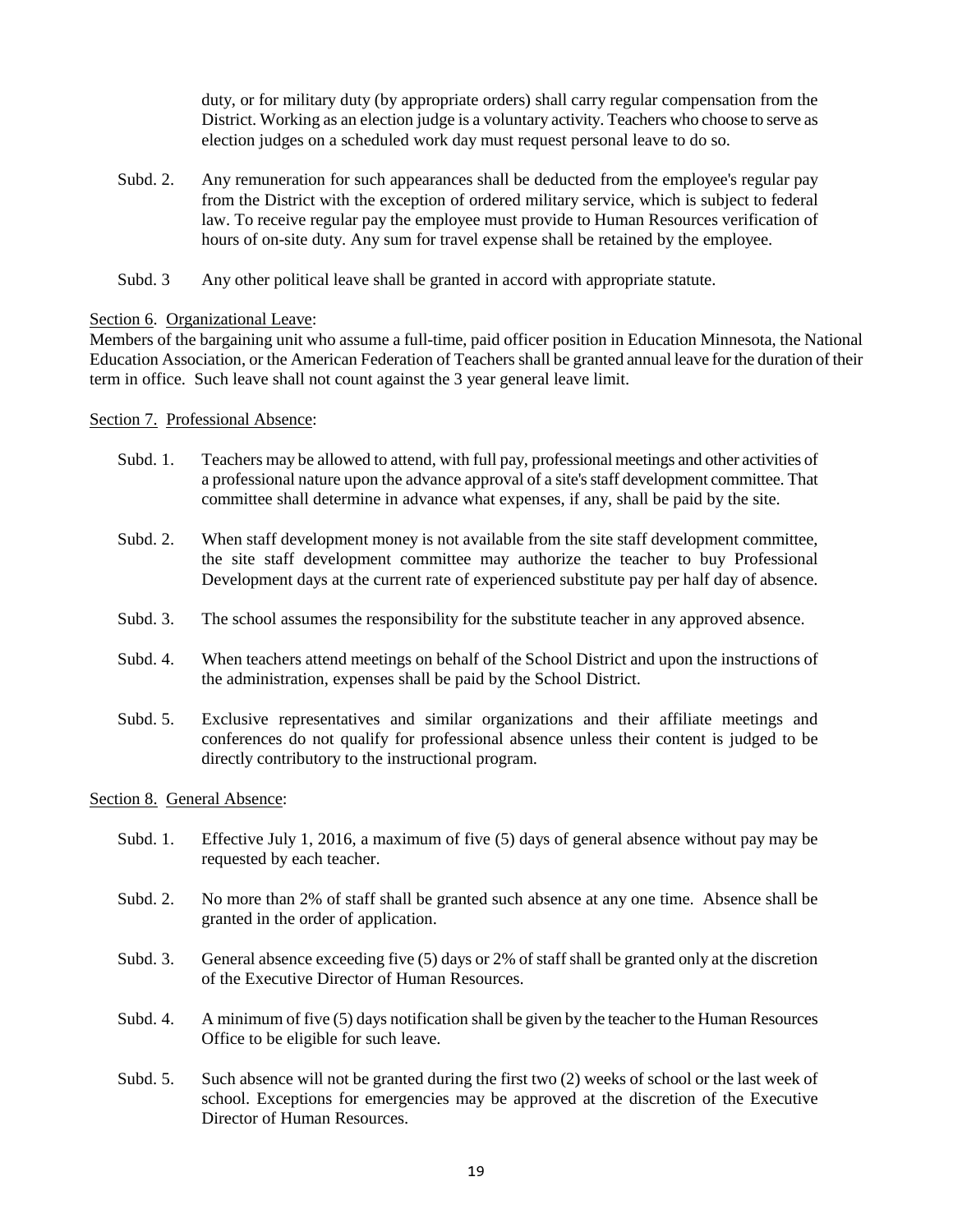duty, or for military duty (by appropriate orders) shall carry regular compensation from the District. Working as an election judge is a voluntary activity. Teachers who choose to serve as election judges on a scheduled work day must request personal leave to do so.

Subd. 2. Any remuneration for such appearances shall be deducted from the employee's regular pay from the District with the exception of ordered military service, which is subject to federal law. To receive regular pay the employee must provide to Human Resources verification of hours of on-site duty. Any sum for travel expense shall be retained by the employee.

Subd. 3 Any other political leave shall be granted in accord with appropriate statute.

Section 6. Organizational Leave:

Members of the bargaining unit who assume a full-time, paid officer position in Education Minnesota, the National Education Association, or the American Federation of Teachers shall be granted annual leave for the duration of their term in office. Such leave shall not count against the 3 year general leave limit.

Section 7. Professional Absence:

Subd. 1. Teachers may be allowed to attend, with full pay, professional meetings and other activities of a professional nature upon the advance approval of a site's staff development committee. That committee shall determine in advance what expenses, if any, shall be paid by the site.

Subd. 2. When staff development money is not available from the site staff development committee, the site staff development committee may authorize the teacher to buy Professional Development days at the current rate of experienced substitute pay per half day of absence.

Subd. 3. The school assumes the responsibility for the substitute teacher in any approved absence.

Subd. 4. When teachers attend meetings on behalf of the School District and upon the instructions of the administration, expenses shall be paid by the School District.

Subd. 5. Exclusive representatives and similar organizations and their affiliate meetings and conferences do not qualify for professional absence unless their content is judged to be directly contributory to the instructional program.

Section 8. General Absence:

Subd. 1. Effective July 1, 2016, a maximum of five (5) days of general absence without pay may be requested by each teacher.

Subd. 2. No more than 2% of staff shall be granted such absence at any one time. Absence shall be granted in the order of application.

Subd. 3. General absence exceeding five (5) days or 2% of staff shall be granted only at the discretion of the Executive Director of Human Resources.

Subd. 4. A minimum of five (5) days notification shall be given by the teacher to the Human Resources Office to be eligible for such leave.

Subd. 5. Such absence will not be granted during the first two (2) weeks of school or the last week of school. Exceptions for emergencies may be approved at the discretion of the Executive Director of Human Resources.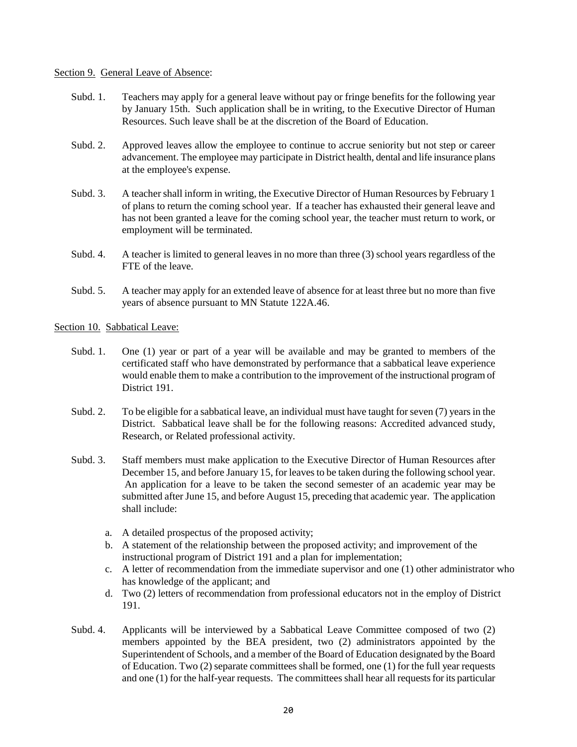Section 9. General Leave of Absence:

Subd. 1. Teachers may apply for a general leave without pay or fringe benefits for the following year by January 15th. Such application shall be in writing, to the Executive Director of Human Resources. Such leave shall be at the discretion of the Board of Education.

Subd. 2. Approved leaves allow the employee to continue to accrue seniority but not step or career advancement. The employee may participate in District health, dental and life insurance plans at the employee's expense.

Subd. 3. A teacher shall inform in writing, the Executive Director of Human Resources by February 1 of plans to return the coming school year. If a teacher has exhausted their general leave and has not been granted a leave for the coming school year, the teacher must return to work, or employment will be terminated.

Subd. 4. A teacher is limited to general leaves in no more than three (3) school years regardless of the FTE of the leave.

Subd. 5. A teacher may apply for an extended leave of absence for at least three but no more than five years of absence pursuant to MN Statute 122A.46.

Section 10. Sabbatical Leave:

Subd. 1. One (1) year or part of a year will be available and may be granted to members of the certificated staff who have demonstrated by performance that a sabbatical leave experience would enable them to make a contribution to the improvement of the instructional program of District 191.

Subd. 2. To be eligible for a sabbatical leave, an individual must have taught for seven (7) years in the District. Sabbatical leave shall be for the following reasons: Accredited advanced study, Research, or Related professional activity.

Subd. 3. Staff members must make application to the Executive Director of Human Resources after December 15, and before January 15, for leaves to be taken during the following school year. An application for a leave to be taken the second semester of an academic year may be submitted after June 15, and before August 15, preceding that academic year. The application shall include:

a. A detailed prospectus of the proposed activity;
b. A statement of the relationship between the proposed activity; and improvement of the instructional program of District 191 and a plan for implementation;
c. A letter of recommendation from the immediate supervisor and one (1) other administrator who has knowledge of the applicant; and
d. Two (2) letters of recommendation from professional educators not in the employ of District 191.

Subd. 4. Applicants will be interviewed by a Sabbatical Leave Committee composed of two (2) members appointed by the BEA president, two (2) administrators appointed by the Superintendent of Schools, and a member of the Board of Education designated by the Board of Education. Two (2) separate committees shall be formed, one (1) for the full year requests and one (1) for the half-year requests. The committees shall hear all requests for its particular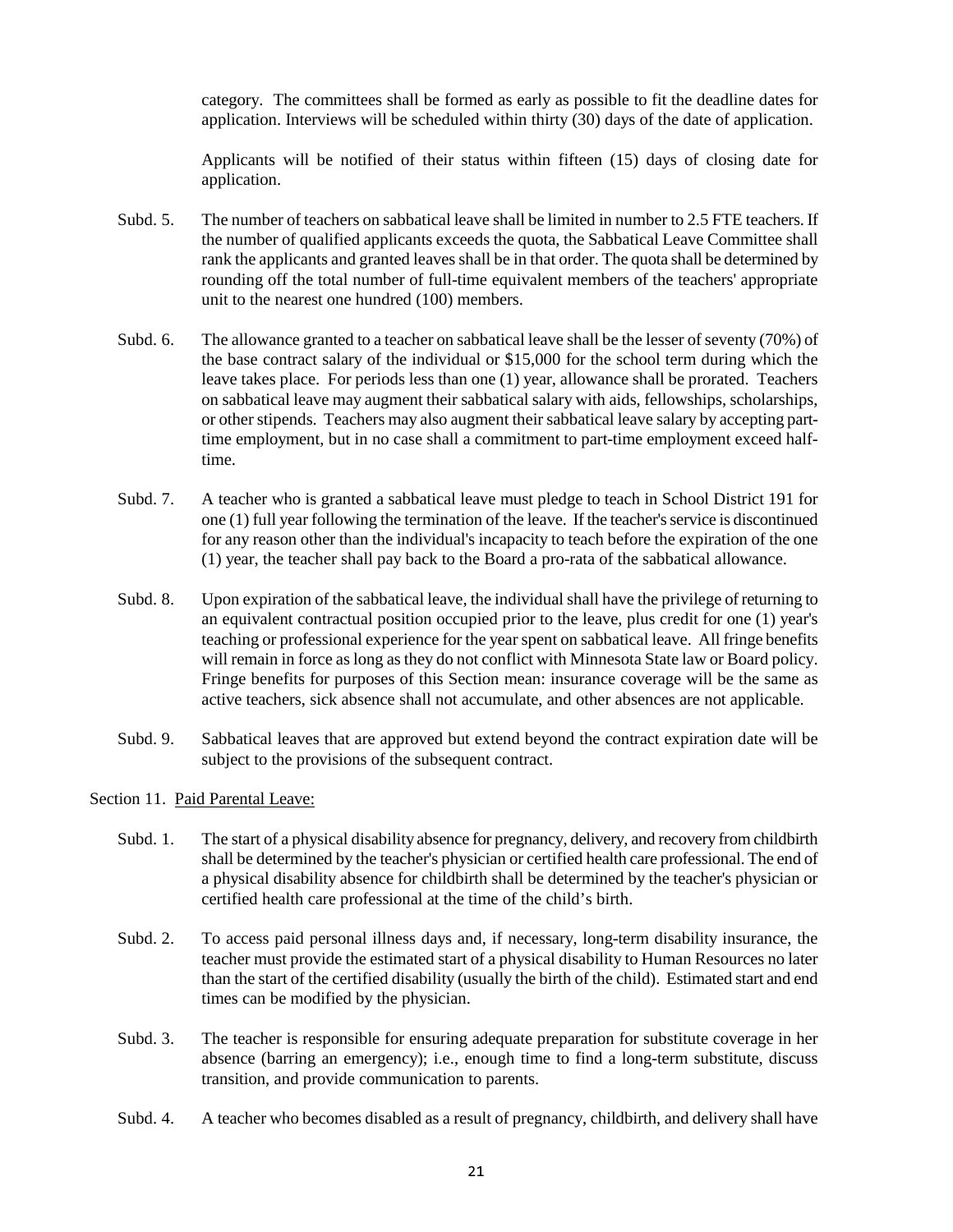category. The committees shall be formed as early as possible to fit the deadline dates for application. Interviews will be scheduled within thirty (30) days of the date of application.

Applicants will be notified of their status within fifteen (15) days of closing date for application.

Subd. 5. The number of teachers on sabbatical leave shall be limited in number to 2.5 FTE teachers. If the number of qualified applicants exceeds the quota, the Sabbatical Leave Committee shall rank the applicants and granted leaves shall be in that order. The quota shall be determined by rounding off the total number of full-time equivalent members of the teachers' appropriate unit to the nearest one hundred (100) members.

Subd. 6. The allowance granted to a teacher on sabbatical leave shall be the lesser of seventy (70%) of the base contract salary of the individual or $15,000 for the school term during which the leave takes place. For periods less than one (1) year, allowance shall be prorated. Teachers on sabbatical leave may augment their sabbatical salary with aids, fellowships, scholarships, or other stipends. Teachers may also augment their sabbatical leave salary by accepting part-time employment, but in no case shall a commitment to part-time employment exceed half-time.

Subd. 7. A teacher who is granted a sabbatical leave must pledge to teach in School District 191 for one (1) full year following the termination of the leave. If the teacher's service is discontinued for any reason other than the individual's incapacity to teach before the expiration of the one (1) year, the teacher shall pay back to the Board a pro-rata of the sabbatical allowance.

Subd. 8. Upon expiration of the sabbatical leave, the individual shall have the privilege of returning to an equivalent contractual position occupied prior to the leave, plus credit for one (1) year's teaching or professional experience for the year spent on sabbatical leave. All fringe benefits will remain in force as long as they do not conflict with Minnesota State law or Board policy. Fringe benefits for purposes of this Section mean: insurance coverage will be the same as active teachers, sick absence shall not accumulate, and other absences are not applicable.

Subd. 9. Sabbatical leaves that are approved but extend beyond the contract expiration date will be subject to the provisions of the subsequent contract.

Section 11. Paid Parental Leave:

Subd. 1. The start of a physical disability absence for pregnancy, delivery, and recovery from childbirth shall be determined by the teacher's physician or certified health care professional. The end of a physical disability absence for childbirth shall be determined by the teacher's physician or certified health care professional at the time of the child's birth.

Subd. 2. To access paid personal illness days and, if necessary, long-term disability insurance, the teacher must provide the estimated start of a physical disability to Human Resources no later than the start of the certified disability (usually the birth of the child). Estimated start and end times can be modified by the physician.

Subd. 3. The teacher is responsible for ensuring adequate preparation for substitute coverage in her absence (barring an emergency); i.e., enough time to find a long-term substitute, discuss transition, and provide communication to parents.

Subd. 4. A teacher who becomes disabled as a result of pregnancy, childbirth, and delivery shall have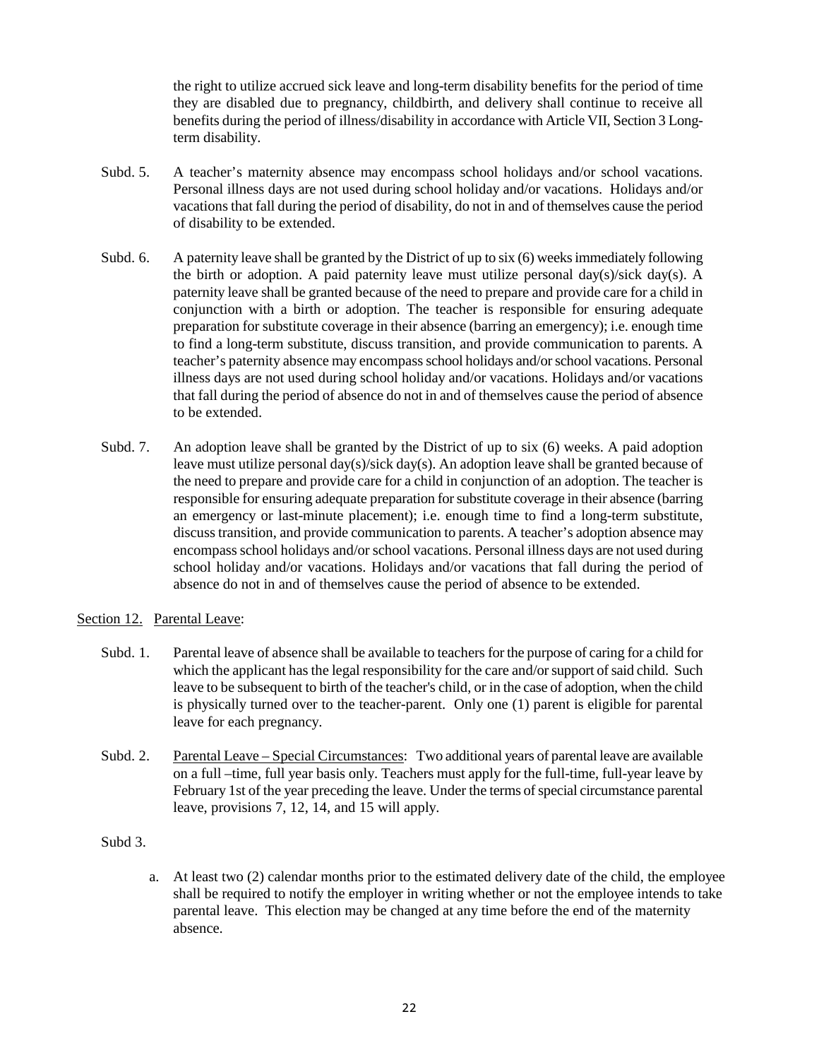the right to utilize accrued sick leave and long-term disability benefits for the period of time they are disabled due to pregnancy, childbirth, and delivery shall continue to receive all benefits during the period of illness/disability in accordance with Article VII, Section 3 Long-term disability.

Subd. 5. A teacher's maternity absence may encompass school holidays and/or school vacations. Personal illness days are not used during school holiday and/or vacations. Holidays and/or vacations that fall during the period of disability, do not in and of themselves cause the period of disability to be extended.

Subd. 6. A paternity leave shall be granted by the District of up to six (6) weeks immediately following the birth or adoption. A paid paternity leave must utilize personal day(s)/sick day(s). A paternity leave shall be granted because of the need to prepare and provide care for a child in conjunction with a birth or adoption. The teacher is responsible for ensuring adequate preparation for substitute coverage in their absence (barring an emergency); i.e. enough time to find a long-term substitute, discuss transition, and provide communication to parents. A teacher's paternity absence may encompass school holidays and/or school vacations. Personal illness days are not used during school holiday and/or vacations. Holidays and/or vacations that fall during the period of absence do not in and of themselves cause the period of absence to be extended.

Subd. 7. An adoption leave shall be granted by the District of up to six (6) weeks. A paid adoption leave must utilize personal day(s)/sick day(s). An adoption leave shall be granted because of the need to prepare and provide care for a child in conjunction of an adoption. The teacher is responsible for ensuring adequate preparation for substitute coverage in their absence (barring an emergency or last-minute placement); i.e. enough time to find a long-term substitute, discuss transition, and provide communication to parents. A teacher's adoption absence may encompass school holidays and/or school vacations. Personal illness days are not used during school holiday and/or vacations. Holidays and/or vacations that fall during the period of absence do not in and of themselves cause the period of absence to be extended.

Section 12. Parental Leave:

Subd. 1. Parental leave of absence shall be available to teachers for the purpose of caring for a child for which the applicant has the legal responsibility for the care and/or support of said child. Such leave to be subsequent to birth of the teacher's child, or in the case of adoption, when the child is physically turned over to the teacher-parent. Only one (1) parent is eligible for parental leave for each pregnancy.

Subd. 2. Parental Leave – Special Circumstances: Two additional years of parental leave are available on a full –time, full year basis only. Teachers must apply for the full-time, full-year leave by February 1st of the year preceding the leave. Under the terms of special circumstance parental leave, provisions 7, 12, 14, and 15 will apply.

Subd 3.

a. At least two (2) calendar months prior to the estimated delivery date of the child, the employee shall be required to notify the employer in writing whether or not the employee intends to take parental leave. This election may be changed at any time before the end of the maternity absence.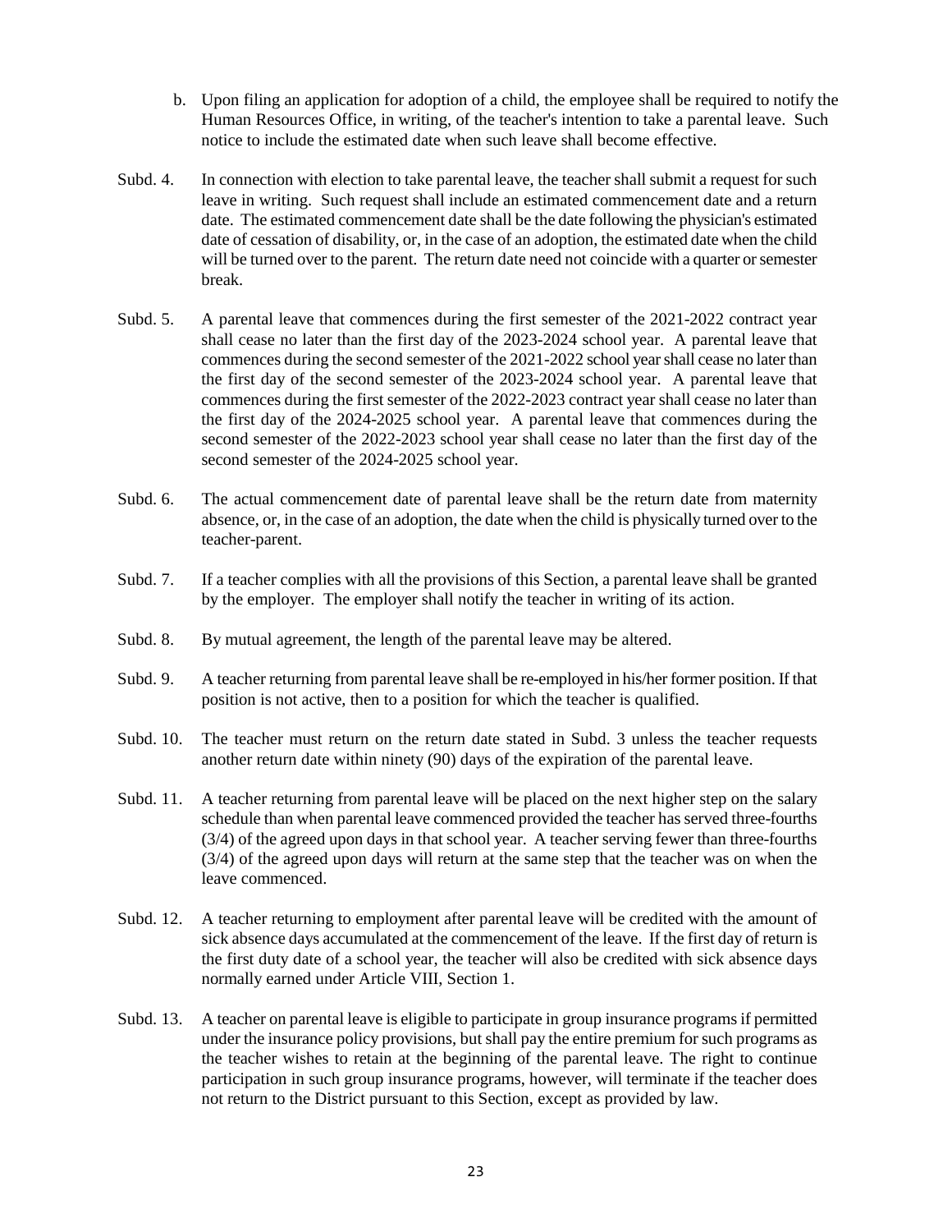b. Upon filing an application for adoption of a child, the employee shall be required to notify the Human Resources Office, in writing, of the teacher's intention to take a parental leave. Such notice to include the estimated date when such leave shall become effective.

Subd. 4. In connection with election to take parental leave, the teacher shall submit a request for such leave in writing. Such request shall include an estimated commencement date and a return date. The estimated commencement date shall be the date following the physician's estimated date of cessation of disability, or, in the case of an adoption, the estimated date when the child will be turned over to the parent. The return date need not coincide with a quarter or semester break.

Subd. 5. A parental leave that commences during the first semester of the 2021-2022 contract year shall cease no later than the first day of the 2023-2024 school year. A parental leave that commences during the second semester of the 2021-2022 school year shall cease no later than the first day of the second semester of the 2023-2024 school year. A parental leave that commences during the first semester of the 2022-2023 contract year shall cease no later than the first day of the 2024-2025 school year. A parental leave that commences during the second semester of the 2022-2023 school year shall cease no later than the first day of the second semester of the 2024-2025 school year.

Subd. 6. The actual commencement date of parental leave shall be the return date from maternity absence, or, in the case of an adoption, the date when the child is physically turned over to the teacher-parent.

Subd. 7. If a teacher complies with all the provisions of this Section, a parental leave shall be granted by the employer. The employer shall notify the teacher in writing of its action.

Subd. 8. By mutual agreement, the length of the parental leave may be altered.

Subd. 9. A teacher returning from parental leave shall be re-employed in his/her former position. If that position is not active, then to a position for which the teacher is qualified.

Subd. 10. The teacher must return on the return date stated in Subd. 3 unless the teacher requests another return date within ninety (90) days of the expiration of the parental leave.

Subd. 11. A teacher returning from parental leave will be placed on the next higher step on the salary schedule than when parental leave commenced provided the teacher has served three-fourths (3/4) of the agreed upon days in that school year. A teacher serving fewer than three-fourths (3/4) of the agreed upon days will return at the same step that the teacher was on when the leave commenced.

Subd. 12. A teacher returning to employment after parental leave will be credited with the amount of sick absence days accumulated at the commencement of the leave. If the first day of return is the first duty date of a school year, the teacher will also be credited with sick absence days normally earned under Article VIII, Section 1.

Subd. 13. A teacher on parental leave is eligible to participate in group insurance programs if permitted under the insurance policy provisions, but shall pay the entire premium for such programs as the teacher wishes to retain at the beginning of the parental leave. The right to continue participation in such group insurance programs, however, will terminate if the teacher does not return to the District pursuant to this Section, except as provided by law.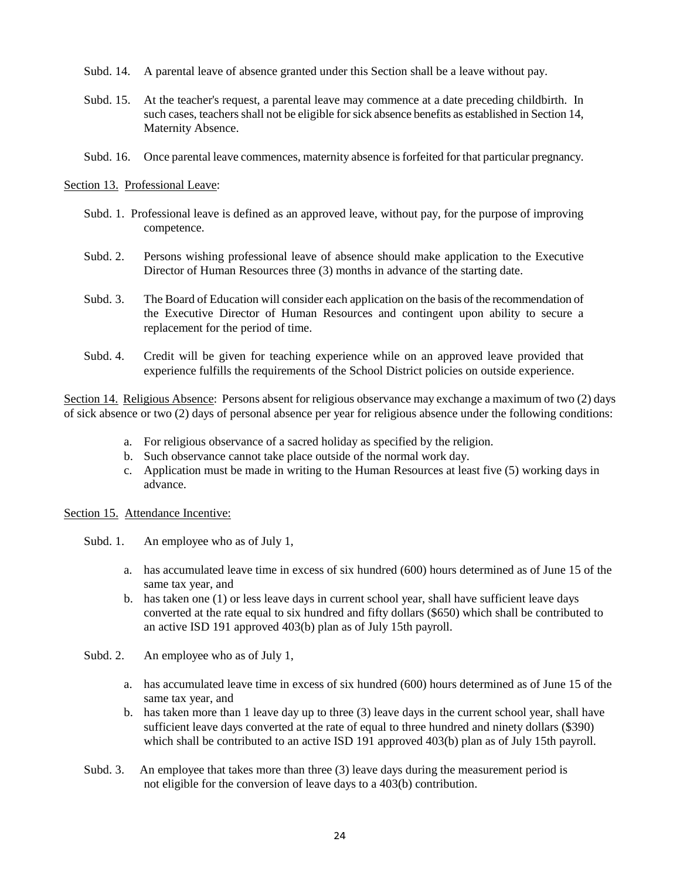Subd. 14. A parental leave of absence granted under this Section shall be a leave without pay.

Subd. 15. At the teacher's request, a parental leave may commence at a date preceding childbirth. In such cases, teachers shall not be eligible for sick absence benefits as established in Section 14, Maternity Absence.

Subd. 16. Once parental leave commences, maternity absence is forfeited for that particular pregnancy.

Section 13. Professional Leave:

Subd. 1. Professional leave is defined as an approved leave, without pay, for the purpose of improving competence.

Subd. 2. Persons wishing professional leave of absence should make application to the Executive Director of Human Resources three (3) months in advance of the starting date.

Subd. 3. The Board of Education will consider each application on the basis of the recommendation of the Executive Director of Human Resources and contingent upon ability to secure a replacement for the period of time.

Subd. 4. Credit will be given for teaching experience while on an approved leave provided that experience fulfills the requirements of the School District policies on outside experience.

Section 14. Religious Absence: Persons absent for religious observance may exchange a maximum of two (2) days of sick absence or two (2) days of personal absence per year for religious absence under the following conditions:

a. For religious observance of a sacred holiday as specified by the religion.
b. Such observance cannot take place outside of the normal work day.
c. Application must be made in writing to the Human Resources at least five (5) working days in advance.

Section 15. Attendance Incentive:

Subd. 1. An employee who as of July 1,

a. has accumulated leave time in excess of six hundred (600) hours determined as of June 15 of the same tax year, and
b. has taken one (1) or less leave days in current school year, shall have sufficient leave days converted at the rate equal to six hundred and fifty dollars ($650) which shall be contributed to an active ISD 191 approved 403(b) plan as of July 15th payroll.

Subd. 2. An employee who as of July 1,

a. has accumulated leave time in excess of six hundred (600) hours determined as of June 15 of the same tax year, and
b. has taken more than 1 leave day up to three (3) leave days in the current school year, shall have sufficient leave days converted at the rate of equal to three hundred and ninety dollars ($390) which shall be contributed to an active ISD 191 approved 403(b) plan as of July 15th payroll.

Subd. 3. An employee that takes more than three (3) leave days during the measurement period is not eligible for the conversion of leave days to a 403(b) contribution.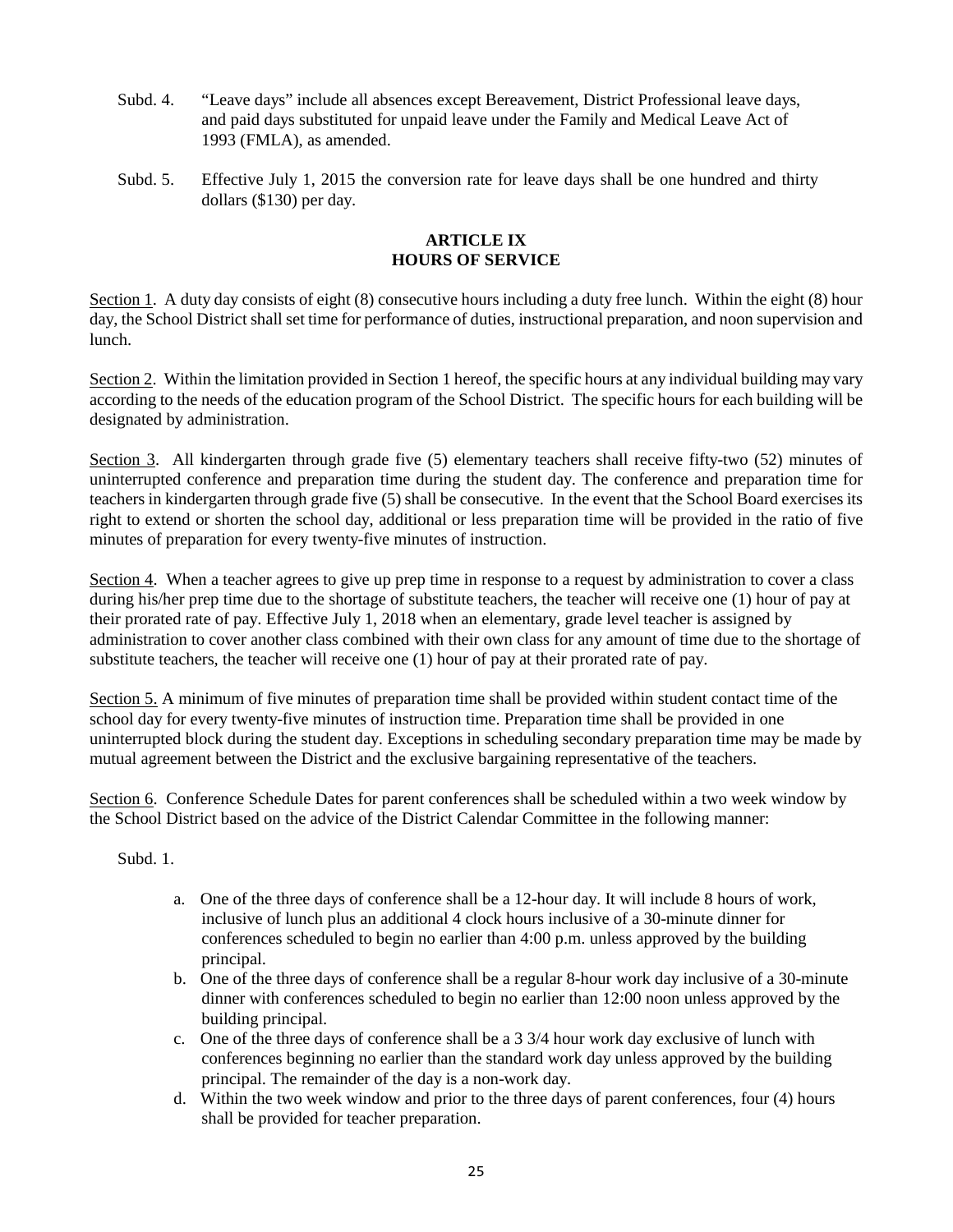Subd. 4. "Leave days" include all absences except Bereavement, District Professional leave days, and paid days substituted for unpaid leave under the Family and Medical Leave Act of 1993 (FMLA), as amended.

Subd. 5. Effective July 1, 2015 the conversion rate for leave days shall be one hundred and thirty dollars ($130) per day.

## ARTICLE IX
## HOURS OF SERVICE

Section 1. A duty day consists of eight (8) consecutive hours including a duty free lunch. Within the eight (8) hour day, the School District shall set time for performance of duties, instructional preparation, and noon supervision and lunch.

Section 2. Within the limitation provided in Section 1 hereof, the specific hours at any individual building may vary according to the needs of the education program of the School District. The specific hours for each building will be designated by administration.

Section 3. All kindergarten through grade five (5) elementary teachers shall receive fifty-two (52) minutes of uninterrupted conference and preparation time during the student day. The conference and preparation time for teachers in kindergarten through grade five (5) shall be consecutive. In the event that the School Board exercises its right to extend or shorten the school day, additional or less preparation time will be provided in the ratio of five minutes of preparation for every twenty-five minutes of instruction.

Section 4. When a teacher agrees to give up prep time in response to a request by administration to cover a class during his/her prep time due to the shortage of substitute teachers, the teacher will receive one (1) hour of pay at their prorated rate of pay. Effective July 1, 2018 when an elementary, grade level teacher is assigned by administration to cover another class combined with their own class for any amount of time due to the shortage of substitute teachers, the teacher will receive one (1) hour of pay at their prorated rate of pay.

Section 5. A minimum of five minutes of preparation time shall be provided within student contact time of the school day for every twenty-five minutes of instruction time. Preparation time shall be provided in one uninterrupted block during the student day. Exceptions in scheduling secondary preparation time may be made by mutual agreement between the District and the exclusive bargaining representative of the teachers.

Section 6. Conference Schedule Dates for parent conferences shall be scheduled within a two week window by the School District based on the advice of the District Calendar Committee in the following manner:

Subd. 1.

a. One of the three days of conference shall be a 12-hour day. It will include 8 hours of work, inclusive of lunch plus an additional 4 clock hours inclusive of a 30-minute dinner for conferences scheduled to begin no earlier than 4:00 p.m. unless approved by the building principal.
b. One of the three days of conference shall be a regular 8-hour work day inclusive of a 30-minute dinner with conferences scheduled to begin no earlier than 12:00 noon unless approved by the building principal.
c. One of the three days of conference shall be a 3 3/4 hour work day exclusive of lunch with conferences beginning no earlier than the standard work day unless approved by the building principal. The remainder of the day is a non-work day.
d. Within the two week window and prior to the three days of parent conferences, four (4) hours shall be provided for teacher preparation.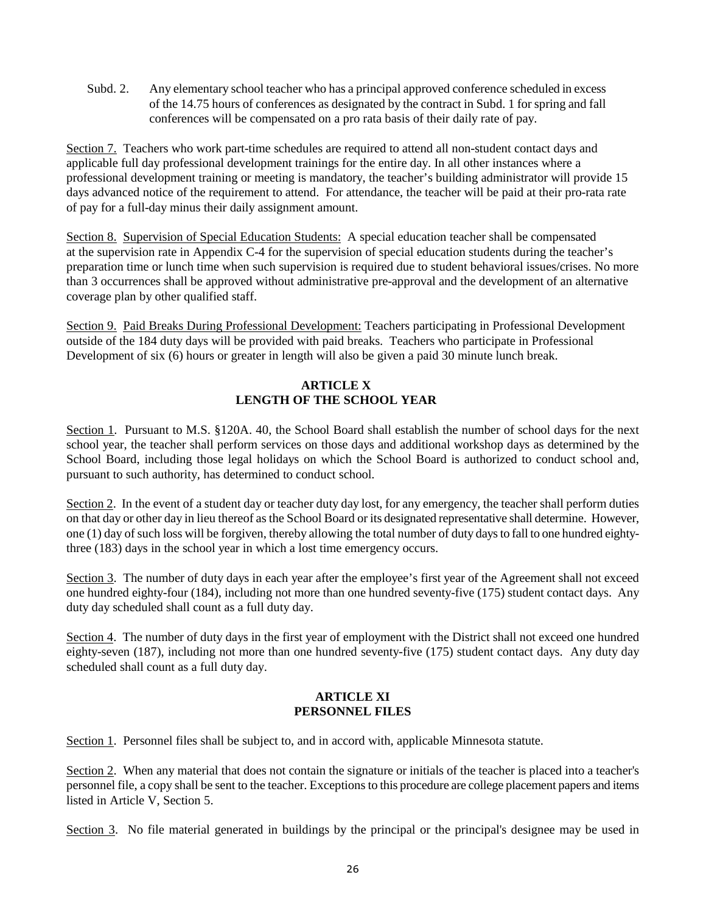Subd. 2. Any elementary school teacher who has a principal approved conference scheduled in excess of the 14.75 hours of conferences as designated by the contract in Subd. 1 for spring and fall conferences will be compensated on a pro rata basis of their daily rate of pay.

Section 7. Teachers who work part-time schedules are required to attend all non-student contact days and applicable full day professional development trainings for the entire day. In all other instances where a professional development training or meeting is mandatory, the teacher's building administrator will provide 15 days advanced notice of the requirement to attend. For attendance, the teacher will be paid at their pro-rata rate of pay for a full-day minus their daily assignment amount.

Section 8. Supervision of Special Education Students: A special education teacher shall be compensated at the supervision rate in Appendix C-4 for the supervision of special education students during the teacher's preparation time or lunch time when such supervision is required due to student behavioral issues/crises. No more than 3 occurrences shall be approved without administrative pre-approval and the development of an alternative coverage plan by other qualified staff.

Section 9. Paid Breaks During Professional Development: Teachers participating in Professional Development outside of the 184 duty days will be provided with paid breaks. Teachers who participate in Professional Development of six (6) hours or greater in length will also be given a paid 30 minute lunch break.

## ARTICLE X
## LENGTH OF THE SCHOOL YEAR

Section 1. Pursuant to M.S. §120A. 40, the School Board shall establish the number of school days for the next school year, the teacher shall perform services on those days and additional workshop days as determined by the School Board, including those legal holidays on which the School Board is authorized to conduct school and, pursuant to such authority, has determined to conduct school.

Section 2. In the event of a student day or teacher duty day lost, for any emergency, the teacher shall perform duties on that day or other day in lieu thereof as the School Board or its designated representative shall determine. However, one (1) day of such loss will be forgiven, thereby allowing the total number of duty days to fall to one hundred eighty-three (183) days in the school year in which a lost time emergency occurs.

Section 3. The number of duty days in each year after the employee's first year of the Agreement shall not exceed one hundred eighty-four (184), including not more than one hundred seventy-five (175) student contact days. Any duty day scheduled shall count as a full duty day.

Section 4. The number of duty days in the first year of employment with the District shall not exceed one hundred eighty-seven (187), including not more than one hundred seventy-five (175) student contact days. Any duty day scheduled shall count as a full duty day.

## ARTICLE XI
## PERSONNEL FILES

Section 1. Personnel files shall be subject to, and in accord with, applicable Minnesota statute.

Section 2. When any material that does not contain the signature or initials of the teacher is placed into a teacher's personnel file, a copy shall be sent to the teacher. Exceptions to this procedure are college placement papers and items listed in Article V, Section 5.

Section 3. No file material generated in buildings by the principal or the principal's designee may be used in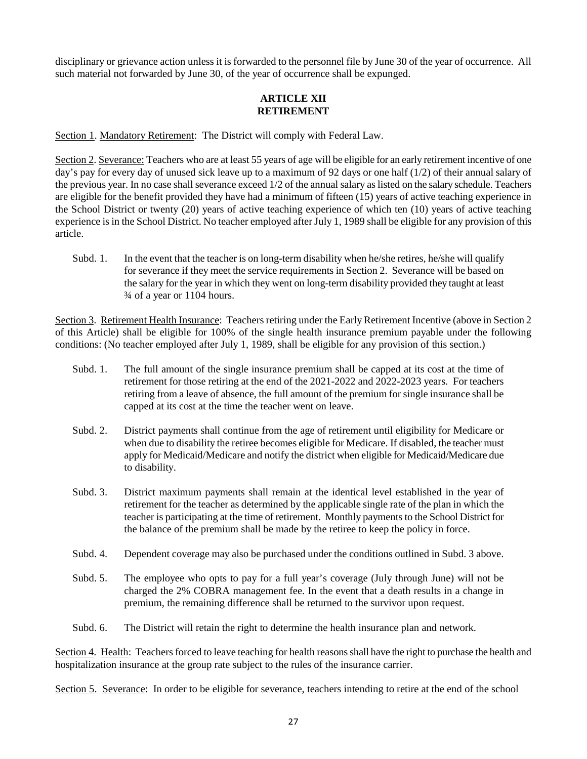disciplinary or grievance action unless it is forwarded to the personnel file by June 30 of the year of occurrence. All such material not forwarded by June 30, of the year of occurrence shall be expunged.

## ARTICLE XII
## RETIREMENT

Section 1. Mandatory Retirement: The District will comply with Federal Law.

Section 2. Severance: Teachers who are at least 55 years of age will be eligible for an early retirement incentive of one day's pay for every day of unused sick leave up to a maximum of 92 days or one half (1/2) of their annual salary of the previous year. In no case shall severance exceed 1/2 of the annual salary as listed on the salary schedule. Teachers are eligible for the benefit provided they have had a minimum of fifteen (15) years of active teaching experience in the School District or twenty (20) years of active teaching experience of which ten (10) years of active teaching experience is in the School District. No teacher employed after July 1, 1989 shall be eligible for any provision of this article.

Subd. 1. In the event that the teacher is on long-term disability when he/she retires, he/she will qualify for severance if they meet the service requirements in Section 2. Severance will be based on the salary for the year in which they went on long-term disability provided they taught at least ¾ of a year or 1104 hours.

Section 3. Retirement Health Insurance: Teachers retiring under the Early Retirement Incentive (above in Section 2 of this Article) shall be eligible for 100% of the single health insurance premium payable under the following conditions: (No teacher employed after July 1, 1989, shall be eligible for any provision of this section.)

Subd. 1. The full amount of the single insurance premium shall be capped at its cost at the time of retirement for those retiring at the end of the 2021-2022 and 2022-2023 years. For teachers retiring from a leave of absence, the full amount of the premium for single insurance shall be capped at its cost at the time the teacher went on leave.

Subd. 2. District payments shall continue from the age of retirement until eligibility for Medicare or when due to disability the retiree becomes eligible for Medicare. If disabled, the teacher must apply for Medicaid/Medicare and notify the district when eligible for Medicaid/Medicare due to disability.

Subd. 3. District maximum payments shall remain at the identical level established in the year of retirement for the teacher as determined by the applicable single rate of the plan in which the teacher is participating at the time of retirement. Monthly payments to the School District for the balance of the premium shall be made by the retiree to keep the policy in force.

Subd. 4. Dependent coverage may also be purchased under the conditions outlined in Subd. 3 above.

Subd. 5. The employee who opts to pay for a full year's coverage (July through June) will not be charged the 2% COBRA management fee. In the event that a death results in a change in premium, the remaining difference shall be returned to the survivor upon request.

Subd. 6. The District will retain the right to determine the health insurance plan and network.

Section 4. Health: Teachers forced to leave teaching for health reasons shall have the right to purchase the health and hospitalization insurance at the group rate subject to the rules of the insurance carrier.

Section 5. Severance: In order to be eligible for severance, teachers intending to retire at the end of the school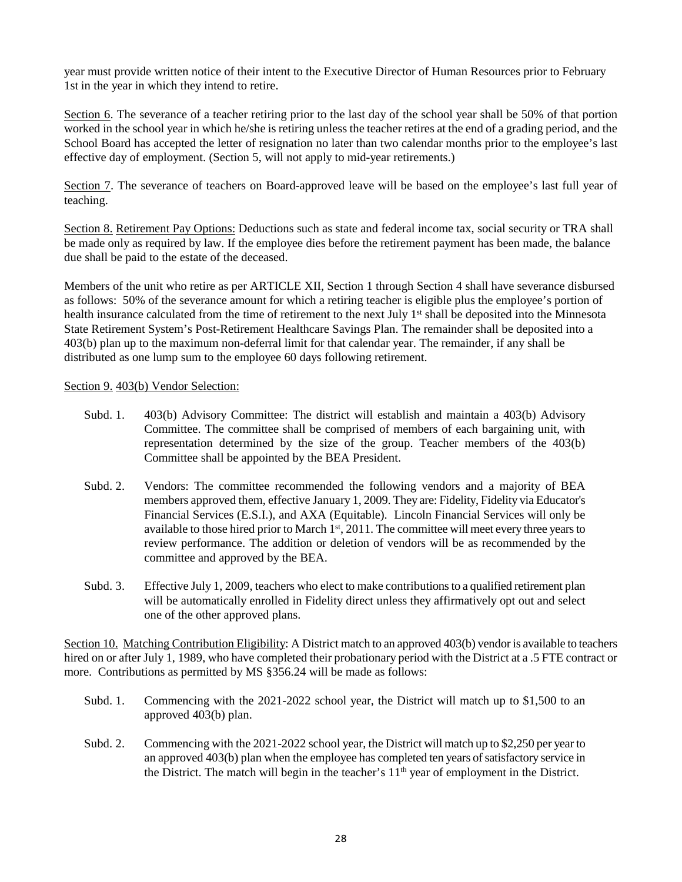year must provide written notice of their intent to the Executive Director of Human Resources prior to February 1st in the year in which they intend to retire.

Section 6. The severance of a teacher retiring prior to the last day of the school year shall be 50% of that portion worked in the school year in which he/she is retiring unless the teacher retires at the end of a grading period, and the School Board has accepted the letter of resignation no later than two calendar months prior to the employee's last effective day of employment. (Section 5, will not apply to mid-year retirements.)

Section 7. The severance of teachers on Board-approved leave will be based on the employee's last full year of teaching.

Section 8. Retirement Pay Options: Deductions such as state and federal income tax, social security or TRA shall be made only as required by law. If the employee dies before the retirement payment has been made, the balance due shall be paid to the estate of the deceased.

Members of the unit who retire as per ARTICLE XII, Section 1 through Section 4 shall have severance disbursed as follows: 50% of the severance amount for which a retiring teacher is eligible plus the employee's portion of health insurance calculated from the time of retirement to the next July 1st shall be deposited into the Minnesota State Retirement System's Post-Retirement Healthcare Savings Plan. The remainder shall be deposited into a 403(b) plan up to the maximum non-deferral limit for that calendar year. The remainder, if any shall be distributed as one lump sum to the employee 60 days following retirement.

Section 9. 403(b) Vendor Selection:

Subd. 1. 403(b) Advisory Committee: The district will establish and maintain a 403(b) Advisory Committee. The committee shall be comprised of members of each bargaining unit, with representation determined by the size of the group. Teacher members of the 403(b) Committee shall be appointed by the BEA President.

Subd. 2. Vendors: The committee recommended the following vendors and a majority of BEA members approved them, effective January 1, 2009. They are: Fidelity, Fidelity via Educator's Financial Services (E.S.I.), and AXA (Equitable). Lincoln Financial Services will only be available to those hired prior to March 1st, 2011. The committee will meet every three years to review performance. The addition or deletion of vendors will be as recommended by the committee and approved by the BEA.

Subd. 3. Effective July 1, 2009, teachers who elect to make contributions to a qualified retirement plan will be automatically enrolled in Fidelity direct unless they affirmatively opt out and select one of the other approved plans.

Section 10. Matching Contribution Eligibility: A District match to an approved 403(b) vendor is available to teachers hired on or after July 1, 1989, who have completed their probationary period with the District at a .5 FTE contract or more. Contributions as permitted by MS §356.24 will be made as follows:

Subd. 1. Commencing with the 2021-2022 school year, the District will match up to $1,500 to an approved 403(b) plan.

Subd. 2. Commencing with the 2021-2022 school year, the District will match up to $2,250 per year to an approved 403(b) plan when the employee has completed ten years of satisfactory service in the District. The match will begin in the teacher's 11th year of employment in the District.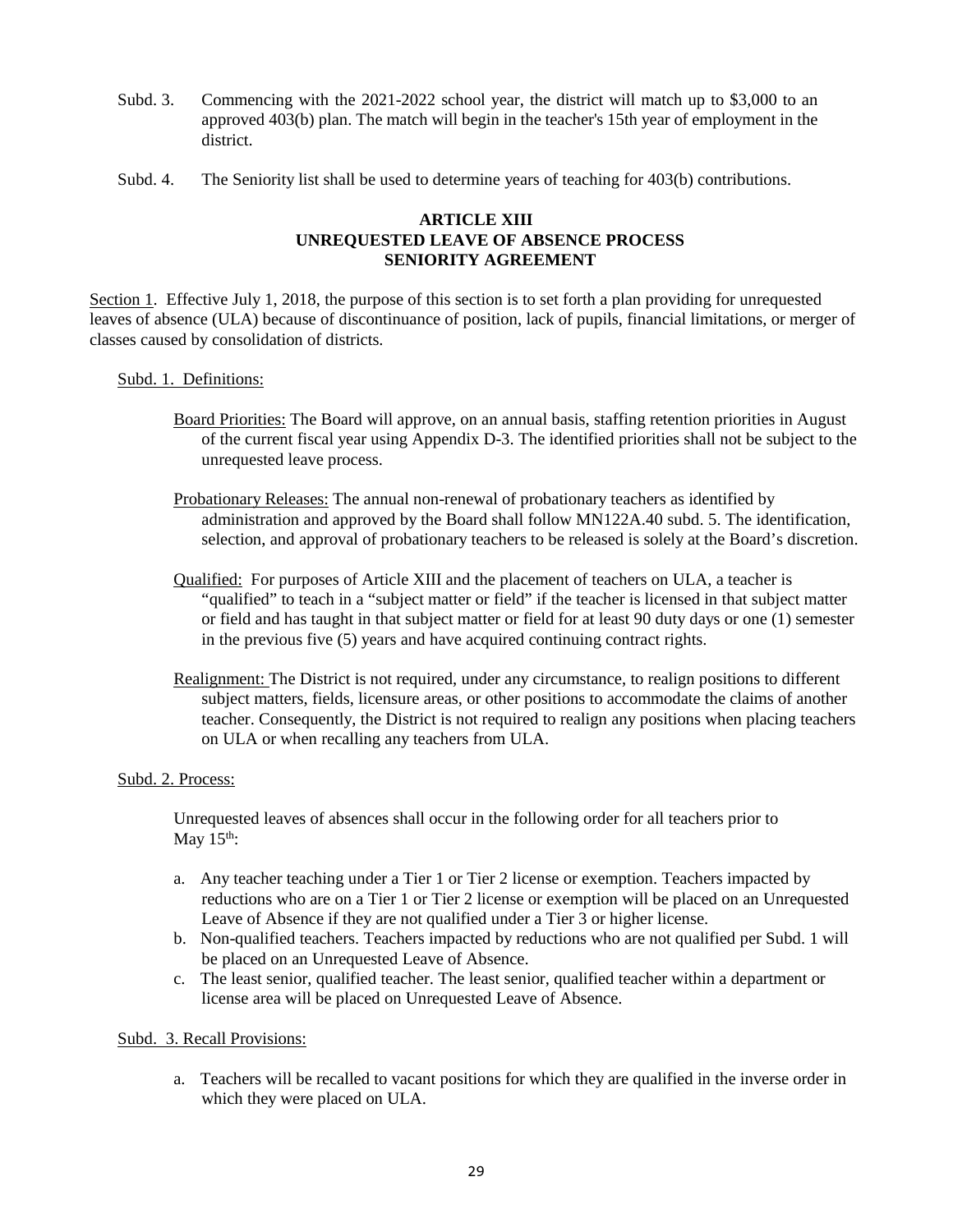Subd. 3. Commencing with the 2021-2022 school year, the district will match up to $3,000 to an approved 403(b) plan. The match will begin in the teacher's 15th year of employment in the district.

Subd. 4. The Seniority list shall be used to determine years of teaching for 403(b) contributions.

## ARTICLE XIII
## UNREQUESTED LEAVE OF ABSENCE PROCESS
## SENIORITY AGREEMENT

Section 1. Effective July 1, 2018, the purpose of this section is to set forth a plan providing for unrequested leaves of absence (ULA) because of discontinuance of position, lack of pupils, financial limitations, or merger of classes caused by consolidation of districts.

Subd. 1. Definitions:

Board Priorities: The Board will approve, on an annual basis, staffing retention priorities in August of the current fiscal year using Appendix D-3. The identified priorities shall not be subject to the unrequested leave process.

Probationary Releases: The annual non-renewal of probationary teachers as identified by administration and approved by the Board shall follow MN122A.40 subd. 5. The identification, selection, and approval of probationary teachers to be released is solely at the Board's discretion.

Qualified: For purposes of Article XIII and the placement of teachers on ULA, a teacher is "qualified" to teach in a "subject matter or field" if the teacher is licensed in that subject matter or field and has taught in that subject matter or field for at least 90 duty days or one (1) semester in the previous five (5) years and have acquired continuing contract rights.

Realignment: The District is not required, under any circumstance, to realign positions to different subject matters, fields, licensure areas, or other positions to accommodate the claims of another teacher. Consequently, the District is not required to realign any positions when placing teachers on ULA or when recalling any teachers from ULA.

Subd. 2. Process:

Unrequested leaves of absences shall occur in the following order for all teachers prior to May 15th:

a. Any teacher teaching under a Tier 1 or Tier 2 license or exemption. Teachers impacted by reductions who are on a Tier 1 or Tier 2 license or exemption will be placed on an Unrequested Leave of Absence if they are not qualified under a Tier 3 or higher license.
b. Non-qualified teachers. Teachers impacted by reductions who are not qualified per Subd. 1 will be placed on an Unrequested Leave of Absence.
c. The least senior, qualified teacher. The least senior, qualified teacher within a department or license area will be placed on Unrequested Leave of Absence.

Subd. 3. Recall Provisions:

a. Teachers will be recalled to vacant positions for which they are qualified in the inverse order in which they were placed on ULA.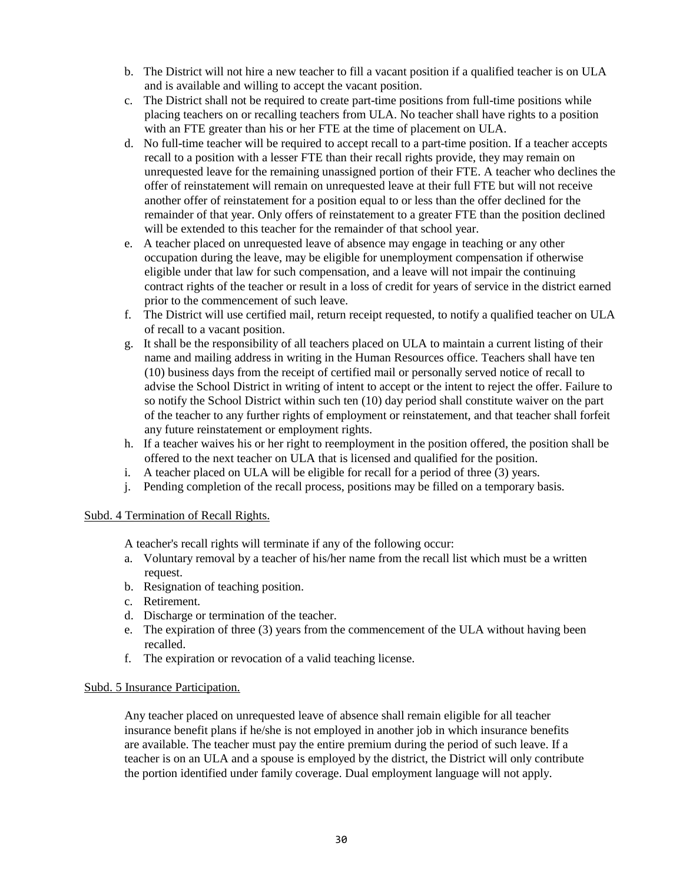b. The District will not hire a new teacher to fill a vacant position if a qualified teacher is on ULA and is available and willing to accept the vacant position.
c. The District shall not be required to create part-time positions from full-time positions while placing teachers on or recalling teachers from ULA. No teacher shall have rights to a position with an FTE greater than his or her FTE at the time of placement on ULA.
d. No full-time teacher will be required to accept recall to a part-time position. If a teacher accepts recall to a position with a lesser FTE than their recall rights provide, they may remain on unrequested leave for the remaining unassigned portion of their FTE. A teacher who declines the offer of reinstatement will remain on unrequested leave at their full FTE but will not receive another offer of reinstatement for a position equal to or less than the offer declined for the remainder of that year. Only offers of reinstatement to a greater FTE than the position declined will be extended to this teacher for the remainder of that school year.
e. A teacher placed on unrequested leave of absence may engage in teaching or any other occupation during the leave, may be eligible for unemployment compensation if otherwise eligible under that law for such compensation, and a leave will not impair the continuing contract rights of the teacher or result in a loss of credit for years of service in the district earned prior to the commencement of such leave.
f. The District will use certified mail, return receipt requested, to notify a qualified teacher on ULA of recall to a vacant position.
g. It shall be the responsibility of all teachers placed on ULA to maintain a current listing of their name and mailing address in writing in the Human Resources office. Teachers shall have ten (10) business days from the receipt of certified mail or personally served notice of recall to advise the School District in writing of intent to accept or the intent to reject the offer. Failure to so notify the School District within such ten (10) day period shall constitute waiver on the part of the teacher to any further rights of employment or reinstatement, and that teacher shall forfeit any future reinstatement or employment rights.
h. If a teacher waives his or her right to reemployment in the position offered, the position shall be offered to the next teacher on ULA that is licensed and qualified for the position.
i. A teacher placed on ULA will be eligible for recall for a period of three (3) years.
j. Pending completion of the recall process, positions may be filled on a temporary basis.

Subd. 4 Termination of Recall Rights.

A teacher's recall rights will terminate if any of the following occur:

a. Voluntary removal by a teacher of his/her name from the recall list which must be a written request.
b. Resignation of teaching position.
c. Retirement.
d. Discharge or termination of the teacher.
e. The expiration of three (3) years from the commencement of the ULA without having been recalled.
f. The expiration or revocation of a valid teaching license.

Subd. 5 Insurance Participation.

Any teacher placed on unrequested leave of absence shall remain eligible for all teacher insurance benefit plans if he/she is not employed in another job in which insurance benefits are available. The teacher must pay the entire premium during the period of such leave. If a teacher is on an ULA and a spouse is employed by the district, the District will only contribute the portion identified under family coverage. Dual employment language will not apply.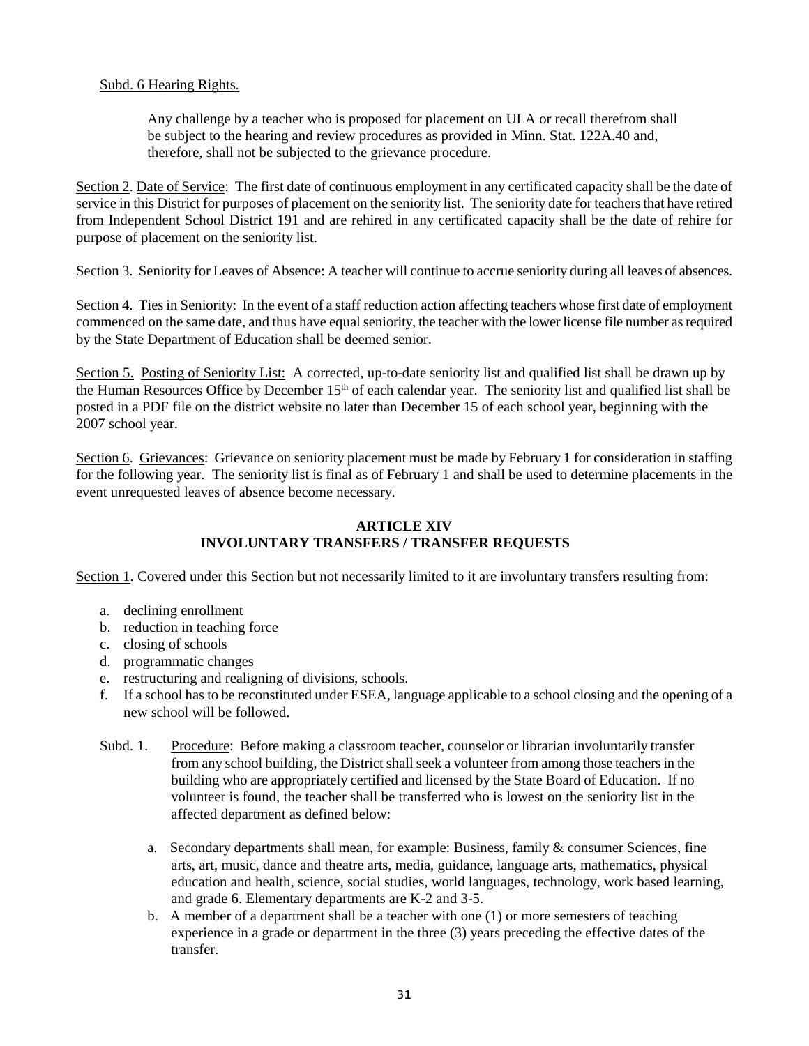Subd. 6 Hearing Rights.

Any challenge by a teacher who is proposed for placement on ULA or recall therefrom shall be subject to the hearing and review procedures as provided in Minn. Stat. 122A.40 and, therefore, shall not be subjected to the grievance procedure.

Section 2. Date of Service: The first date of continuous employment in any certificated capacity shall be the date of service in this District for purposes of placement on the seniority list. The seniority date for teachers that have retired from Independent School District 191 and are rehired in any certificated capacity shall be the date of rehire for purpose of placement on the seniority list.

Section 3. Seniority for Leaves of Absence: A teacher will continue to accrue seniority during all leaves of absences.

Section 4. Ties in Seniority: In the event of a staff reduction action affecting teachers whose first date of employment commenced on the same date, and thus have equal seniority, the teacher with the lower license file number as required by the State Department of Education shall be deemed senior.

Section 5. Posting of Seniority List: A corrected, up-to-date seniority list and qualified list shall be drawn up by the Human Resources Office by December 15th of each calendar year. The seniority list and qualified list shall be posted in a PDF file on the district website no later than December 15 of each school year, beginning with the 2007 school year.

Section 6. Grievances: Grievance on seniority placement must be made by February 1 for consideration in staffing for the following year. The seniority list is final as of February 1 and shall be used to determine placements in the event unrequested leaves of absence become necessary.

## ARTICLE XIV
## INVOLUNTARY TRANSFERS / TRANSFER REQUESTS

Section 1. Covered under this Section but not necessarily limited to it are involuntary transfers resulting from:

a. declining enrollment
b. reduction in teaching force
c. closing of schools
d. programmatic changes
e. restructuring and realigning of divisions, schools.
f. If a school has to be reconstituted under ESEA, language applicable to a school closing and the opening of a new school will be followed.

Subd. 1. Procedure: Before making a classroom teacher, counselor or librarian involuntarily transfer from any school building, the District shall seek a volunteer from among those teachers in the building who are appropriately certified and licensed by the State Board of Education. If no volunteer is found, the teacher shall be transferred who is lowest on the seniority list in the affected department as defined below:

a. Secondary departments shall mean, for example: Business, family & consumer Sciences, fine arts, art, music, dance and theatre arts, media, guidance, language arts, mathematics, physical education and health, science, social studies, world languages, technology, work based learning, and grade 6. Elementary departments are K-2 and 3-5.
b. A member of a department shall be a teacher with one (1) or more semesters of teaching experience in a grade or department in the three (3) years preceding the effective dates of the transfer.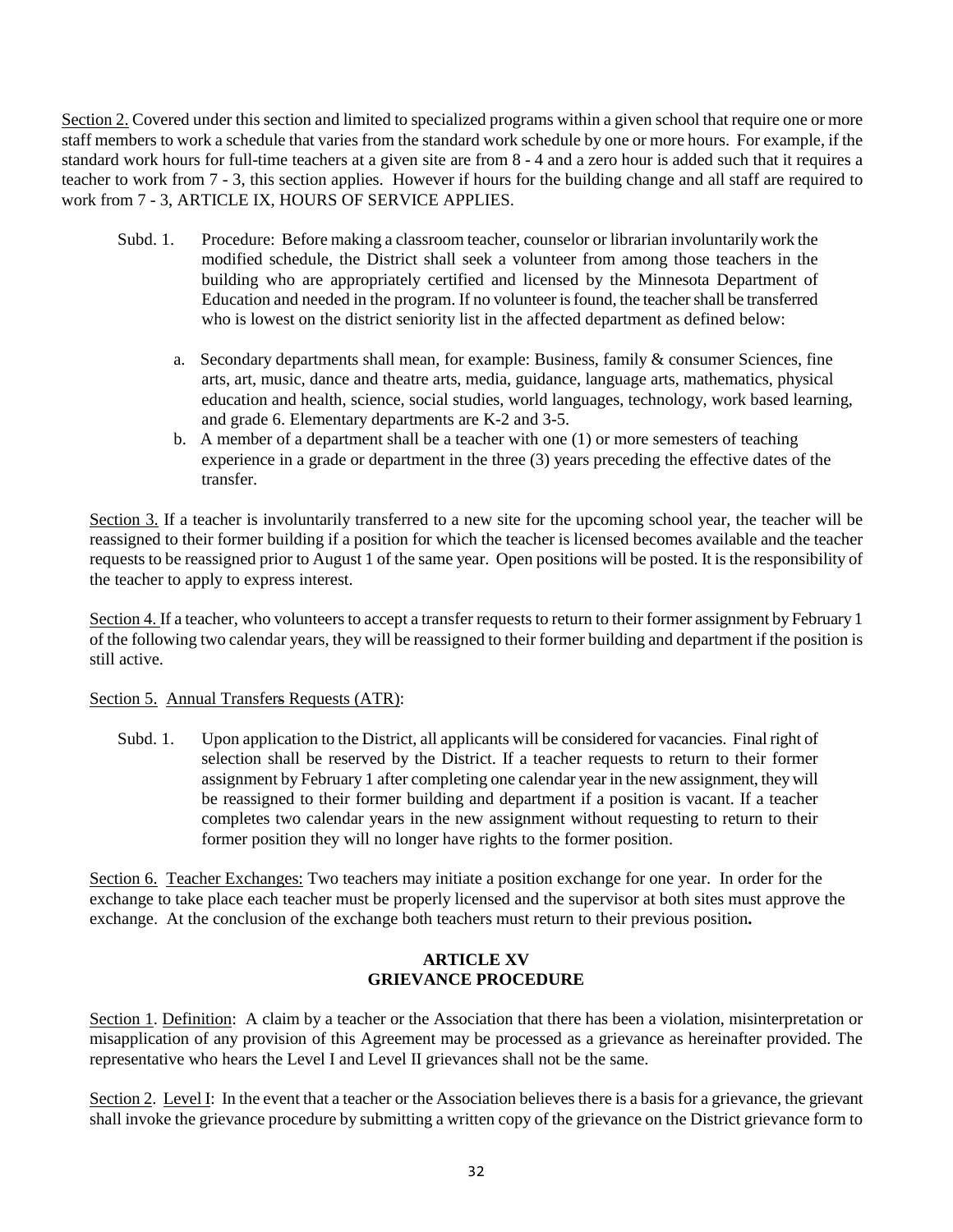<u>Section 2.</u> Covered under this section and limited to specialized programs within a given school that require one or more staff members to work a schedule that varies from the standard work schedule by one or more hours. For example, if the standard work hours for full-time teachers at a given site are from 8 - 4 and a zero hour is added such that it requires a teacher to work from 7 - 3, this section applies. However if hours for the building change and all staff are required to work from 7 - 3, ARTICLE IX, HOURS OF SERVICE APPLIES.

Subd. 1. Procedure: Before making a classroom teacher, counselor or librarian involuntarily work the modified schedule, the District shall seek a volunteer from among those teachers in the building who are appropriately certified and licensed by the Minnesota Department of Education and needed in the program. If no volunteer is found, the teacher shall be transferred who is lowest on the district seniority list in the affected department as defined below:

a. Secondary departments shall mean, for example: Business, family & consumer Sciences, fine arts, art, music, dance and theatre arts, media, guidance, language arts, mathematics, physical education and health, science, social studies, world languages, technology, work based learning, and grade 6. Elementary departments are K-2 and 3-5.

b. A member of a department shall be a teacher with one (1) or more semesters of teaching experience in a grade or department in the three (3) years preceding the effective dates of the transfer.

<u>Section 3.</u> If a teacher is involuntarily transferred to a new site for the upcoming school year, the teacher will be reassigned to their former building if a position for which the teacher is licensed becomes available and the teacher requests to be reassigned prior to August 1 of the same year. Open positions will be posted. It is the responsibility of the teacher to apply to express interest.

<u>Section 4.</u> If a teacher, who volunteers to accept a transfer requests to return to their former assignment by February 1 of the following two calendar years, they will be reassigned to their former building and department if the position is still active.

<u>Section 5. Annual Transfers Requests (ATR)</u>:

Subd. 1. Upon application to the District, all applicants will be considered for vacancies. Final right of selection shall be reserved by the District. If a teacher requests to return to their former assignment by February 1 after completing one calendar year in the new assignment, they will be reassigned to their former building and department if a position is vacant. If a teacher completes two calendar years in the new assignment without requesting to return to their former position they will no longer have rights to the former position.

<u>Section 6. Teacher Exchanges:</u> Two teachers may initiate a position exchange for one year. In order for the exchange to take place each teacher must be properly licensed and the supervisor at both sites must approve the exchange. At the conclusion of the exchange both teachers must return to their previous position**.**

## ARTICLE XV
## GRIEVANCE PROCEDURE

<u>Section 1</u>. <u>Definition</u>: A claim by a teacher or the Association that there has been a violation, misinterpretation or misapplication of any provision of this Agreement may be processed as a grievance as hereinafter provided. The representative who hears the Level I and Level II grievances shall not be the same.

<u>Section 2</u>. <u>Level I</u>: In the event that a teacher or the Association believes there is a basis for a grievance, the grievant shall invoke the grievance procedure by submitting a written copy of the grievance on the District grievance form to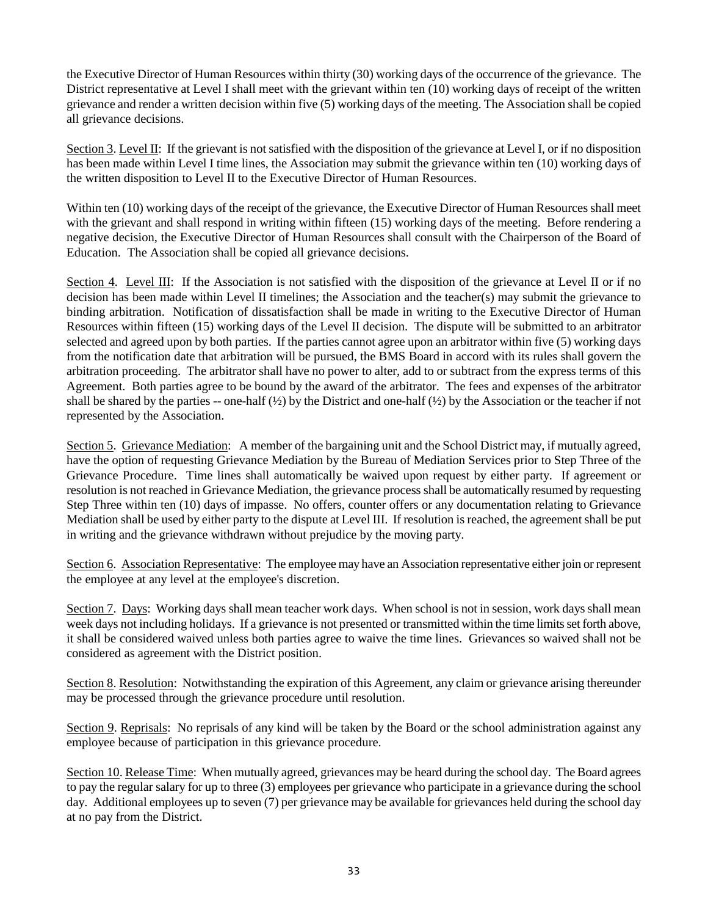the Executive Director of Human Resources within thirty (30) working days of the occurrence of the grievance. The District representative at Level I shall meet with the grievant within ten (10) working days of receipt of the written grievance and render a written decision within five (5) working days of the meeting. The Association shall be copied all grievance decisions.

<u>Section 3</u>. <u>Level II</u>: If the grievant is not satisfied with the disposition of the grievance at Level I, or if no disposition has been made within Level I time lines, the Association may submit the grievance within ten (10) working days of the written disposition to Level II to the Executive Director of Human Resources.

Within ten (10) working days of the receipt of the grievance, the Executive Director of Human Resources shall meet with the grievant and shall respond in writing within fifteen (15) working days of the meeting. Before rendering a negative decision, the Executive Director of Human Resources shall consult with the Chairperson of the Board of Education. The Association shall be copied all grievance decisions.

<u>Section 4</u>. <u>Level III</u>: If the Association is not satisfied with the disposition of the grievance at Level II or if no decision has been made within Level II timelines; the Association and the teacher(s) may submit the grievance to binding arbitration. Notification of dissatisfaction shall be made in writing to the Executive Director of Human Resources within fifteen (15) working days of the Level II decision. The dispute will be submitted to an arbitrator selected and agreed upon by both parties. If the parties cannot agree upon an arbitrator within five (5) working days from the notification date that arbitration will be pursued, the BMS Board in accord with its rules shall govern the arbitration proceeding. The arbitrator shall have no power to alter, add to or subtract from the express terms of this Agreement. Both parties agree to be bound by the award of the arbitrator. The fees and expenses of the arbitrator shall be shared by the parties -- one-half (½) by the District and one-half (½) by the Association or the teacher if not represented by the Association.

<u>Section 5</u>. <u>Grievance Mediation</u>: A member of the bargaining unit and the School District may, if mutually agreed, have the option of requesting Grievance Mediation by the Bureau of Mediation Services prior to Step Three of the Grievance Procedure. Time lines shall automatically be waived upon request by either party. If agreement or resolution is not reached in Grievance Mediation, the grievance process shall be automatically resumed by requesting Step Three within ten (10) days of impasse. No offers, counter offers or any documentation relating to Grievance Mediation shall be used by either party to the dispute at Level III. If resolution is reached, the agreement shall be put in writing and the grievance withdrawn without prejudice by the moving party.

<u>Section 6</u>. <u>Association Representative</u>: The employee may have an Association representative either join or represent the employee at any level at the employee's discretion.

<u>Section 7</u>. <u>Days</u>: Working days shall mean teacher work days. When school is not in session, work days shall mean week days not including holidays. If a grievance is not presented or transmitted within the time limits set forth above, it shall be considered waived unless both parties agree to waive the time lines. Grievances so waived shall not be considered as agreement with the District position.

<u>Section 8</u>. <u>Resolution</u>: Notwithstanding the expiration of this Agreement, any claim or grievance arising thereunder may be processed through the grievance procedure until resolution.

<u>Section 9</u>. <u>Reprisals</u>: No reprisals of any kind will be taken by the Board or the school administration against any employee because of participation in this grievance procedure.

<u>Section 10</u>. <u>Release Time</u>: When mutually agreed, grievances may be heard during the school day. The Board agrees to pay the regular salary for up to three (3) employees per grievance who participate in a grievance during the school day. Additional employees up to seven (7) per grievance may be available for grievances held during the school day at no pay from the District.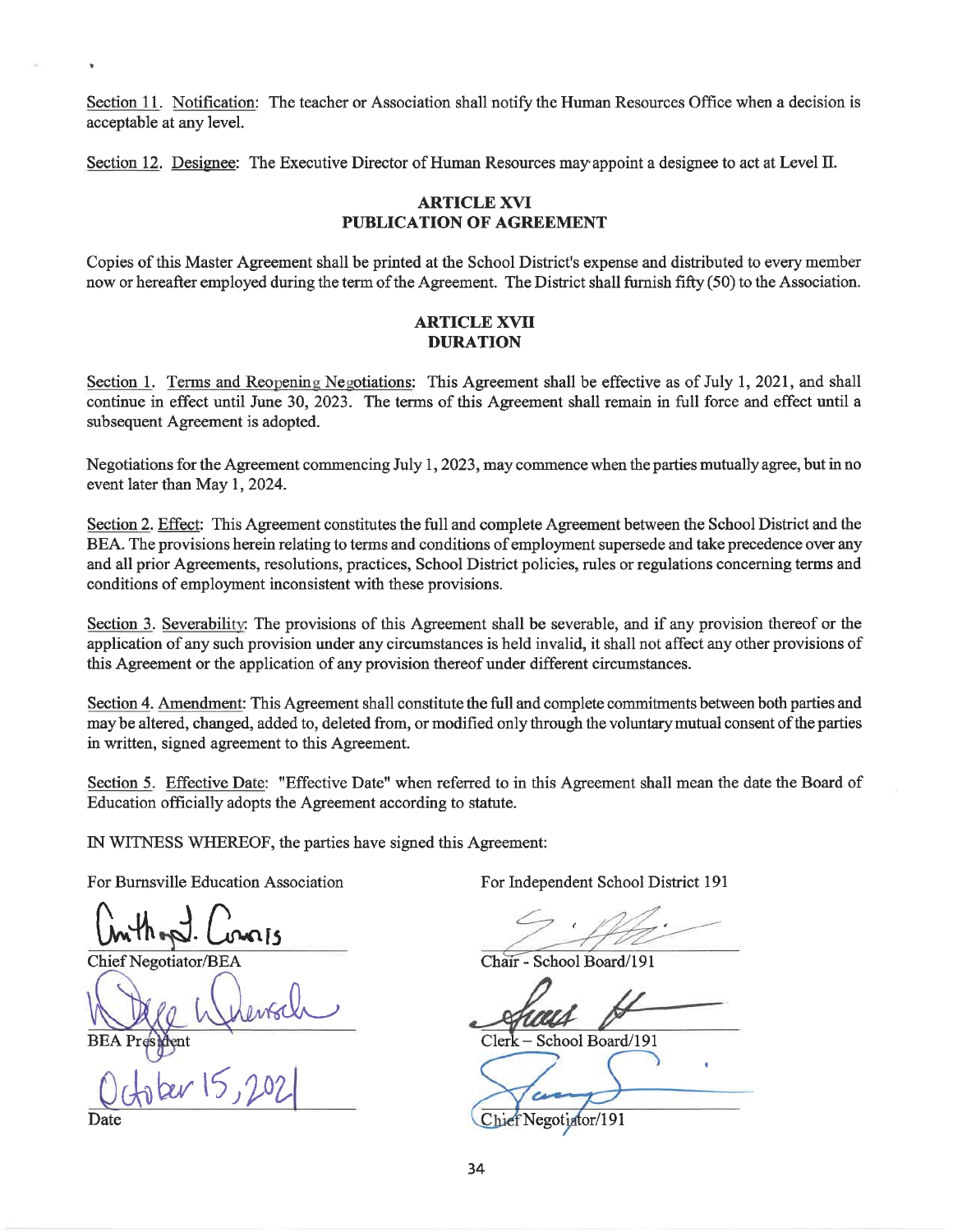Section 11. Notification: The teacher or Association shall notify the Human Resources Office when a decision is acceptable at any level.

Section 12. Designee: The Executive Director of Human Resources may appoint a designee to act at Level II.

## ARTICLE XVI
## PUBLICATION OF AGREEMENT

Copies of this Master Agreement shall be printed at the School District's expense and distributed to every member now or hereafter employed during the term of the Agreement. The District shall furnish fifty (50) to the Association.

## ARTICLE XVII
## DURATION

Section 1. Terms and Reopening Negotiations: This Agreement shall be effective as of July 1, 2021, and shall continue in effect until June 30, 2023. The terms of this Agreement shall remain in full force and effect until a subsequent Agreement is adopted.

Negotiations for the Agreement commencing July 1, 2023, may commence when the parties mutually agree, but in no event later than May 1, 2024.

Section 2. Effect: This Agreement constitutes the full and complete Agreement between the School District and the BEA. The provisions herein relating to terms and conditions of employment supersede and take precedence over any and all prior Agreements, resolutions, practices, School District policies, rules or regulations concerning terms and conditions of employment inconsistent with these provisions.

Section 3. Severability: The provisions of this Agreement shall be severable, and if any provision thereof or the application of any such provision under any circumstances is held invalid, it shall not affect any other provisions of this Agreement or the application of any provision thereof under different circumstances.

Section 4. Amendment: This Agreement shall constitute the full and complete commitments between both parties and may be altered, changed, added to, deleted from, or modified only through the voluntary mutual consent of the parties in written, signed agreement to this Agreement.

Section 5. Effective Date: "Effective Date" when referred to in this Agreement shall mean the date the Board of Education officially adopts the Agreement according to statute.

IN WITNESS WHEREOF, the parties have signed this Agreement:

For Burnsville Education Association

Anthony J. Connis
Chief Negotiator/BEA

BEA President

October 15, 2021
Date

For Independent School District 191

Chair - School Board/191

Clerk – School Board/191

Chief Negotiator/191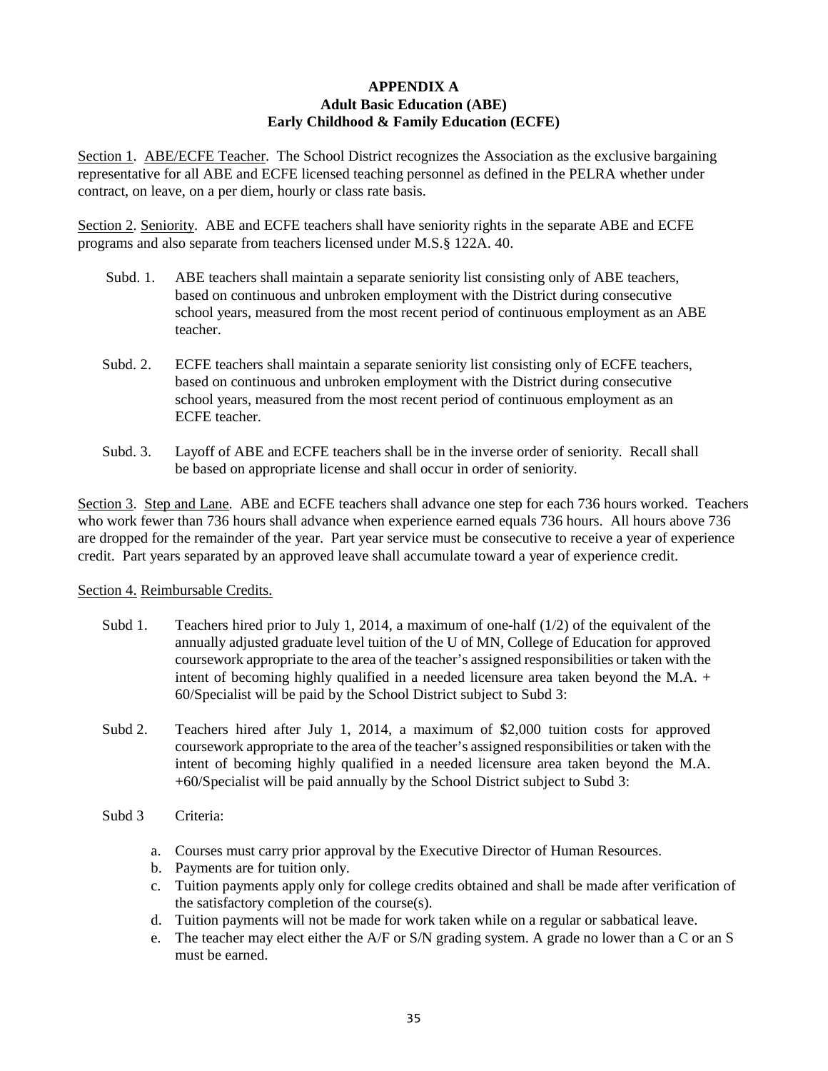# APPENDIX A
## Adult Basic Education (ABE)
## Early Childhood & Family Education (ECFE)

Section 1. ABE/ECFE Teacher. The School District recognizes the Association as the exclusive bargaining representative for all ABE and ECFE licensed teaching personnel as defined in the PELRA whether under contract, on leave, on a per diem, hourly or class rate basis.

Section 2. Seniority. ABE and ECFE teachers shall have seniority rights in the separate ABE and ECFE programs and also separate from teachers licensed under M.S.§ 122A. 40.

Subd. 1. ABE teachers shall maintain a separate seniority list consisting only of ABE teachers, based on continuous and unbroken employment with the District during consecutive school years, measured from the most recent period of continuous employment as an ABE teacher.

Subd. 2. ECFE teachers shall maintain a separate seniority list consisting only of ECFE teachers, based on continuous and unbroken employment with the District during consecutive school years, measured from the most recent period of continuous employment as an ECFE teacher.

Subd. 3. Layoff of ABE and ECFE teachers shall be in the inverse order of seniority. Recall shall be based on appropriate license and shall occur in order of seniority.

Section 3. Step and Lane. ABE and ECFE teachers shall advance one step for each 736 hours worked. Teachers who work fewer than 736 hours shall advance when experience earned equals 736 hours. All hours above 736 are dropped for the remainder of the year. Part year service must be consecutive to receive a year of experience credit. Part years separated by an approved leave shall accumulate toward a year of experience credit.

Section 4. Reimbursable Credits.

Subd 1. Teachers hired prior to July 1, 2014, a maximum of one-half (1/2) of the equivalent of the annually adjusted graduate level tuition of the U of MN, College of Education for approved coursework appropriate to the area of the teacher's assigned responsibilities or taken with the intent of becoming highly qualified in a needed licensure area taken beyond the M.A. + 60/Specialist will be paid by the School District subject to Subd 3:

Subd 2. Teachers hired after July 1, 2014, a maximum of $2,000 tuition costs for approved coursework appropriate to the area of the teacher's assigned responsibilities or taken with the intent of becoming highly qualified in a needed licensure area taken beyond the M.A. +60/Specialist will be paid annually by the School District subject to Subd 3:

Subd 3 Criteria:

a. Courses must carry prior approval by the Executive Director of Human Resources.
b. Payments are for tuition only.
c. Tuition payments apply only for college credits obtained and shall be made after verification of the satisfactory completion of the course(s).
d. Tuition payments will not be made for work taken while on a regular or sabbatical leave.
e. The teacher may elect either the A/F or S/N grading system. A grade no lower than a C or an S must be earned.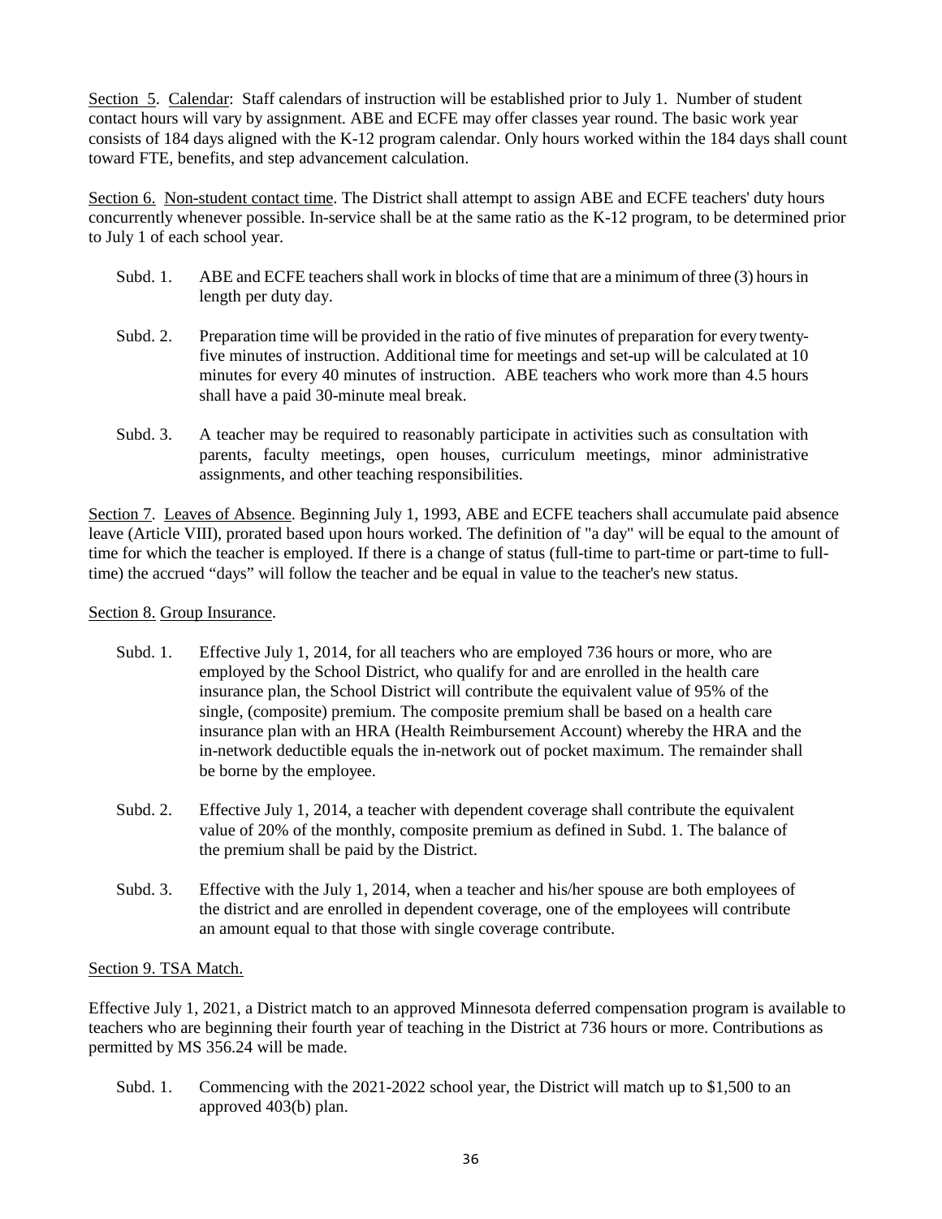Section 5. Calendar: Staff calendars of instruction will be established prior to July 1. Number of student contact hours will vary by assignment. ABE and ECFE may offer classes year round. The basic work year consists of 184 days aligned with the K-12 program calendar. Only hours worked within the 184 days shall count toward FTE, benefits, and step advancement calculation.

Section 6. Non-student contact time. The District shall attempt to assign ABE and ECFE teachers' duty hours concurrently whenever possible. In-service shall be at the same ratio as the K-12 program, to be determined prior to July 1 of each school year.

Subd. 1. ABE and ECFE teachers shall work in blocks of time that are a minimum of three (3) hours in length per duty day.

Subd. 2. Preparation time will be provided in the ratio of five minutes of preparation for every twenty-five minutes of instruction. Additional time for meetings and set-up will be calculated at 10 minutes for every 40 minutes of instruction. ABE teachers who work more than 4.5 hours shall have a paid 30-minute meal break.

Subd. 3. A teacher may be required to reasonably participate in activities such as consultation with parents, faculty meetings, open houses, curriculum meetings, minor administrative assignments, and other teaching responsibilities.

Section 7. Leaves of Absence. Beginning July 1, 1993, ABE and ECFE teachers shall accumulate paid absence leave (Article VIII), prorated based upon hours worked. The definition of "a day" will be equal to the amount of time for which the teacher is employed. If there is a change of status (full-time to part-time or part-time to full-time) the accrued "days" will follow the teacher and be equal in value to the teacher's new status.

Section 8. Group Insurance.

Subd. 1. Effective July 1, 2014, for all teachers who are employed 736 hours or more, who are employed by the School District, who qualify for and are enrolled in the health care insurance plan, the School District will contribute the equivalent value of 95% of the single, (composite) premium. The composite premium shall be based on a health care insurance plan with an HRA (Health Reimbursement Account) whereby the HRA and the in-network deductible equals the in-network out of pocket maximum. The remainder shall be borne by the employee.

Subd. 2. Effective July 1, 2014, a teacher with dependent coverage shall contribute the equivalent value of 20% of the monthly, composite premium as defined in Subd. 1. The balance of the premium shall be paid by the District.

Subd. 3. Effective with the July 1, 2014, when a teacher and his/her spouse are both employees of the district and are enrolled in dependent coverage, one of the employees will contribute an amount equal to that those with single coverage contribute.

Section 9. TSA Match.

Effective July 1, 2021, a District match to an approved Minnesota deferred compensation program is available to teachers who are beginning their fourth year of teaching in the District at 736 hours or more. Contributions as permitted by MS 356.24 will be made.

Subd. 1. Commencing with the 2021-2022 school year, the District will match up to $1,500 to an approved 403(b) plan.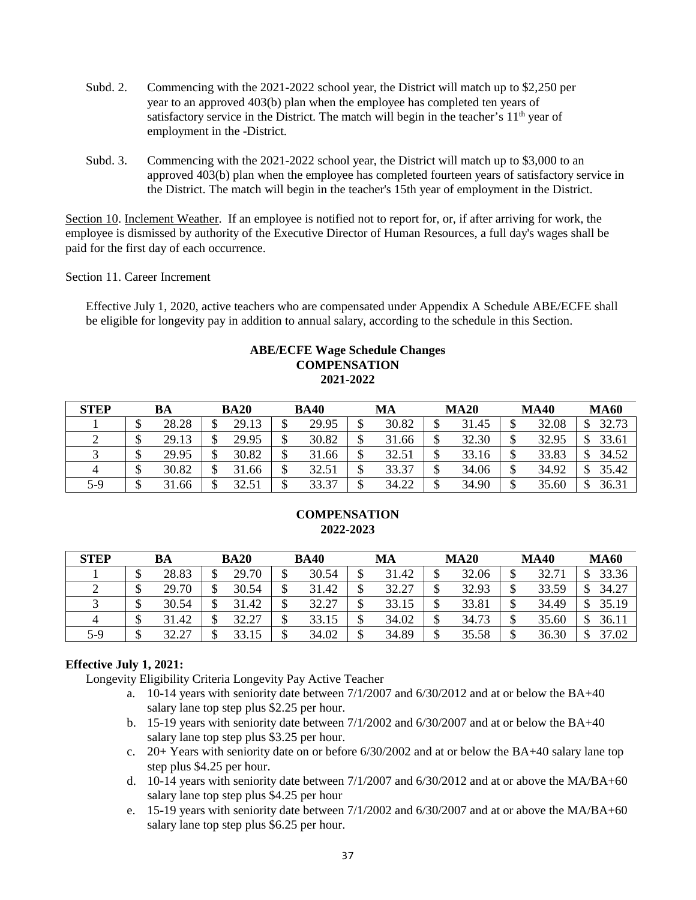Subd. 2. Commencing with the 2021-2022 school year, the District will match up to $2,250 per year to an approved 403(b) plan when the employee has completed ten years of satisfactory service in the District. The match will begin in the teacher's 11th year of employment in the -District.

Subd. 3. Commencing with the 2021-2022 school year, the District will match up to $3,000 to an approved 403(b) plan when the employee has completed fourteen years of satisfactory service in the District. The match will begin in the teacher's 15th year of employment in the District.

Section 10. Inclement Weather. If an employee is notified not to report for, or, if after arriving for work, the employee is dismissed by authority of the Executive Director of Human Resources, a full day's wages shall be paid for the first day of each occurrence.

Section 11. Career Increment

Effective July 1, 2020, active teachers who are compensated under Appendix A Schedule ABE/ECFE shall be eligible for longevity pay in addition to annual salary, according to the schedule in this Section.

**ABE/ECFE Wage Schedule Changes**
**COMPENSATION**
**2021-2022**

| STEP | BA | BA20 | BA40 | MA | MA20 | MA40 | MA60 |
|---|---|---|---|---|---|---|---|
| 1 | $ 28.28 | $ 29.13 | $ 29.95 | $ 30.82 | $ 31.45 | $ 32.08 | $ 32.73 |
| 2 | $ 29.13 | $ 29.95 | $ 30.82 | $ 31.66 | $ 32.30 | $ 32.95 | $ 33.61 |
| 3 | $ 29.95 | $ 30.82 | $ 31.66 | $ 32.51 | $ 33.16 | $ 33.83 | $ 34.52 |
| 4 | $ 30.82 | $ 31.66 | $ 32.51 | $ 33.37 | $ 34.06 | $ 34.92 | $ 35.42 |
| 5-9 | $ 31.66 | $ 32.51 | $ 33.37 | $ 34.22 | $ 34.90 | $ 35.60 | $ 36.31 |

**COMPENSATION**
**2022-2023**

| STEP | BA | BA20 | BA40 | MA | MA20 | MA40 | MA60 |
|---|---|---|---|---|---|---|---|
| 1 | $ 28.83 | $ 29.70 | $ 30.54 | $ 31.42 | $ 32.06 | $ 32.71 | $ 33.36 |
| 2 | $ 29.70 | $ 30.54 | $ 31.42 | $ 32.27 | $ 32.93 | $ 33.59 | $ 34.27 |
| 3 | $ 30.54 | $ 31.42 | $ 32.27 | $ 33.15 | $ 33.81 | $ 34.49 | $ 35.19 |
| 4 | $ 31.42 | $ 32.27 | $ 33.15 | $ 34.02 | $ 34.73 | $ 35.60 | $ 36.11 |
| 5-9 | $ 32.27 | $ 33.15 | $ 34.02 | $ 34.89 | $ 35.58 | $ 36.30 | $ 37.02 |

**Effective July 1, 2021:**

Longevity Eligibility Criteria Longevity Pay Active Teacher

a. 10-14 years with seniority date between 7/1/2007 and 6/30/2012 and at or below the BA+40 salary lane top step plus $2.25 per hour.
b. 15-19 years with seniority date between 7/1/2002 and 6/30/2007 and at or below the BA+40 salary lane top step plus $3.25 per hour.
c. 20+ Years with seniority date on or before 6/30/2002 and at or below the BA+40 salary lane top step plus $4.25 per hour.
d. 10-14 years with seniority date between 7/1/2007 and 6/30/2012 and at or above the MA/BA+60 salary lane top step plus $4.25 per hour
e. 15-19 years with seniority date between 7/1/2002 and 6/30/2007 and at or above the MA/BA+60 salary lane top step plus $6.25 per hour.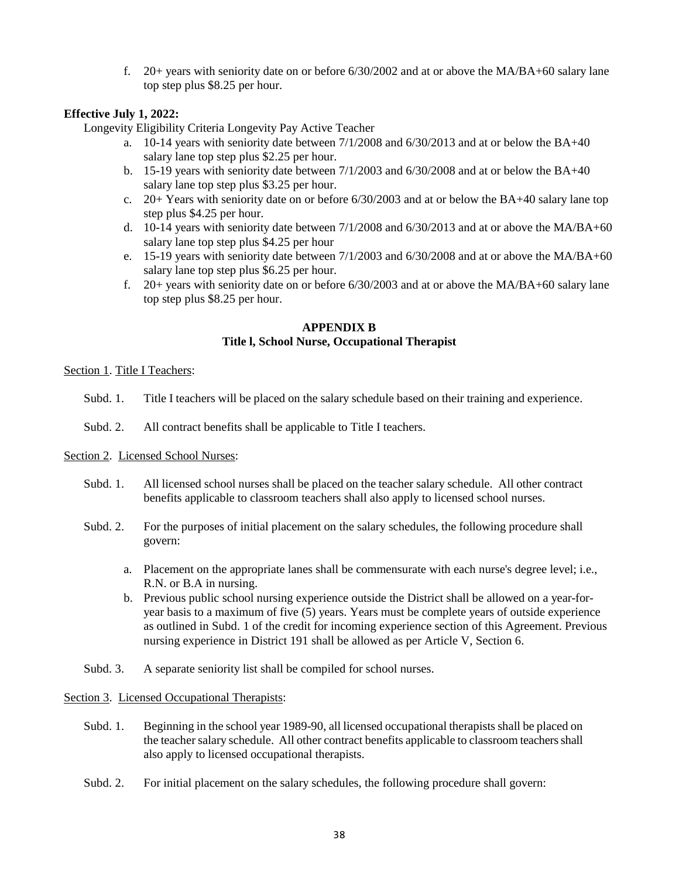f. 20+ years with seniority date on or before 6/30/2002 and at or above the MA/BA+60 salary lane top step plus $8.25 per hour.

**Effective July 1, 2022:**

Longevity Eligibility Criteria Longevity Pay Active Teacher

a. 10-14 years with seniority date between 7/1/2008 and 6/30/2013 and at or below the BA+40 salary lane top step plus $2.25 per hour.
b. 15-19 years with seniority date between 7/1/2003 and 6/30/2008 and at or below the BA+40 salary lane top step plus $3.25 per hour.
c. 20+ Years with seniority date on or before 6/30/2003 and at or below the BA+40 salary lane top step plus $4.25 per hour.
d. 10-14 years with seniority date between 7/1/2008 and 6/30/2013 and at or above the MA/BA+60 salary lane top step plus $4.25 per hour
e. 15-19 years with seniority date between 7/1/2003 and 6/30/2008 and at or above the MA/BA+60 salary lane top step plus $6.25 per hour.
f. 20+ years with seniority date on or before 6/30/2003 and at or above the MA/BA+60 salary lane top step plus $8.25 per hour.

## APPENDIX B
### Title l, School Nurse, Occupational Therapist

Section 1. Title I Teachers:

Subd. 1. Title I teachers will be placed on the salary schedule based on their training and experience.

Subd. 2. All contract benefits shall be applicable to Title I teachers.

Section 2. Licensed School Nurses:

Subd. 1. All licensed school nurses shall be placed on the teacher salary schedule. All other contract benefits applicable to classroom teachers shall also apply to licensed school nurses.

Subd. 2. For the purposes of initial placement on the salary schedules, the following procedure shall govern:

a. Placement on the appropriate lanes shall be commensurate with each nurse's degree level; i.e., R.N. or B.A in nursing.
b. Previous public school nursing experience outside the District shall be allowed on a year-for-year basis to a maximum of five (5) years. Years must be complete years of outside experience as outlined in Subd. 1 of the credit for incoming experience section of this Agreement. Previous nursing experience in District 191 shall be allowed as per Article V, Section 6.

Subd. 3. A separate seniority list shall be compiled for school nurses.

Section 3. Licensed Occupational Therapists:

Subd. 1. Beginning in the school year 1989-90, all licensed occupational therapists shall be placed on the teacher salary schedule. All other contract benefits applicable to classroom teachers shall also apply to licensed occupational therapists.

Subd. 2. For initial placement on the salary schedules, the following procedure shall govern: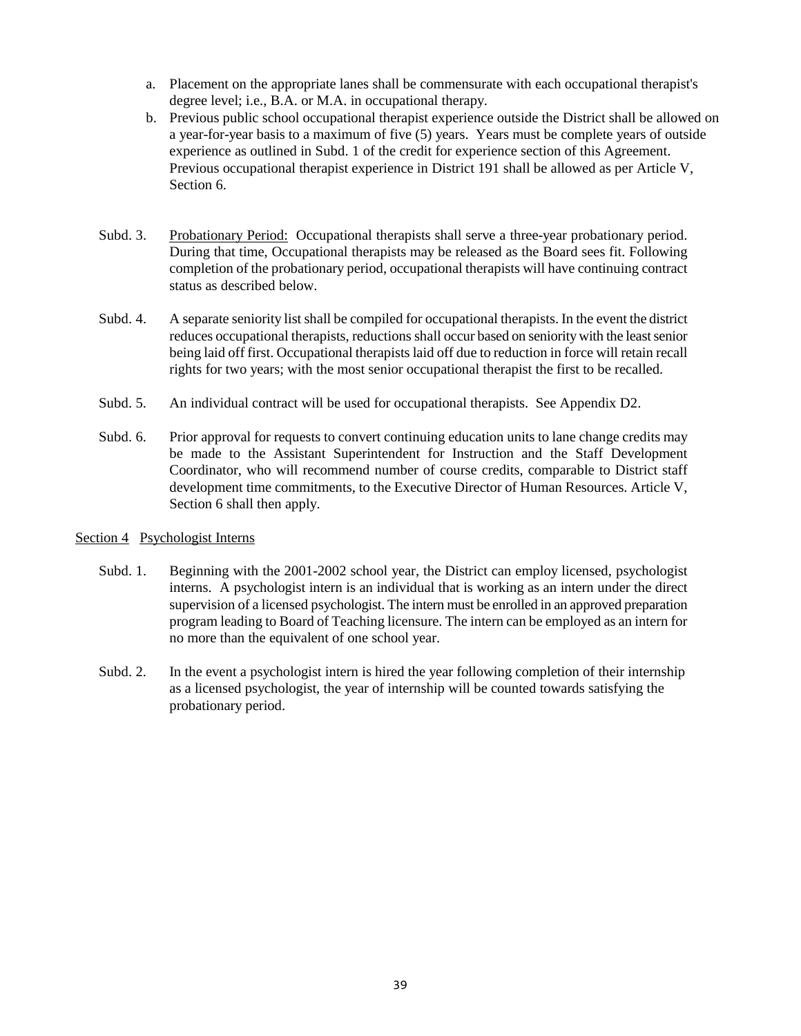a. Placement on the appropriate lanes shall be commensurate with each occupational therapist's degree level; i.e., B.A. or M.A. in occupational therapy.
b. Previous public school occupational therapist experience outside the District shall be allowed on a year-for-year basis to a maximum of five (5) years. Years must be complete years of outside experience as outlined in Subd. 1 of the credit for experience section of this Agreement. Previous occupational therapist experience in District 191 shall be allowed as per Article V, Section 6.

Subd. 3. Probationary Period: Occupational therapists shall serve a three-year probationary period. During that time, Occupational therapists may be released as the Board sees fit. Following completion of the probationary period, occupational therapists will have continuing contract status as described below.

Subd. 4. A separate seniority list shall be compiled for occupational therapists. In the event the district reduces occupational therapists, reductions shall occur based on seniority with the least senior being laid off first. Occupational therapists laid off due to reduction in force will retain recall rights for two years; with the most senior occupational therapist the first to be recalled.

Subd. 5. An individual contract will be used for occupational therapists. See Appendix D2.

Subd. 6. Prior approval for requests to convert continuing education units to lane change credits may be made to the Assistant Superintendent for Instruction and the Staff Development Coordinator, who will recommend number of course credits, comparable to District staff development time commitments, to the Executive Director of Human Resources. Article V, Section 6 shall then apply.

## Section 4 Psychologist Interns

Subd. 1. Beginning with the 2001-2002 school year, the District can employ licensed, psychologist interns. A psychologist intern is an individual that is working as an intern under the direct supervision of a licensed psychologist. The intern must be enrolled in an approved preparation program leading to Board of Teaching licensure. The intern can be employed as an intern for no more than the equivalent of one school year.

Subd. 2. In the event a psychologist intern is hired the year following completion of their internship as a licensed psychologist, the year of internship will be counted towards satisfying the probationary period.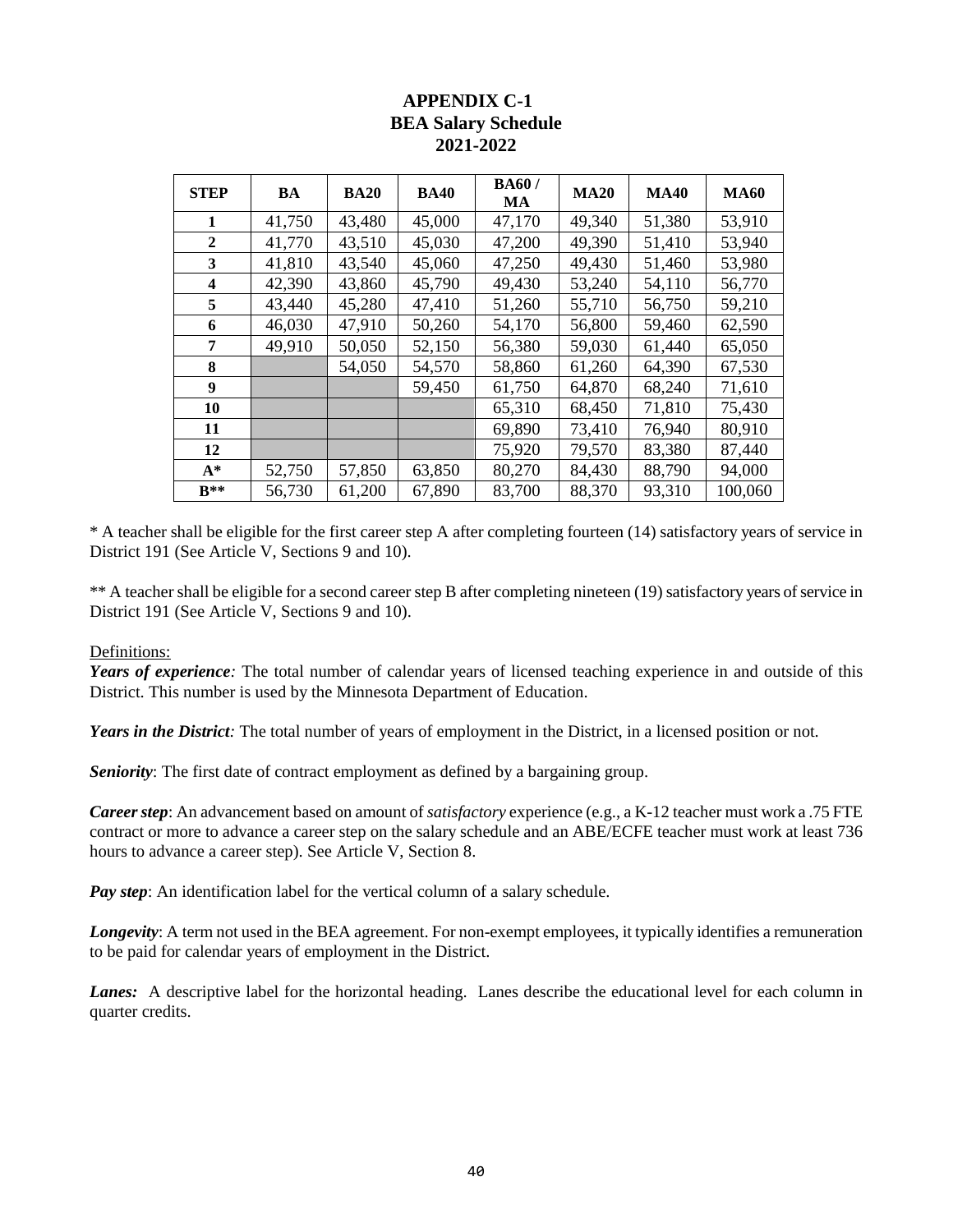# APPENDIX C-1
## BEA Salary Schedule
## 2021-2022

| STEP | BA | BA20 | BA40 | BA60 / MA | MA20 | MA40 | MA60 |
|---|---|---|---|---|---|---|---|
| 1 | 41,750 | 43,480 | 45,000 | 47,170 | 49,340 | 51,380 | 53,910 |
| 2 | 41,770 | 43,510 | 45,030 | 47,200 | 49,390 | 51,410 | 53,940 |
| 3 | 41,810 | 43,540 | 45,060 | 47,250 | 49,430 | 51,460 | 53,980 |
| 4 | 42,390 | 43,860 | 45,790 | 49,430 | 53,240 | 54,110 | 56,770 |
| 5 | 43,440 | 45,280 | 47,410 | 51,260 | 55,710 | 56,750 | 59,210 |
| 6 | 46,030 | 47,910 | 50,260 | 54,170 | 56,800 | 59,460 | 62,590 |
| 7 | 49,910 | 50,050 | 52,150 | 56,380 | 59,030 | 61,440 | 65,050 |
| 8 | | 54,050 | 54,570 | 58,860 | 61,260 | 64,390 | 67,530 |
| 9 | | | 59,450 | 61,750 | 64,870 | 68,240 | 71,610 |
| 10 | | | | 65,310 | 68,450 | 71,810 | 75,430 |
| 11 | | | | 69,890 | 73,410 | 76,940 | 80,910 |
| 12 | | | | 75,920 | 79,570 | 83,380 | 87,440 |
| A* | 52,750 | 57,850 | 63,850 | 80,270 | 84,430 | 88,790 | 94,000 |
| B** | 56,730 | 61,200 | 67,890 | 83,700 | 88,370 | 93,310 | 100,060 |

* A teacher shall be eligible for the first career step A after completing fourteen (14) satisfactory years of service in District 191 (See Article V, Sections 9 and 10).

** A teacher shall be eligible for a second career step B after completing nineteen (19) satisfactory years of service in District 191 (See Article V, Sections 9 and 10).

Definitions:

***Years of experience:*** The total number of calendar years of licensed teaching experience in and outside of this District. This number is used by the Minnesota Department of Education.

***Years in the District:*** The total number of years of employment in the District, in a licensed position or not.

***Seniority***: The first date of contract employment as defined by a bargaining group.

***Career step***: An advancement based on amount of *satisfactory* experience (e.g., a K-12 teacher must work a .75 FTE contract or more to advance a career step on the salary schedule and an ABE/ECFE teacher must work at least 736 hours to advance a career step). See Article V, Section 8.

***Pay step***: An identification label for the vertical column of a salary schedule.

***Longevity***: A term not used in the BEA agreement. For non-exempt employees, it typically identifies a remuneration to be paid for calendar years of employment in the District.

***Lanes:*** A descriptive label for the horizontal heading. Lanes describe the educational level for each column in quarter credits.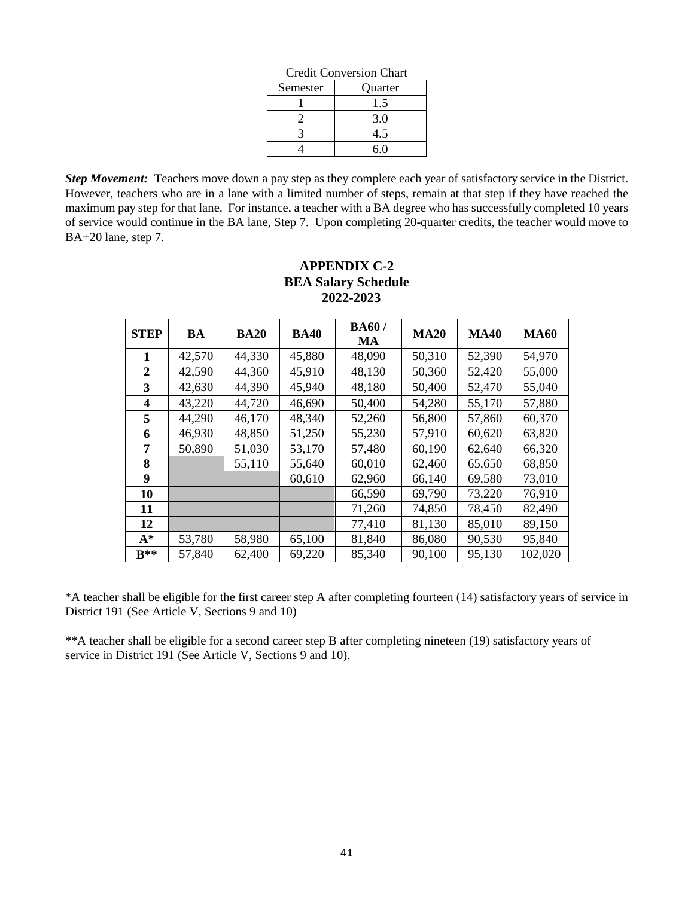Credit Conversion Chart

| Semester | Quarter |
|---|---|
| 1 | 1.5 |
| 2 | 3.0 |
| 3 | 4.5 |
| 4 | 6.0 |

***Step Movement:*** Teachers move down a pay step as they complete each year of satisfactory service in the District. However, teachers who are in a lane with a limited number of steps, remain at that step if they have reached the maximum pay step for that lane. For instance, a teacher with a BA degree who has successfully completed 10 years of service would continue in the BA lane, Step 7. Upon completing 20-quarter credits, the teacher would move to BA+20 lane, step 7.

## APPENDIX C-2
## BEA Salary Schedule
## 2022-2023

| STEP | BA | BA20 | BA40 | BA60 / MA | MA20 | MA40 | MA60 |
|---|---|---|---|---|---|---|---|
| **1** | 42,570 | 44,330 | 45,880 | 48,090 | 50,310 | 52,390 | 54,970 |
| **2** | 42,590 | 44,360 | 45,910 | 48,130 | 50,360 | 52,420 | 55,000 |
| **3** | 42,630 | 44,390 | 45,940 | 48,180 | 50,400 | 52,470 | 55,040 |
| **4** | 43,220 | 44,720 | 46,690 | 50,400 | 54,280 | 55,170 | 57,880 |
| **5** | 44,290 | 46,170 | 48,340 | 52,260 | 56,800 | 57,860 | 60,370 |
| **6** | 46,930 | 48,850 | 51,250 | 55,230 | 57,910 | 60,620 | 63,820 |
| **7** | 50,890 | 51,030 | 53,170 | 57,480 | 60,190 | 62,640 | 66,320 |
| **8** | | 55,110 | 55,640 | 60,010 | 62,460 | 65,650 | 68,850 |
| **9** | | | 60,610 | 62,960 | 66,140 | 69,580 | 73,010 |
| **10** | | | | 66,590 | 69,790 | 73,220 | 76,910 |
| **11** | | | | 71,260 | 74,850 | 78,450 | 82,490 |
| **12** | | | | 77,410 | 81,130 | 85,010 | 89,150 |
| **A*** | 53,780 | 58,980 | 65,100 | 81,840 | 86,080 | 90,530 | 95,840 |
| **B**** | 57,840 | 62,400 | 69,220 | 85,340 | 90,100 | 95,130 | 102,020 |

*A teacher shall be eligible for the first career step A after completing fourteen (14) satisfactory years of service in District 191 (See Article V, Sections 9 and 10)

**A teacher shall be eligible for a second career step B after completing nineteen (19) satisfactory years of service in District 191 (See Article V, Sections 9 and 10).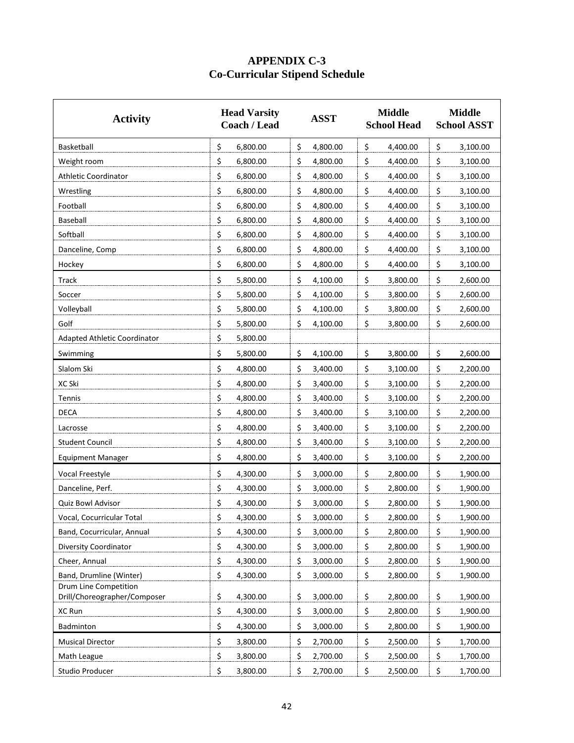# APPENDIX C-3
## Co-Curricular Stipend Schedule

| Activity | Head Varsity Coach / Lead | ASST | Middle School Head | Middle School ASST |
|---|---|---|---|---|
| Basketball | $ 6,800.00 | $ 4,800.00 | $ 4,400.00 | $ 3,100.00 |
| Weight room | $ 6,800.00 | $ 4,800.00 | $ 4,400.00 | $ 3,100.00 |
| Athletic Coordinator | $ 6,800.00 | $ 4,800.00 | $ 4,400.00 | $ 3,100.00 |
| Wrestling | $ 6,800.00 | $ 4,800.00 | $ 4,400.00 | $ 3,100.00 |
| Football | $ 6,800.00 | $ 4,800.00 | $ 4,400.00 | $ 3,100.00 |
| Baseball | $ 6,800.00 | $ 4,800.00 | $ 4,400.00 | $ 3,100.00 |
| Softball | $ 6,800.00 | $ 4,800.00 | $ 4,400.00 | $ 3,100.00 |
| Danceline, Comp | $ 6,800.00 | $ 4,800.00 | $ 4,400.00 | $ 3,100.00 |
| Hockey | $ 6,800.00 | $ 4,800.00 | $ 4,400.00 | $ 3,100.00 |
| Track | $ 5,800.00 | $ 4,100.00 | $ 3,800.00 | $ 2,600.00 |
| Soccer | $ 5,800.00 | $ 4,100.00 | $ 3,800.00 | $ 2,600.00 |
| Volleyball | $ 5,800.00 | $ 4,100.00 | $ 3,800.00 | $ 2,600.00 |
| Golf | $ 5,800.00 | $ 4,100.00 | $ 3,800.00 | $ 2,600.00 |
| Adapted Athletic Coordinator | $ 5,800.00 | | | |
| Swimming | $ 5,800.00 | $ 4,100.00 | $ 3,800.00 | $ 2,600.00 |
| Slalom Ski | $ 4,800.00 | $ 3,400.00 | $ 3,100.00 | $ 2,200.00 |
| XC Ski | $ 4,800.00 | $ 3,400.00 | $ 3,100.00 | $ 2,200.00 |
| Tennis | $ 4,800.00 | $ 3,400.00 | $ 3,100.00 | $ 2,200.00 |
| DECA | $ 4,800.00 | $ 3,400.00 | $ 3,100.00 | $ 2,200.00 |
| Lacrosse | $ 4,800.00 | $ 3,400.00 | $ 3,100.00 | $ 2,200.00 |
| Student Council | $ 4,800.00 | $ 3,400.00 | $ 3,100.00 | $ 2,200.00 |
| Equipment Manager | $ 4,800.00 | $ 3,400.00 | $ 3,100.00 | $ 2,200.00 |
| Vocal Freestyle | $ 4,300.00 | $ 3,000.00 | $ 2,800.00 | $ 1,900.00 |
| Danceline, Perf. | $ 4,300.00 | $ 3,000.00 | $ 2,800.00 | $ 1,900.00 |
| Quiz Bowl Advisor | $ 4,300.00 | $ 3,000.00 | $ 2,800.00 | $ 1,900.00 |
| Vocal, Cocurricular Total | $ 4,300.00 | $ 3,000.00 | $ 2,800.00 | $ 1,900.00 |
| Band, Cocurricular, Annual | $ 4,300.00 | $ 3,000.00 | $ 2,800.00 | $ 1,900.00 |
| Diversity Coordinator | $ 4,300.00 | $ 3,000.00 | $ 2,800.00 | $ 1,900.00 |
| Cheer, Annual | $ 4,300.00 | $ 3,000.00 | $ 2,800.00 | $ 1,900.00 |
| Band, Drumline (Winter) | $ 4,300.00 | $ 3,000.00 | $ 2,800.00 | $ 1,900.00 |
| Drum Line Competition Drill/Choreographer/Composer | $ 4,300.00 | $ 3,000.00 | $ 2,800.00 | $ 1,900.00 |
| XC Run | $ 4,300.00 | $ 3,000.00 | $ 2,800.00 | $ 1,900.00 |
| Badminton | $ 4,300.00 | $ 3,000.00 | $ 2,800.00 | $ 1,900.00 |
| Musical Director | $ 3,800.00 | $ 2,700.00 | $ 2,500.00 | $ 1,700.00 |
| Math League | $ 3,800.00 | $ 2,700.00 | $ 2,500.00 | $ 1,700.00 |
| Studio Producer | $ 3,800.00 | $ 2,700.00 | $ 2,500.00 | $ 1,700.00 |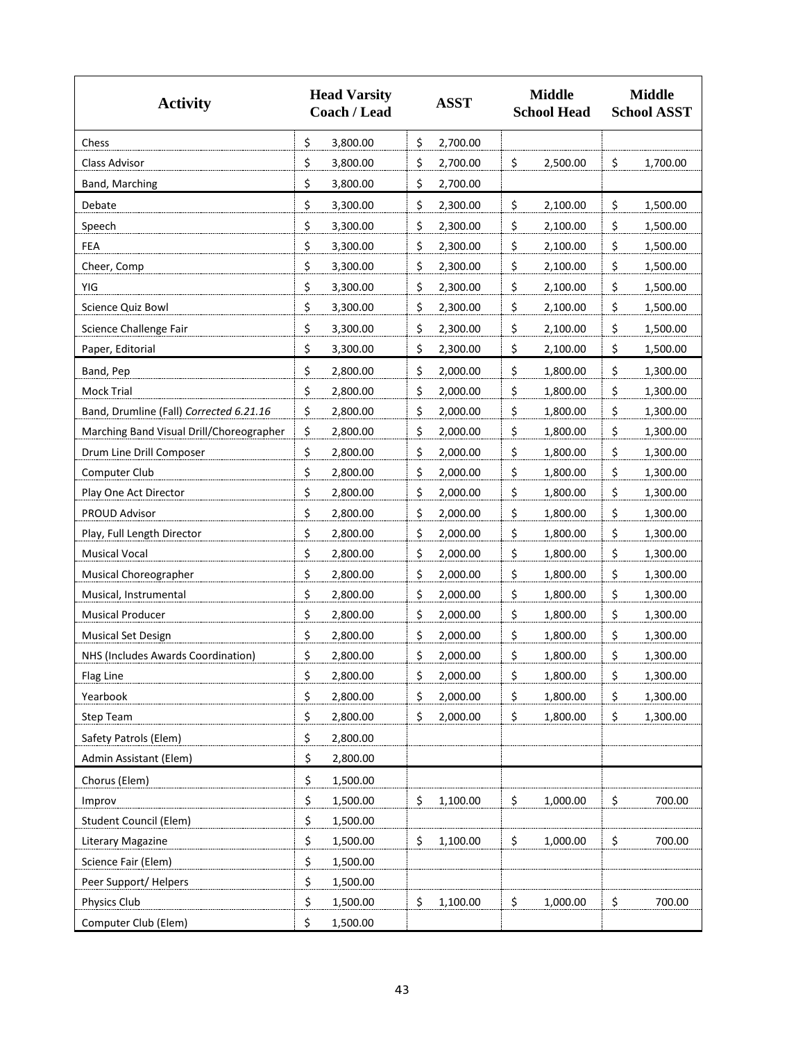| Activity | Head Varsity Coach / Lead | ASST | Middle School Head | Middle School ASST |
|---|---|---|---|---|
| Chess | $ 3,800.00 | $ 2,700.00 | | |
| Class Advisor | $ 3,800.00 | $ 2,700.00 | $ 2,500.00 | $ 1,700.00 |
| Band, Marching | $ 3,800.00 | $ 2,700.00 | | |
| Debate | $ 3,300.00 | $ 2,300.00 | $ 2,100.00 | $ 1,500.00 |
| Speech | $ 3,300.00 | $ 2,300.00 | $ 2,100.00 | $ 1,500.00 |
| FEA | $ 3,300.00 | $ 2,300.00 | $ 2,100.00 | $ 1,500.00 |
| Cheer, Comp | $ 3,300.00 | $ 2,300.00 | $ 2,100.00 | $ 1,500.00 |
| YIG | $ 3,300.00 | $ 2,300.00 | $ 2,100.00 | $ 1,500.00 |
| Science Quiz Bowl | $ 3,300.00 | $ 2,300.00 | $ 2,100.00 | $ 1,500.00 |
| Science Challenge Fair | $ 3,300.00 | $ 2,300.00 | $ 2,100.00 | $ 1,500.00 |
| Paper, Editorial | $ 3,300.00 | $ 2,300.00 | $ 2,100.00 | $ 1,500.00 |
| Band, Pep | $ 2,800.00 | $ 2,000.00 | $ 1,800.00 | $ 1,300.00 |
| Mock Trial | $ 2,800.00 | $ 2,000.00 | $ 1,800.00 | $ 1,300.00 |
| Band, Drumline (Fall) *Corrected 6.21.16* | $ 2,800.00 | $ 2,000.00 | $ 1,800.00 | $ 1,300.00 |
| Marching Band Visual Drill/Choreographer | $ 2,800.00 | $ 2,000.00 | $ 1,800.00 | $ 1,300.00 |
| Drum Line Drill Composer | $ 2,800.00 | $ 2,000.00 | $ 1,800.00 | $ 1,300.00 |
| Computer Club | $ 2,800.00 | $ 2,000.00 | $ 1,800.00 | $ 1,300.00 |
| Play One Act Director | $ 2,800.00 | $ 2,000.00 | $ 1,800.00 | $ 1,300.00 |
| PROUD Advisor | $ 2,800.00 | $ 2,000.00 | $ 1,800.00 | $ 1,300.00 |
| Play, Full Length Director | $ 2,800.00 | $ 2,000.00 | $ 1,800.00 | $ 1,300.00 |
| Musical Vocal | $ 2,800.00 | $ 2,000.00 | $ 1,800.00 | $ 1,300.00 |
| Musical Choreographer | $ 2,800.00 | $ 2,000.00 | $ 1,800.00 | $ 1,300.00 |
| Musical, Instrumental | $ 2,800.00 | $ 2,000.00 | $ 1,800.00 | $ 1,300.00 |
| Musical Producer | $ 2,800.00 | $ 2,000.00 | $ 1,800.00 | $ 1,300.00 |
| Musical Set Design | $ 2,800.00 | $ 2,000.00 | $ 1,800.00 | $ 1,300.00 |
| NHS (Includes Awards Coordination) | $ 2,800.00 | $ 2,000.00 | $ 1,800.00 | $ 1,300.00 |
| Flag Line | $ 2,800.00 | $ 2,000.00 | $ 1,800.00 | $ 1,300.00 |
| Yearbook | $ 2,800.00 | $ 2,000.00 | $ 1,800.00 | $ 1,300.00 |
| Step Team | $ 2,800.00 | $ 2,000.00 | $ 1,800.00 | $ 1,300.00 |
| Safety Patrols (Elem) | $ 2,800.00 | | | |
| Admin Assistant (Elem) | $ 2,800.00 | | | |
| Chorus (Elem) | $ 1,500.00 | | | |
| Improv | $ 1,500.00 | $ 1,100.00 | $ 1,000.00 | $ 700.00 |
| Student Council (Elem) | $ 1,500.00 | | | |
| Literary Magazine | $ 1,500.00 | $ 1,100.00 | $ 1,000.00 | $ 700.00 |
| Science Fair (Elem) | $ 1,500.00 | | | |
| Peer Support/ Helpers | $ 1,500.00 | | | |
| Physics Club | $ 1,500.00 | $ 1,100.00 | $ 1,000.00 | $ 700.00 |
| Computer Club (Elem) | $ 1,500.00 | | | |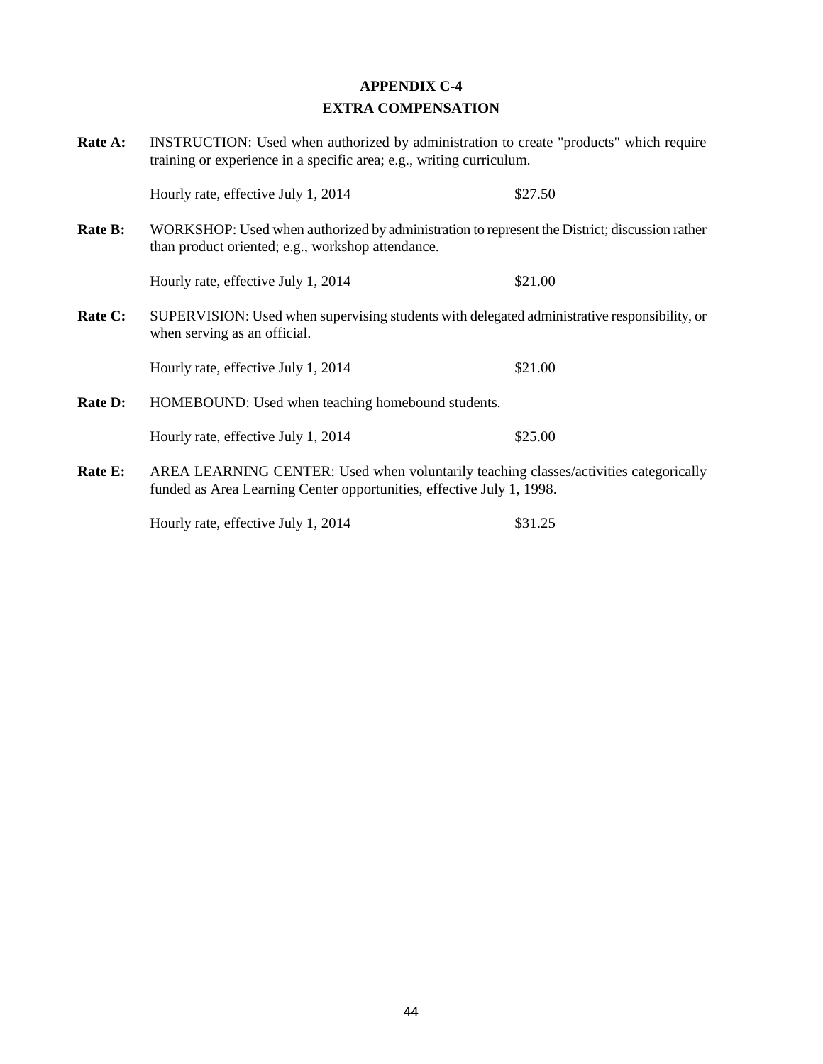# APPENDIX C-4

## EXTRA COMPENSATION

**Rate A:** INSTRUCTION: Used when authorized by administration to create "products" which require training or experience in a specific area; e.g., writing curriculum.

Hourly rate, effective July 1, 2014 — $27.50

**Rate B:** WORKSHOP: Used when authorized by administration to represent the District; discussion rather than product oriented; e.g., workshop attendance.

Hourly rate, effective July 1, 2014 — $21.00

**Rate C:** SUPERVISION: Used when supervising students with delegated administrative responsibility, or when serving as an official.

Hourly rate, effective July 1, 2014 — $21.00

**Rate D:** HOMEBOUND: Used when teaching homebound students.

Hourly rate, effective July 1, 2014 — $25.00

**Rate E:** AREA LEARNING CENTER: Used when voluntarily teaching classes/activities categorically funded as Area Learning Center opportunities, effective July 1, 1998.

Hourly rate, effective July 1, 2014 — $31.25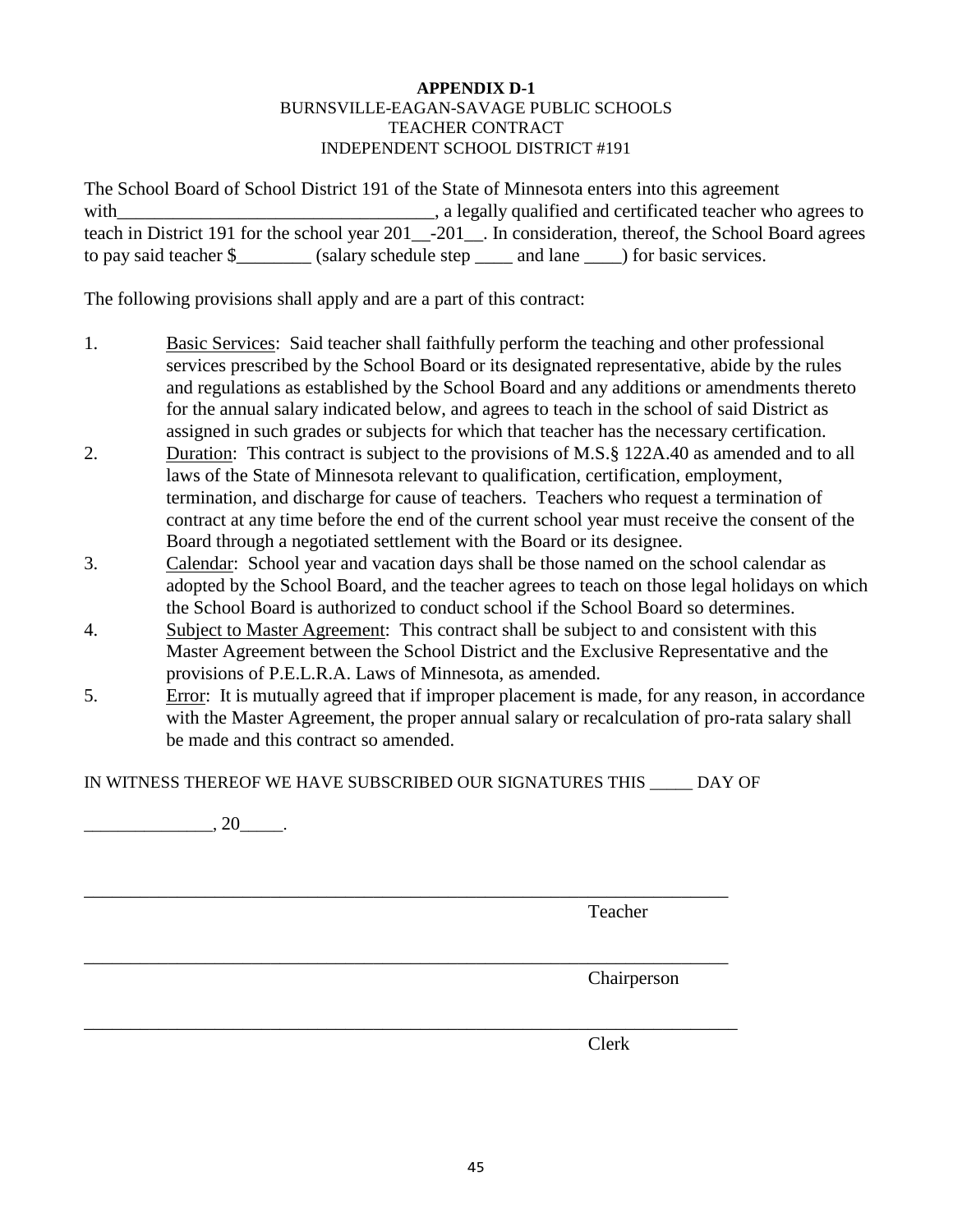**APPENDIX D-1**

BURNSVILLE-EAGAN-SAVAGE PUBLIC SCHOOLS
TEACHER CONTRACT
INDEPENDENT SCHOOL DISTRICT #191

The School Board of School District 191 of the State of Minnesota enters into this agreement with___________________________________, a legally qualified and certificated teacher who agrees to teach in District 191 for the school year 201__-201__. In consideration, thereof, the School Board agrees to pay said teacher $________ (salary schedule step ____ and lane ____) for basic services.

The following provisions shall apply and are a part of this contract:

1. Basic Services: Said teacher shall faithfully perform the teaching and other professional services prescribed by the School Board or its designated representative, abide by the rules and regulations as established by the School Board and any additions or amendments thereto for the annual salary indicated below, and agrees to teach in the school of said District as assigned in such grades or subjects for which that teacher has the necessary certification.
2. Duration: This contract is subject to the provisions of M.S.§ 122A.40 as amended and to all laws of the State of Minnesota relevant to qualification, certification, employment, termination, and discharge for cause of teachers. Teachers who request a termination of contract at any time before the end of the current school year must receive the consent of the Board through a negotiated settlement with the Board or its designee.
3. Calendar: School year and vacation days shall be those named on the school calendar as adopted by the School Board, and the teacher agrees to teach on those legal holidays on which the School Board is authorized to conduct school if the School Board so determines.
4. Subject to Master Agreement: This contract shall be subject to and consistent with this Master Agreement between the School District and the Exclusive Representative and the provisions of P.E.L.R.A. Laws of Minnesota, as amended.
5. Error: It is mutually agreed that if improper placement is made, for any reason, in accordance with the Master Agreement, the proper annual salary or recalculation of pro-rata salary shall be made and this contract so amended.

IN WITNESS THEREOF WE HAVE SUBSCRIBED OUR SIGNATURES THIS _____ DAY OF

______________, 20_____.

_________________________________________________________________________
Teacher

_________________________________________________________________________
Chairperson

_________________________________________________________________________
Clerk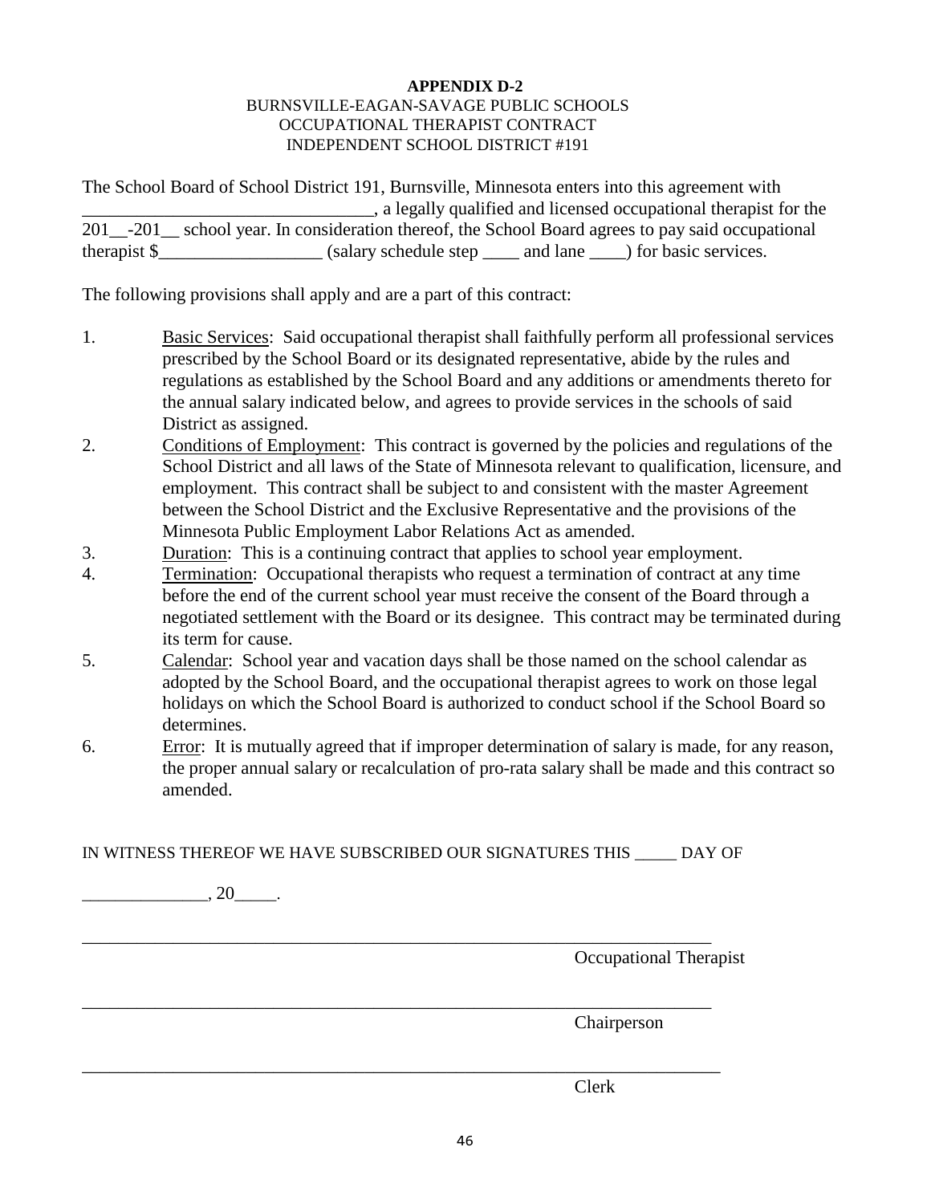**APPENDIX D-2**

BURNSVILLE-EAGAN-SAVAGE PUBLIC SCHOOLS
OCCUPATIONAL THERAPIST CONTRACT
INDEPENDENT SCHOOL DISTRICT #191

The School Board of School District 191, Burnsville, Minnesota enters into this agreement with \_\_\_\_\_\_\_\_\_\_\_\_\_\_\_\_\_\_\_\_\_\_\_\_\_\_\_\_\_\_\_\_, a legally qualified and licensed occupational therapist for the 201\_\_-201\_\_ school year. In consideration thereof, the School Board agrees to pay said occupational therapist $\_\_\_\_\_\_\_\_\_\_\_\_\_\_\_\_\_\_ (salary schedule step \_\_\_\_ and lane \_\_\_\_) for basic services.

The following provisions shall apply and are a part of this contract:

1. Basic Services: Said occupational therapist shall faithfully perform all professional services prescribed by the School Board or its designated representative, abide by the rules and regulations as established by the School Board and any additions or amendments thereto for the annual salary indicated below, and agrees to provide services in the schools of said District as assigned.
2. Conditions of Employment: This contract is governed by the policies and regulations of the School District and all laws of the State of Minnesota relevant to qualification, licensure, and employment. This contract shall be subject to and consistent with the master Agreement between the School District and the Exclusive Representative and the provisions of the Minnesota Public Employment Labor Relations Act as amended.
3. Duration: This is a continuing contract that applies to school year employment.
4. Termination: Occupational therapists who request a termination of contract at any time before the end of the current school year must receive the consent of the Board through a negotiated settlement with the Board or its designee. This contract may be terminated during its term for cause.
5. Calendar: School year and vacation days shall be those named on the school calendar as adopted by the School Board, and the occupational therapist agrees to work on those legal holidays on which the School Board is authorized to conduct school if the School Board so determines.
6. Error: It is mutually agreed that if improper determination of salary is made, for any reason, the proper annual salary or recalculation of pro-rata salary shall be made and this contract so amended.

IN WITNESS THEREOF WE HAVE SUBSCRIBED OUR SIGNATURES THIS \_\_\_\_\_ DAY OF

\_\_\_\_\_\_\_\_\_\_\_\_\_\_, 20\_\_\_\_\_.

\_\_\_\_\_\_\_\_\_\_\_\_\_\_\_\_\_\_\_\_\_\_\_\_\_\_\_\_\_\_\_\_\_\_\_\_\_\_\_\_\_\_\_\_\_\_\_\_\_\_\_\_\_\_\_\_\_\_\_\_\_\_\_\_\_\_\_\_\_\_

Occupational Therapist

\_\_\_\_\_\_\_\_\_\_\_\_\_\_\_\_\_\_\_\_\_\_\_\_\_\_\_\_\_\_\_\_\_\_\_\_\_\_\_\_\_\_\_\_\_\_\_\_\_\_\_\_\_\_\_\_\_\_\_\_\_\_\_\_\_\_\_\_\_\_

Chairperson

\_\_\_\_\_\_\_\_\_\_\_\_\_\_\_\_\_\_\_\_\_\_\_\_\_\_\_\_\_\_\_\_\_\_\_\_\_\_\_\_\_\_\_\_\_\_\_\_\_\_\_\_\_\_\_\_\_\_\_\_\_\_\_\_\_\_\_\_\_\_

Clerk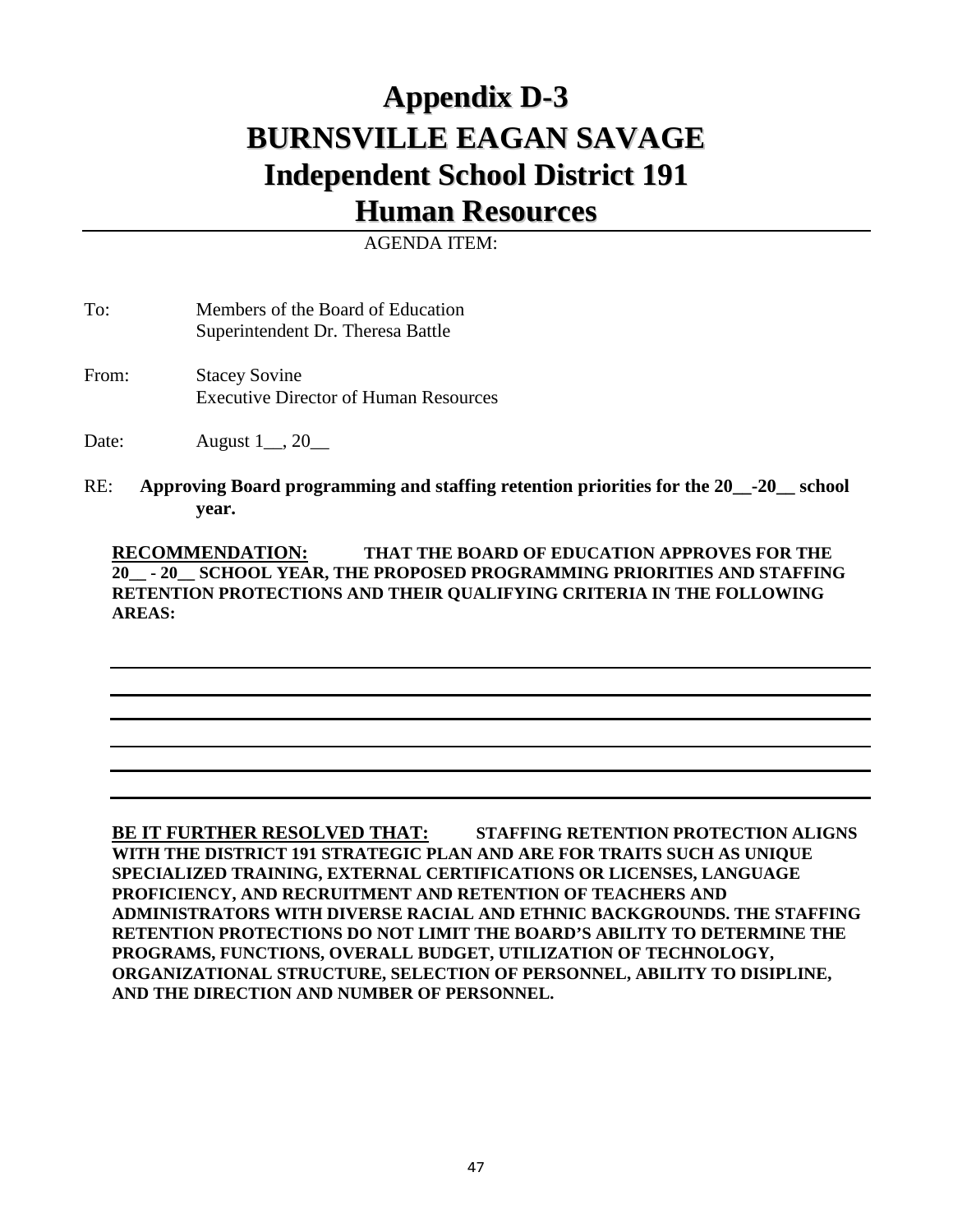# Appendix D-3
# BURNSVILLE EAGAN SAVAGE
# Independent School District 191
# Human Resources

AGENDA ITEM:

To: Members of the Board of Education
Superintendent Dr. Theresa Battle

From: Stacey Sovine
Executive Director of Human Resources

Date: August 1__, 20__

RE: **Approving Board programming and staffing retention priorities for the 20__-20__ school year.**

**RECOMMENDATION:** **THAT THE BOARD OF EDUCATION APPROVES FOR THE 20__ - 20__ SCHOOL YEAR, THE PROPOSED PROGRAMMING PRIORITIES AND STAFFING RETENTION PROTECTIONS AND THEIR QUALIFYING CRITERIA IN THE FOLLOWING AREAS:**

______________________________________________________________________

______________________________________________________________________

______________________________________________________________________

______________________________________________________________________

______________________________________________________________________

______________________________________________________________________

**BE IT FURTHER RESOLVED THAT:** **STAFFING RETENTION PROTECTION ALIGNS WITH THE DISTRICT 191 STRATEGIC PLAN AND ARE FOR TRAITS SUCH AS UNIQUE SPECIALIZED TRAINING, EXTERNAL CERTIFICATIONS OR LICENSES, LANGUAGE PROFICIENCY, AND RECRUITMENT AND RETENTION OF TEACHERS AND ADMINISTRATORS WITH DIVERSE RACIAL AND ETHNIC BACKGROUNDS. THE STAFFING RETENTION PROTECTIONS DO NOT LIMIT THE BOARD'S ABILITY TO DETERMINE THE PROGRAMS, FUNCTIONS, OVERALL BUDGET, UTILIZATION OF TECHNOLOGY, ORGANIZATIONAL STRUCTURE, SELECTION OF PERSONNEL, ABILITY TO DISIPLINE, AND THE DIRECTION AND NUMBER OF PERSONNEL.**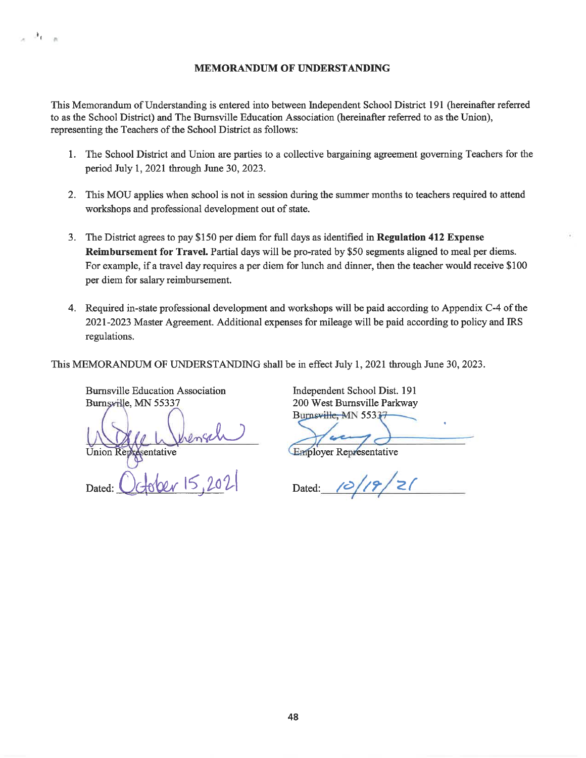# MEMORANDUM OF UNDERSTANDING

This Memorandum of Understanding is entered into between Independent School District 191 (hereinafter referred to as the School District) and The Burnsville Education Association (hereinafter referred to as the Union), representing the Teachers of the School District as follows:

1. The School District and Union are parties to a collective bargaining agreement governing Teachers for the period July 1, 2021 through June 30, 2023.

2. This MOU applies when school is not in session during the summer months to teachers required to attend workshops and professional development out of state.

3. The District agrees to pay $150 per diem for full days as identified in **Regulation 412 Expense Reimbursement for Travel.** Partial days will be pro-rated by $50 segments aligned to meal per diems. For example, if a travel day requires a per diem for lunch and dinner, then the teacher would receive $100 per diem for salary reimbursement.

4. Required in-state professional development and workshops will be paid according to Appendix C-4 of the 2021-2023 Master Agreement. Additional expenses for mileage will be paid according to policy and IRS regulations.

This MEMORANDUM OF UNDERSTANDING shall be in effect July 1, 2021 through June 30, 2023.

Burnsville Education Association
Burnsville, MN 55337

Union Representative

Dated: October 15, 2021

Independent School Dist. 191
200 West Burnsville Parkway
Burnsville, MN 55337

Employer Representative

Dated: 10/19/21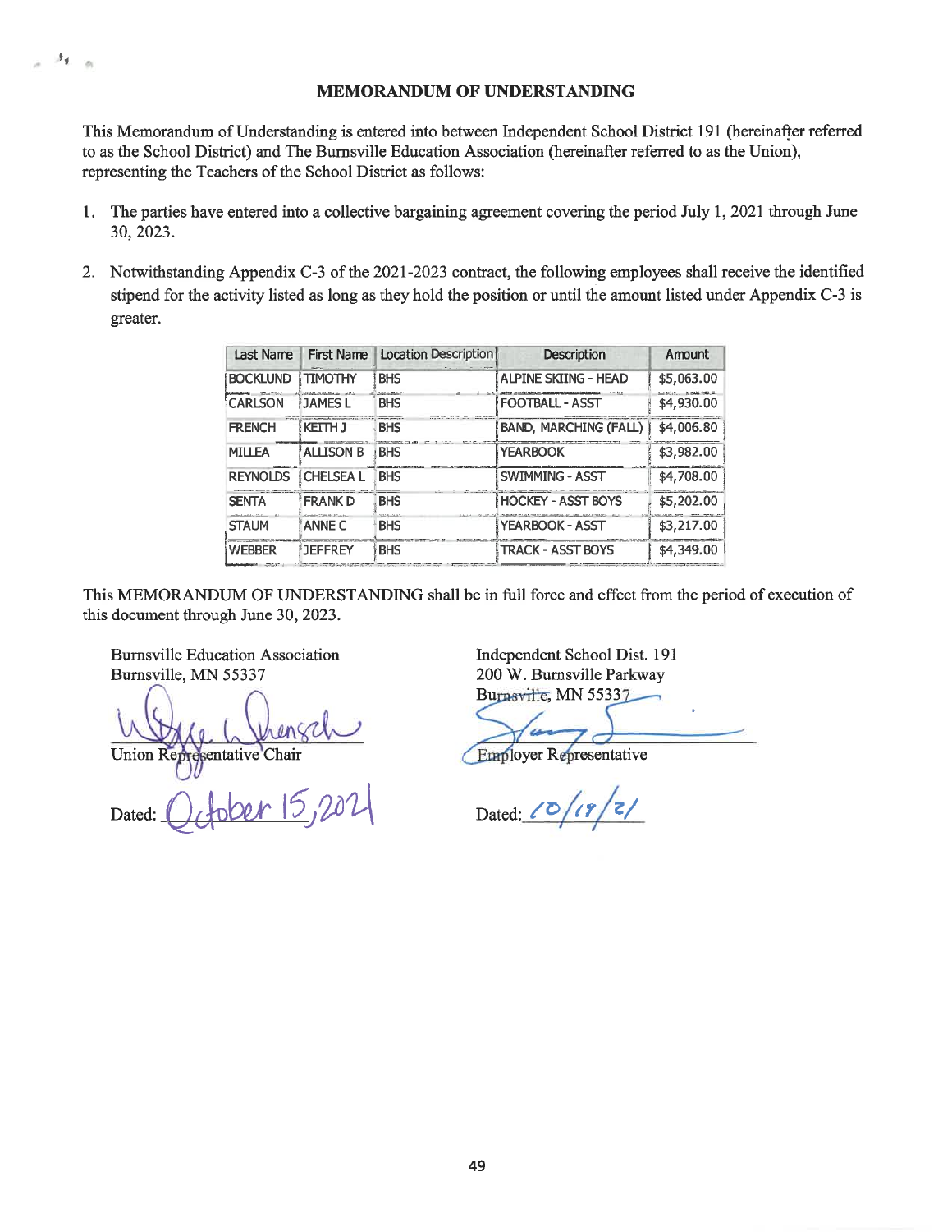# MEMORANDUM OF UNDERSTANDING

This Memorandum of Understanding is entered into between Independent School District 191 (hereinafter referred to as the School District) and The Burnsville Education Association (hereinafter referred to as the Union), representing the Teachers of the School District as follows:

1. The parties have entered into a collective bargaining agreement covering the period July 1, 2021 through June 30, 2023.

2. Notwithstanding Appendix C-3 of the 2021-2023 contract, the following employees shall receive the identified stipend for the activity listed as long as they hold the position or until the amount listed under Appendix C-3 is greater.

| Last Name | First Name | Location Description | Description | Amount |
|---|---|---|---|---|
| BOCKLUND | TIMOTHY | BHS | ALPINE SKIING - HEAD | $5,063.00 |
| CARLSON | JAMES L | BHS | FOOTBALL - ASST | $4,930.00 |
| FRENCH | KEITH J | BHS | BAND, MARCHING (FALL) | $4,006.80 |
| MILLEA | ALLISON B | BHS | YEARBOOK | $3,982.00 |
| REYNOLDS | CHELSEA L | BHS | SWIMMING - ASST | $4,708.00 |
| SENTA | FRANK D | BHS | HOCKEY - ASST BOYS | $5,202.00 |
| STAUM | ANNE C | BHS | YEARBOOK - ASST | $3,217.00 |
| WEBBER | JEFFREY | BHS | TRACK - ASST BOYS | $4,349.00 |

This MEMORANDUM OF UNDERSTANDING shall be in full force and effect from the period of execution of this document through June 30, 2023.

Burnsville Education Association
Burnsville, MN 55337

Union Representative Chair

Dated: October 15, 2021

Independent School Dist. 191
200 W. Burnsville Parkway
Burnsville, MN 55337

Employer Representative

Dated: 10/19/21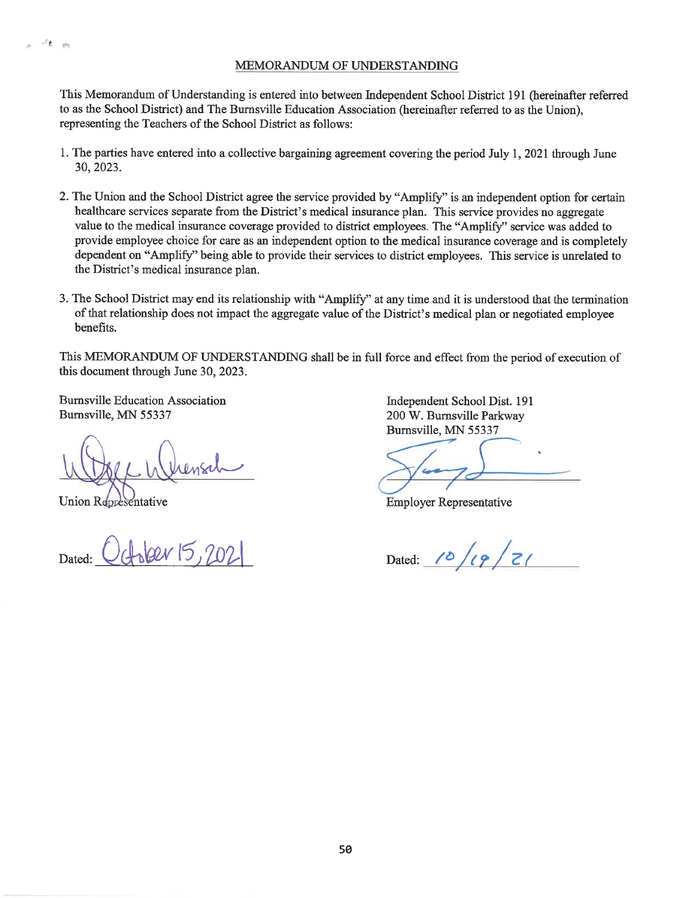# MEMORANDUM OF UNDERSTANDING

This Memorandum of Understanding is entered into between Independent School District 191 (hereinafter referred to as the School District) and The Burnsville Education Association (hereinafter referred to as the Union), representing the Teachers of the School District as follows:

1. The parties have entered into a collective bargaining agreement covering the period July 1, 2021 through June 30, 2023.

2. The Union and the School District agree the service provided by "Amplify" is an independent option for certain healthcare services separate from the District's medical insurance plan. This service provides no aggregate value to the medical insurance coverage provided to district employees. The "Amplify" service was added to provide employee choice for care as an independent option to the medical insurance coverage and is completely dependent on "Amplify" being able to provide their services to district employees. This service is unrelated to the District's medical insurance plan.

3. The School District may end its relationship with "Amplify" at any time and it is understood that the termination of that relationship does not impact the aggregate value of the District's medical plan or negotiated employee benefits.

This MEMORANDUM OF UNDERSTANDING shall be in full force and effect from the period of execution of this document through June 30, 2023.

Burnsville Education Association
Burnsville, MN 55337

Union Representative

Dated: October 15, 2021

Independent School Dist. 191
200 W. Burnsville Parkway
Burnsville, MN 55337

Employer Representative

Dated: 10/19/21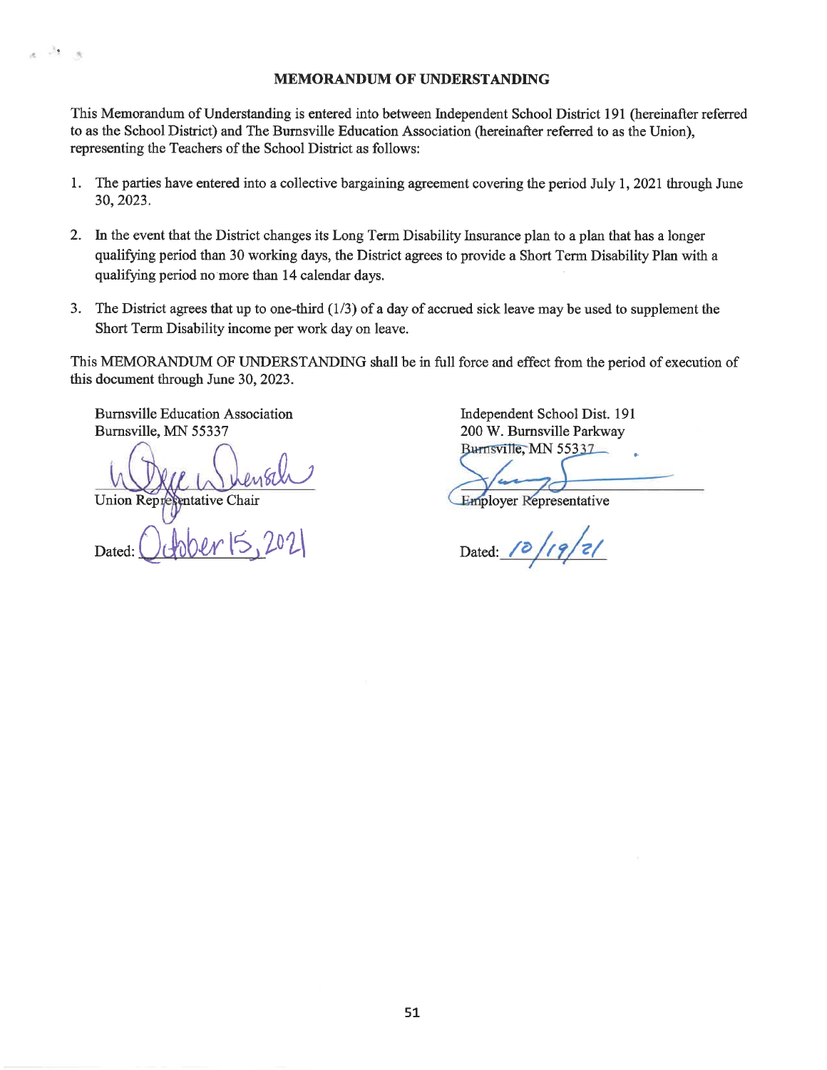# MEMORANDUM OF UNDERSTANDING

This Memorandum of Understanding is entered into between Independent School District 191 (hereinafter referred to as the School District) and The Burnsville Education Association (hereinafter referred to as the Union), representing the Teachers of the School District as follows:

1. The parties have entered into a collective bargaining agreement covering the period July 1, 2021 through June 30, 2023.
2. In the event that the District changes its Long Term Disability Insurance plan to a plan that has a longer qualifying period than 30 working days, the District agrees to provide a Short Term Disability Plan with a qualifying period no more than 14 calendar days.
3. The District agrees that up to one-third (1/3) of a day of accrued sick leave may be used to supplement the Short Term Disability income per work day on leave.

This MEMORANDUM OF UNDERSTANDING shall be in full force and effect from the period of execution of this document through June 30, 2023.

Burnsville Education Association
Burnsville, MN 55337

Union Representative Chair

Dated: October 15, 2021

Independent School Dist. 191
200 W. Burnsville Parkway
Burnsville, MN 55337

Employer Representative

Dated: 10/19/21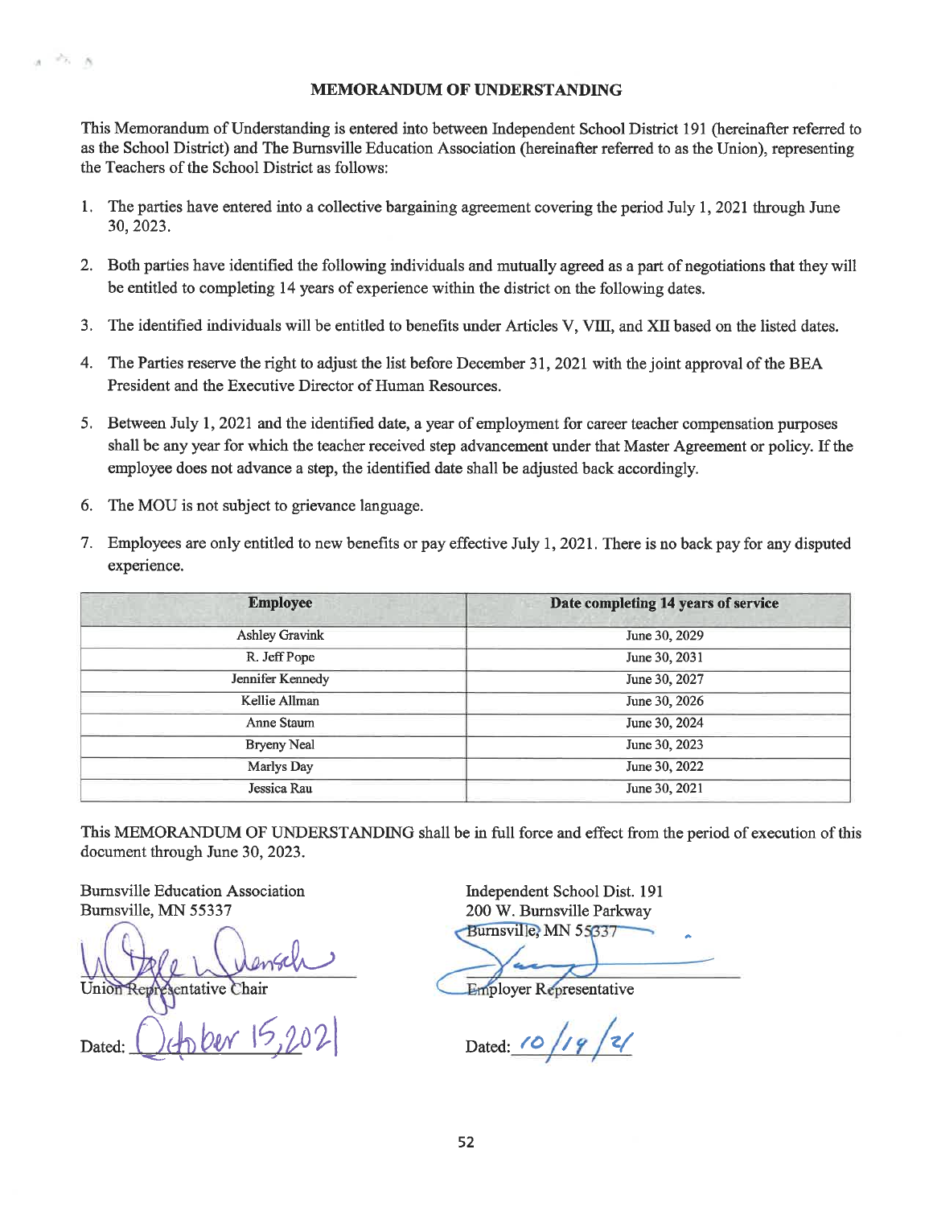# MEMORANDUM OF UNDERSTANDING

This Memorandum of Understanding is entered into between Independent School District 191 (hereinafter referred to as the School District) and The Burnsville Education Association (hereinafter referred to as the Union), representing the Teachers of the School District as follows:

1. The parties have entered into a collective bargaining agreement covering the period July 1, 2021 through June 30, 2023.
2. Both parties have identified the following individuals and mutually agreed as a part of negotiations that they will be entitled to completing 14 years of experience within the district on the following dates.
3. The identified individuals will be entitled to benefits under Articles V, VIII, and XII based on the listed dates.
4. The Parties reserve the right to adjust the list before December 31, 2021 with the joint approval of the BEA President and the Executive Director of Human Resources.
5. Between July 1, 2021 and the identified date, a year of employment for career teacher compensation purposes shall be any year for which the teacher received step advancement under that Master Agreement or policy. If the employee does not advance a step, the identified date shall be adjusted back accordingly.
6. The MOU is not subject to grievance language.
7. Employees are only entitled to new benefits or pay effective July 1, 2021. There is no back pay for any disputed experience.

| Employee | Date completing 14 years of service |
|---|---|
| Ashley Gravink | June 30, 2029 |
| R. Jeff Pope | June 30, 2031 |
| Jennifer Kennedy | June 30, 2027 |
| Kellie Allman | June 30, 2026 |
| Anne Staum | June 30, 2024 |
| Bryeny Neal | June 30, 2023 |
| Marlys Day | June 30, 2022 |
| Jessica Rau | June 30, 2021 |

This MEMORANDUM OF UNDERSTANDING shall be in full force and effect from the period of execution of this document through June 30, 2023.

Burnsville Education Association
Burnsville, MN 55337

Union Representative Chair

Dated: October 15, 2021

Independent School Dist. 191
200 W. Burnsville Parkway
Burnsville, MN 55337

Employer Representative

Dated: 10/19/21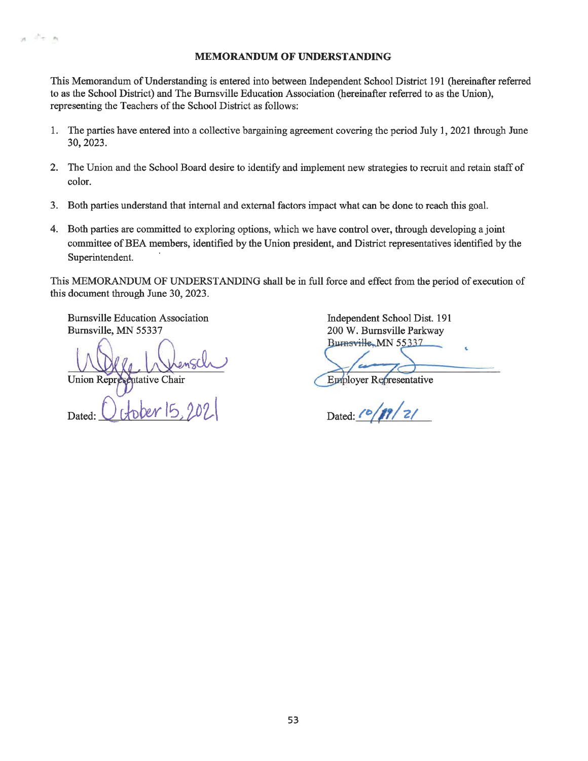# MEMORANDUM OF UNDERSTANDING

This Memorandum of Understanding is entered into between Independent School District 191 (hereinafter referred to as the School District) and The Burnsville Education Association (hereinafter referred to as the Union), representing the Teachers of the School District as follows:

1. The parties have entered into a collective bargaining agreement covering the period July 1, 2021 through June 30, 2023.

2. The Union and the School Board desire to identify and implement new strategies to recruit and retain staff of color.

3. Both parties understand that internal and external factors impact what can be done to reach this goal.

4. Both parties are committed to exploring options, which we have control over, through developing a joint committee of BEA members, identified by the Union president, and District representatives identified by the Superintendent.

This MEMORANDUM OF UNDERSTANDING shall be in full force and effect from the period of execution of this document through June 30, 2023.

Burnsville Education Association
Burnsville, MN 55337

Union Representative Chair

Dated: October 15, 2021

Independent School Dist. 191
200 W. Burnsville Parkway
Burnsville, MN 55337

Employer Representative

Dated: 10/19/21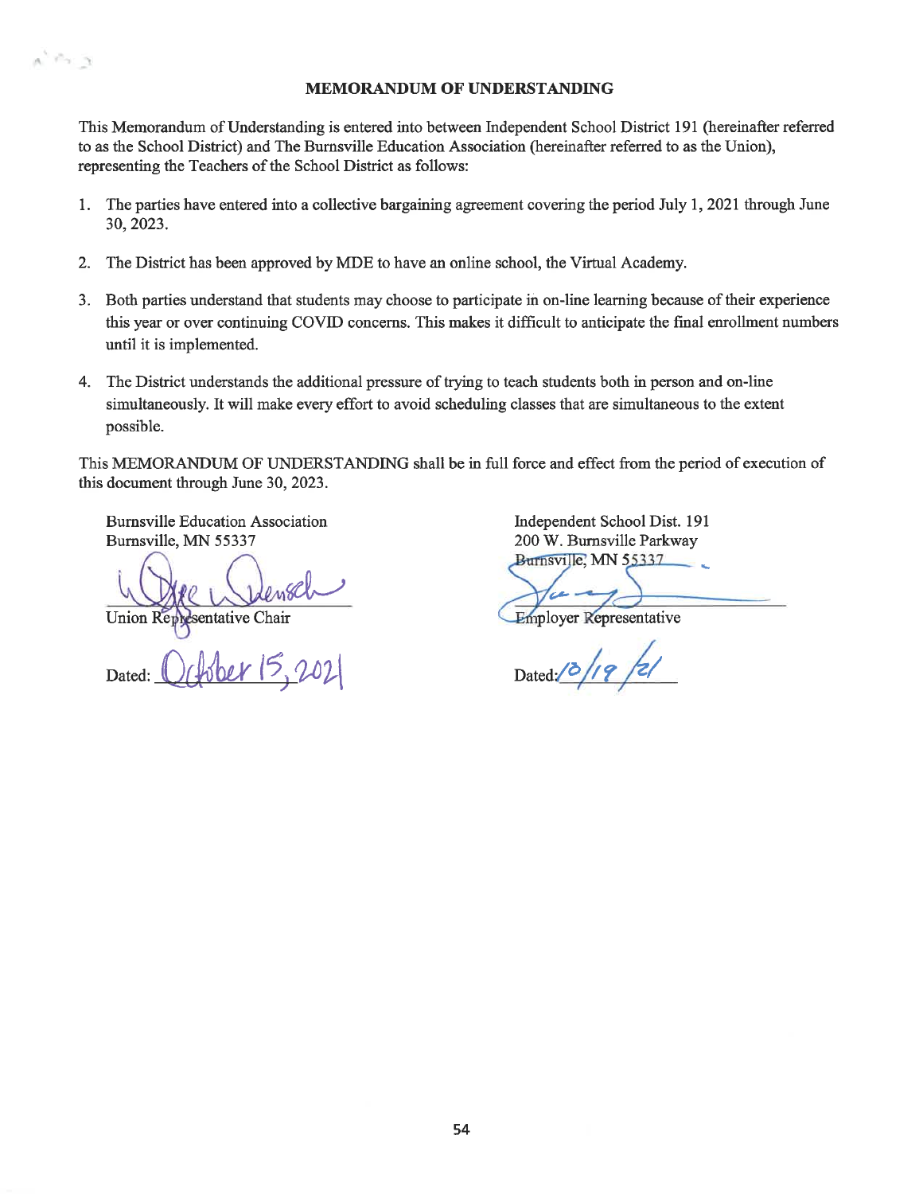**MEMORANDUM OF UNDERSTANDING**

This Memorandum of Understanding is entered into between Independent School District 191 (hereinafter referred to as the School District) and The Burnsville Education Association (hereinafter referred to as the Union), representing the Teachers of the School District as follows:

1. The parties have entered into a collective bargaining agreement covering the period July 1, 2021 through June 30, 2023.
2. The District has been approved by MDE to have an online school, the Virtual Academy.
3. Both parties understand that students may choose to participate in on-line learning because of their experience this year or over continuing COVID concerns. This makes it difficult to anticipate the final enrollment numbers until it is implemented.
4. The District understands the additional pressure of trying to teach students both in person and on-line simultaneously. It will make every effort to avoid scheduling classes that are simultaneous to the extent possible.

This MEMORANDUM OF UNDERSTANDING shall be in full force and effect from the period of execution of this document through June 30, 2023.

Burnsville Education Association
Burnsville, MN 55337

Union Representative Chair

Dated: October 15, 2021

Independent School Dist. 191
200 W. Burnsville Parkway
Burnsville, MN 55337

Employer Representative

Dated: 10/19/21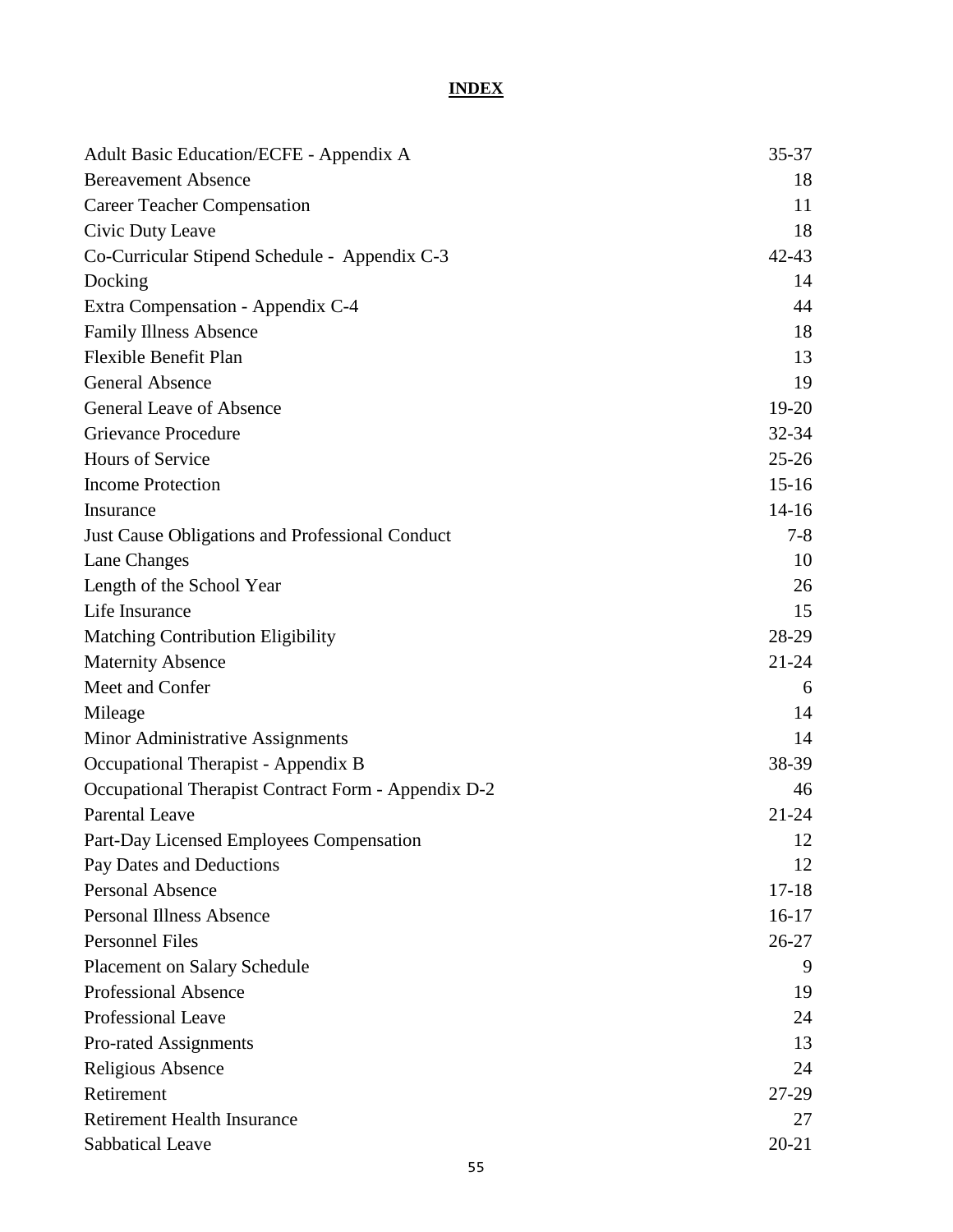# INDEX

| | |
|---|---|
| Adult Basic Education/ECFE - Appendix A | 35-37 |
| Bereavement Absence | 18 |
| Career Teacher Compensation | 11 |
| Civic Duty Leave | 18 |
| Co-Curricular Stipend Schedule - Appendix C-3 | 42-43 |
| Docking | 14 |
| Extra Compensation - Appendix C-4 | 44 |
| Family Illness Absence | 18 |
| Flexible Benefit Plan | 13 |
| General Absence | 19 |
| General Leave of Absence | 19-20 |
| Grievance Procedure | 32-34 |
| Hours of Service | 25-26 |
| Income Protection | 15-16 |
| Insurance | 14-16 |
| Just Cause Obligations and Professional Conduct | 7-8 |
| Lane Changes | 10 |
| Length of the School Year | 26 |
| Life Insurance | 15 |
| Matching Contribution Eligibility | 28-29 |
| Maternity Absence | 21-24 |
| Meet and Confer | 6 |
| Mileage | 14 |
| Minor Administrative Assignments | 14 |
| Occupational Therapist - Appendix B | 38-39 |
| Occupational Therapist Contract Form - Appendix D-2 | 46 |
| Parental Leave | 21-24 |
| Part-Day Licensed Employees Compensation | 12 |
| Pay Dates and Deductions | 12 |
| Personal Absence | 17-18 |
| Personal Illness Absence | 16-17 |
| Personnel Files | 26-27 |
| Placement on Salary Schedule | 9 |
| Professional Absence | 19 |
| Professional Leave | 24 |
| Pro-rated Assignments | 13 |
| Religious Absence | 24 |
| Retirement | 27-29 |
| Retirement Health Insurance | 27 |
| Sabbatical Leave | 20-21 |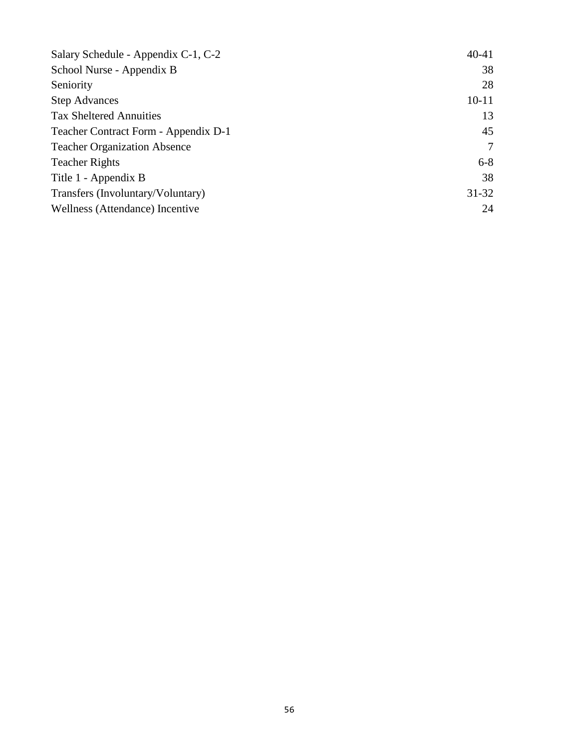| | |
|---|---|
| Salary Schedule - Appendix C-1, C-2 | 40-41 |
| School Nurse - Appendix B | 38 |
| Seniority | 28 |
| Step Advances | 10-11 |
| Tax Sheltered Annuities | 13 |
| Teacher Contract Form - Appendix D-1 | 45 |
| Teacher Organization Absence | 7 |
| Teacher Rights | 6-8 |
| Title 1 - Appendix B | 38 |
| Transfers (Involuntary/Voluntary) | 31-32 |
| Wellness (Attendance) Incentive | 24 |